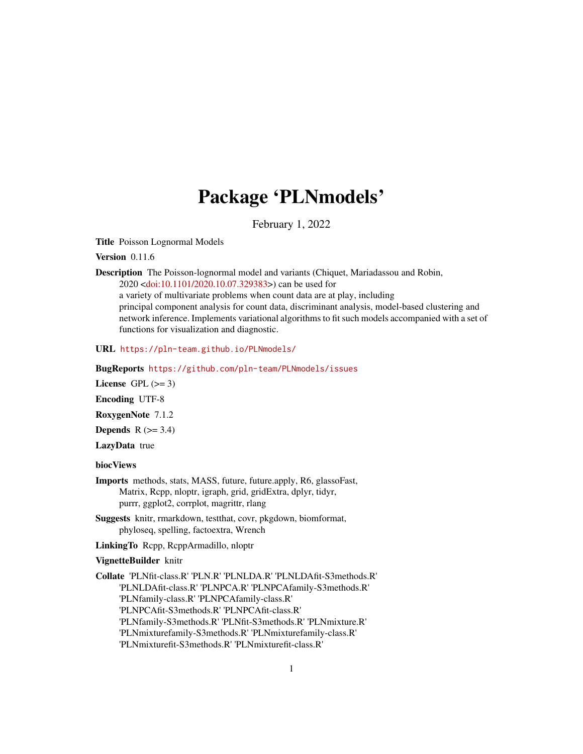# Package 'PLNmodels'

February 1, 2022

**Title** Poisson Lognormal Models

**Version** 0.11.6

**Description** The Poisson-lognormal model and variants (Chiquet, Mariadassou and Robin, 2020 <doi:10.1101/2020.10.07.329383>) can be used for a variety of multivariate problems when count data are at play, including principal component analysis for count data, discriminant analysis, model-based clustering and network inference. Implements variational algorithms to fit such models accompanied with a set of functions for visualization and diagnostic.

**URL** https://pln-team.github.io/PLNmodels/

**BugReports** https://github.com/pln-team/PLNmodels/issues

**License** GPL (>= 3)

**Encoding** UTF-8

**RoxygenNote** 7.1.2

**Depends** R (>= 3.4)

**LazyData** true

**biocViews**

**Imports** methods, stats, MASS, future, future.apply, R6, glassoFast, Matrix, Rcpp, nloptr, igraph, grid, gridExtra, dplyr, tidyr, purrr, ggplot2, corrplot, magrittr, rlang

**Suggests** knitr, rmarkdown, testthat, covr, pkgdown, biomformat, phyloseq, spelling, factoextra, Wrench

**LinkingTo** Rcpp, RcppArmadillo, nloptr

**VignetteBuilder** knitr

**Collate** 'PLNfit-class.R' 'PLN.R' 'PLNLDA.R' 'PLNLDAfit-S3methods.R' 'PLNLDAfit-class.R' 'PLNPCA.R' 'PLNPCAfamily-S3methods.R' 'PLNfamily-class.R' 'PLNPCAfamily-class.R' 'PLNPCAfit-S3methods.R' 'PLNPCAfit-class.R' 'PLNfamily-S3methods.R' 'PLNfit-S3methods.R' 'PLNmixture.R' 'PLNmixturefamily-S3methods.R' 'PLNmixturefamily-class.R' 'PLNmixturefit-S3methods.R' 'PLNmixturefit-class.R'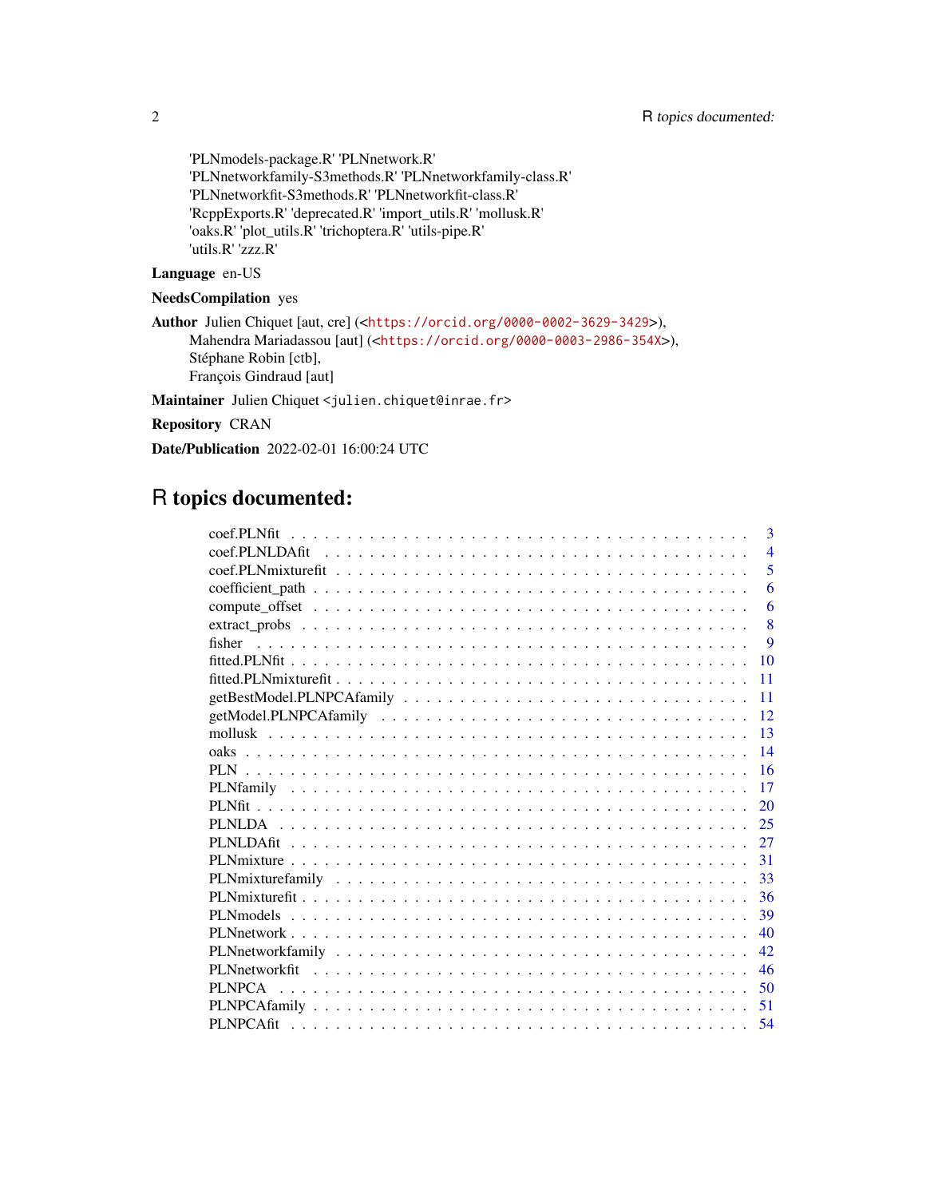'PLNmodels-package.R' 'PLNnetwork.R'
'PLNnetworkfamily-S3methods.R' 'PLNnetworkfamily-class.R'
'PLNnetworkfit-S3methods.R' 'PLNnetworkfit-class.R'
'RcppExports.R' 'deprecated.R' 'import_utils.R' 'mollusk.R'
'oaks.R' 'plot_utils.R' 'trichoptera.R' 'utils-pipe.R'
'utils.R' 'zzz.R'

**Language** en-US

**NeedsCompilation** yes

**Author** Julien Chiquet [aut, cre] (<https://orcid.org/0000-0002-3629-3429>),
Mahendra Mariadassou [aut] (<https://orcid.org/0000-0003-2986-354X>),
Stéphane Robin [ctb],
François Gindraud [aut]

**Maintainer** Julien Chiquet <julien.chiquet@inrae.fr>

**Repository** CRAN

**Date/Publication** 2022-02-01 16:00:24 UTC

# R topics documented:

| | |
|---|---|
| coef.PLNfit | 3 |
| coef.PLNLDAfit | 4 |
| coef.PLNmixturefit | 5 |
| coefficient_path | 6 |
| compute_offset | 6 |
| extract_probs | 8 |
| fisher | 9 |
| fitted.PLNfit | 10 |
| fitted.PLNmixturefit | 11 |
| getBestModel.PLNPCAfamily | 11 |
| getModel.PLNPCAfamily | 12 |
| mollusk | 13 |
| oaks | 14 |
| PLN | 16 |
| PLNfamily | 17 |
| PLNfit | 20 |
| PLNLDA | 25 |
| PLNLDAfit | 27 |
| PLNmixture | 31 |
| PLNmixturefamily | 33 |
| PLNmixturefit | 36 |
| PLNmodels | 39 |
| PLNnetwork | 40 |
| PLNnetworkfamily | 42 |
| PLNnetworkfit | 46 |
| PLNPCA | 50 |
| PLNPCAfamily | 51 |
| PLNPCAfit | 54 |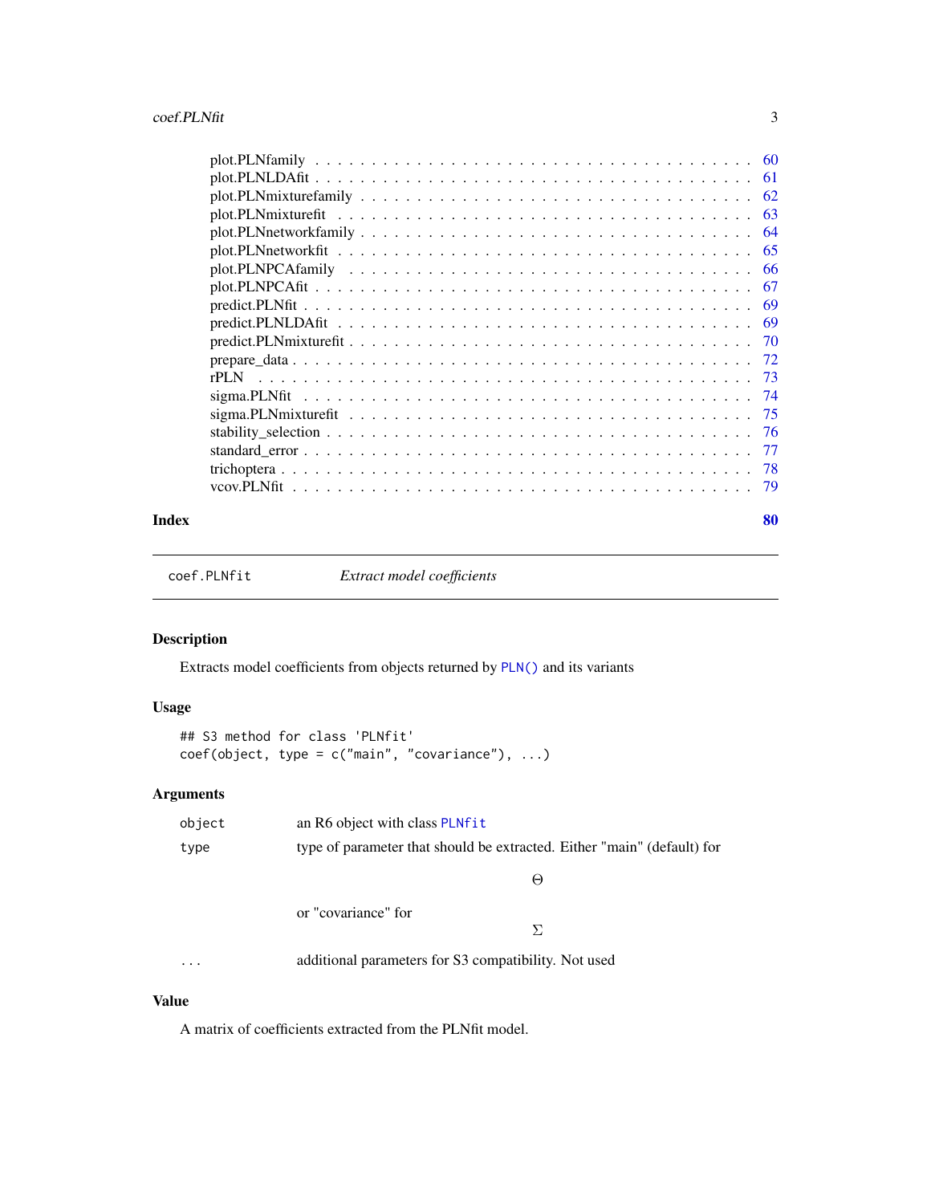plot.PLNfamily . . . . . . . . . . . . . . . . . . . . . . . . . . . . . . . . . . . . 60
plot.PLNLDAfit . . . . . . . . . . . . . . . . . . . . . . . . . . . . . . . . . . . . 61
plot.PLNmixturefamily . . . . . . . . . . . . . . . . . . . . . . . . . . . . . . . . 62
plot.PLNmixturefit . . . . . . . . . . . . . . . . . . . . . . . . . . . . . . . . . . 63
plot.PLNnetworkfamily . . . . . . . . . . . . . . . . . . . . . . . . . . . . . . . . 64
plot.PLNnetworkfit . . . . . . . . . . . . . . . . . . . . . . . . . . . . . . . . . . 65
plot.PLNPCAfamily . . . . . . . . . . . . . . . . . . . . . . . . . . . . . . . . . . 66
plot.PLNPCAfit . . . . . . . . . . . . . . . . . . . . . . . . . . . . . . . . . . . . 67
predict.PLNfit . . . . . . . . . . . . . . . . . . . . . . . . . . . . . . . . . . . . 69
predict.PLNLDAfit . . . . . . . . . . . . . . . . . . . . . . . . . . . . . . . . . . 69
predict.PLNmixturefit . . . . . . . . . . . . . . . . . . . . . . . . . . . . . . . . 70
prepare_data . . . . . . . . . . . . . . . . . . . . . . . . . . . . . . . . . . . . . 72
rPLN . . . . . . . . . . . . . . . . . . . . . . . . . . . . . . . . . . . . . . . . . 73
sigma.PLNfit . . . . . . . . . . . . . . . . . . . . . . . . . . . . . . . . . . . . . 74
sigma.PLNmixturefit . . . . . . . . . . . . . . . . . . . . . . . . . . . . . . . . . 75
stability_selection . . . . . . . . . . . . . . . . . . . . . . . . . . . . . . . . . . 76
standard_error . . . . . . . . . . . . . . . . . . . . . . . . . . . . . . . . . . . . 77
trichoptera . . . . . . . . . . . . . . . . . . . . . . . . . . . . . . . . . . . . . . 78
vcov.PLNfit . . . . . . . . . . . . . . . . . . . . . . . . . . . . . . . . . . . . . . 79

**Index** **80**

---

`coef.PLNfit` *Extract model coefficients*

---

## Description

Extracts model coefficients from objects returned by `PLN()` and its variants

## Usage

```
## S3 method for class 'PLNfit'
coef(object, type = c("main", "covariance"), ...)
```

## Arguments

| | |
|---|---|
| `object` | an R6 object with class `PLNfit` |
| `type` | type of parameter that should be extracted. Either "main" (default) for $$\Theta$$ or "covariance" for $$\Sigma$$ |
| `...` | additional parameters for S3 compatibility. Not used |

## Value

A matrix of coefficients extracted from the PLNfit model.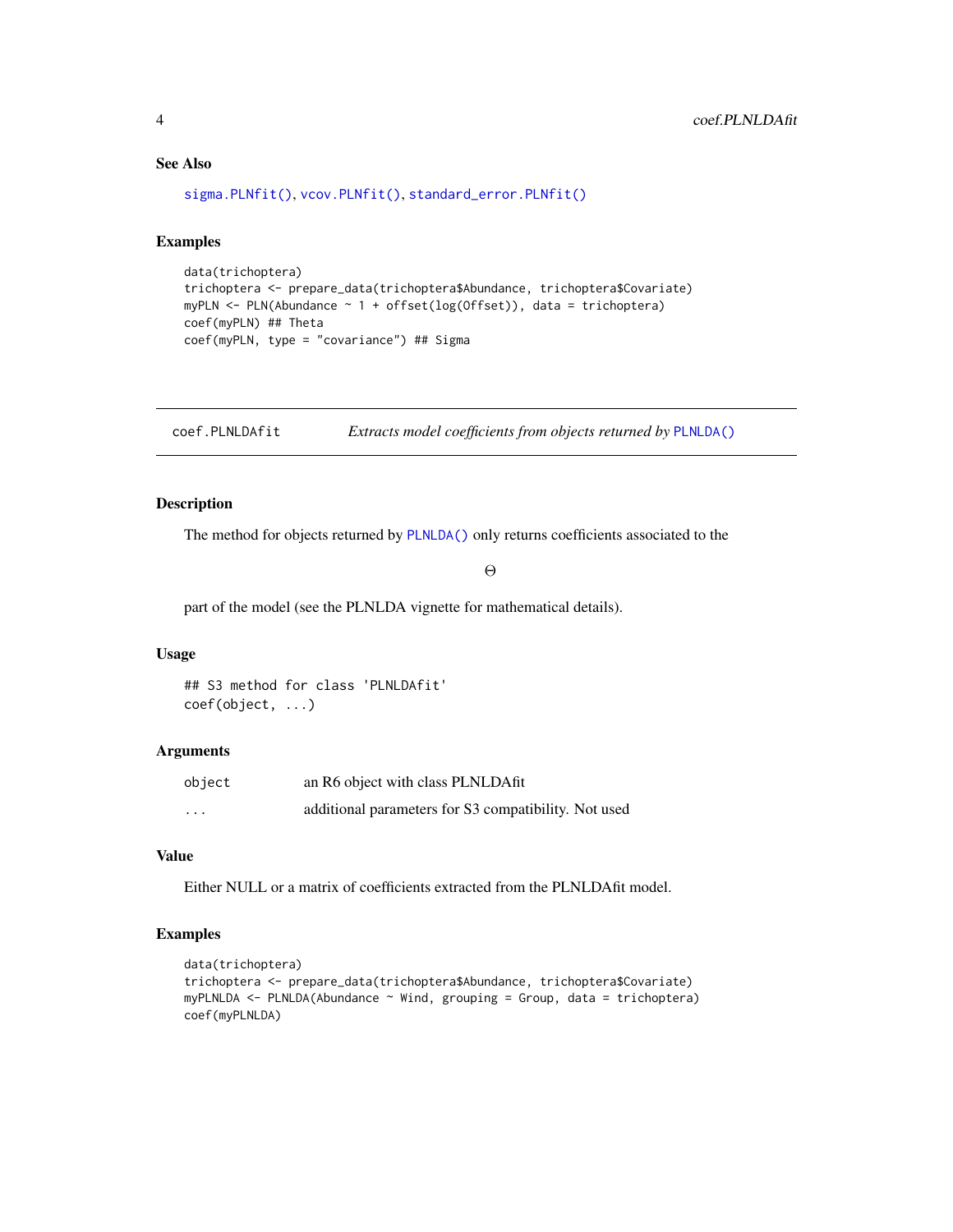### See Also

`sigma.PLNfit()`, `vcov.PLNfit()`, `standard_error.PLNfit()`

### Examples

```
data(trichoptera)
trichoptera <- prepare_data(trichoptera$Abundance, trichoptera$Covariate)
myPLN <- PLN(Abundance ~ 1 + offset(log(Offset)), data = trichoptera)
coef(myPLN) ## Theta
coef(myPLN, type = "covariance") ## Sigma
```

---

## coef.PLNLDAfit — *Extracts model coefficients from objects returned by* `PLNLDA()`

---

### Description

The method for objects returned by `PLNLDA()` only returns coefficients associated to the

$$\Theta$$

part of the model (see the PLNLDA vignette for mathematical details).

### Usage

```
## S3 method for class 'PLNLDAfit'
coef(object, ...)
```

### Arguments

| | |
|---|---|
| `object` | an R6 object with class PLNLDAfit |
| `...` | additional parameters for S3 compatibility. Not used |

### Value

Either NULL or a matrix of coefficients extracted from the PLNLDAfit model.

### Examples

```
data(trichoptera)
trichoptera <- prepare_data(trichoptera$Abundance, trichoptera$Covariate)
myPLNLDA <- PLNLDA(Abundance ~ Wind, grouping = Group, data = trichoptera)
coef(myPLNLDA)
```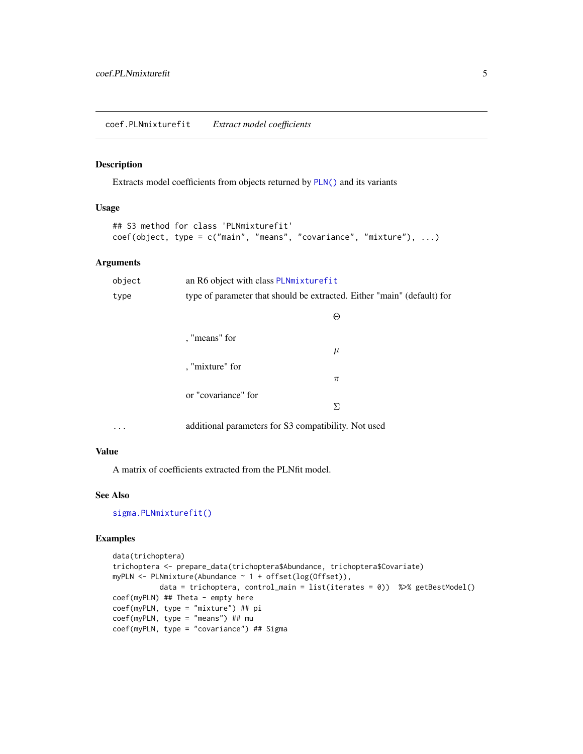## coef.PLNmixturefit — *Extract model coefficients*

### Description

Extracts model coefficients from objects returned by `PLN()` and its variants

### Usage

```
## S3 method for class 'PLNmixturefit'
coef(object, type = c("main", "means", "covariance", "mixture"), ...)
```

### Arguments

| | |
|---|---|
| `object` | an R6 object with class `PLNmixturefit` |
| `type` | type of parameter that should be extracted. Either "main" (default) for $$\Theta$$ , "means" for $$\mu$$ , "mixture" for $$\pi$$ or "covariance" for $$\Sigma$$ |
| `...` | additional parameters for S3 compatibility. Not used |

### Value

A matrix of coefficients extracted from the PLNfit model.

### See Also

`sigma.PLNmixturefit()`

### Examples

```
data(trichoptera)
trichoptera <- prepare_data(trichoptera$Abundance, trichoptera$Covariate)
myPLN <- PLNmixture(Abundance ~ 1 + offset(log(Offset)),
           data = trichoptera, control_main = list(iterates = 0))  %>% getBestModel()
coef(myPLN) ## Theta - empty here
coef(myPLN, type = "mixture") ## pi
coef(myPLN, type = "means") ## mu
coef(myPLN, type = "covariance") ## Sigma
```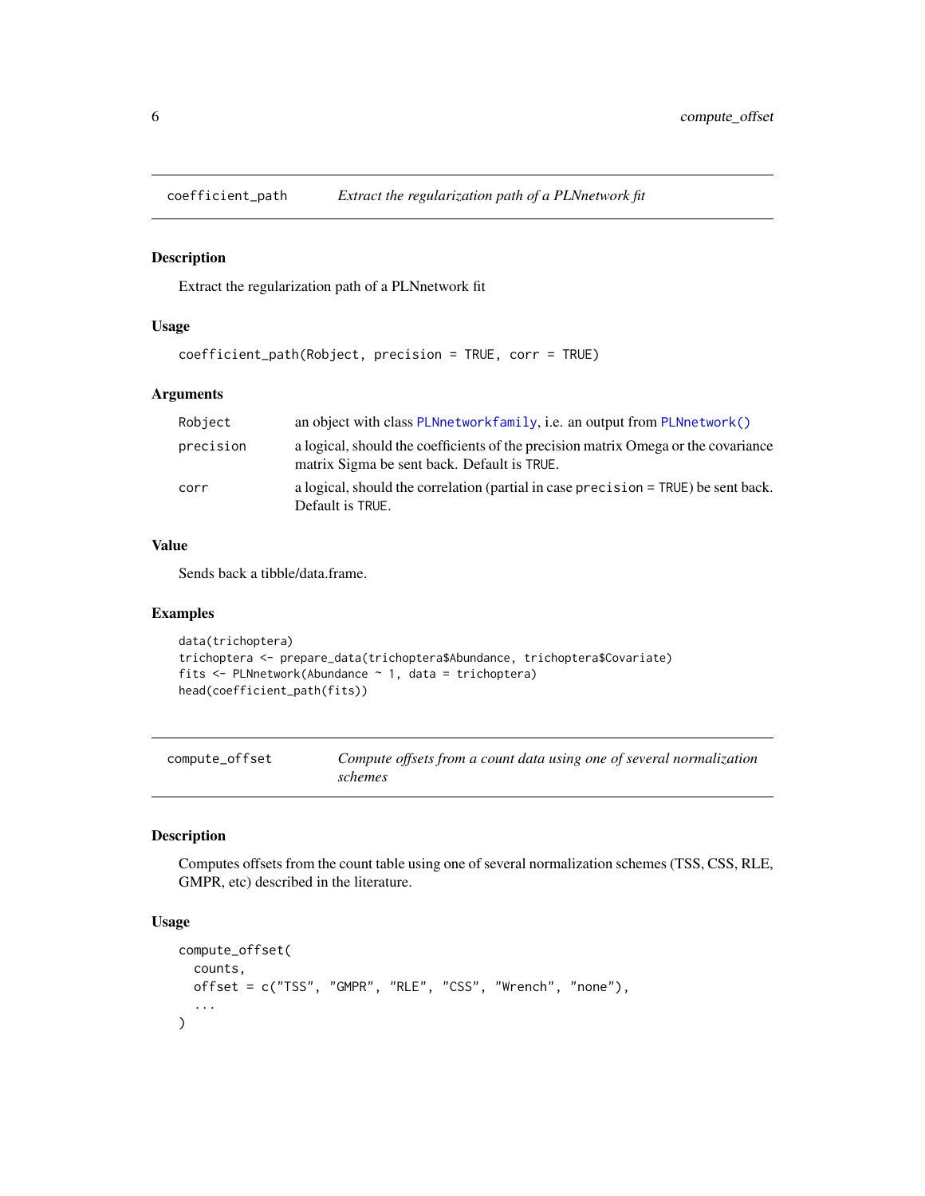## coefficient_path — *Extract the regularization path of a PLNnetwork fit*

### Description

Extract the regularization path of a PLNnetwork fit

### Usage

```
coefficient_path(Robject, precision = TRUE, corr = TRUE)
```

### Arguments

| | |
|---|---|
| `Robject` | an object with class `PLNnetworkfamily`, i.e. an output from `PLNnetwork()` |
| `precision` | a logical, should the coefficients of the precision matrix Omega or the covariance matrix Sigma be sent back. Default is `TRUE`. |
| `corr` | a logical, should the correlation (partial in case `precision = TRUE`) be sent back. Default is `TRUE`. |

### Value

Sends back a tibble/data.frame.

### Examples

```
data(trichoptera)
trichoptera <- prepare_data(trichoptera$Abundance, trichoptera$Covariate)
fits <- PLNnetwork(Abundance ~ 1, data = trichoptera)
head(coefficient_path(fits))
```

## compute_offset — *Compute offsets from a count data using one of several normalization schemes*

### Description

Computes offsets from the count table using one of several normalization schemes (TSS, CSS, RLE, GMPR, etc) described in the literature.

### Usage

```
compute_offset(
  counts,
  offset = c("TSS", "GMPR", "RLE", "CSS", "Wrench", "none"),
  ...
)
```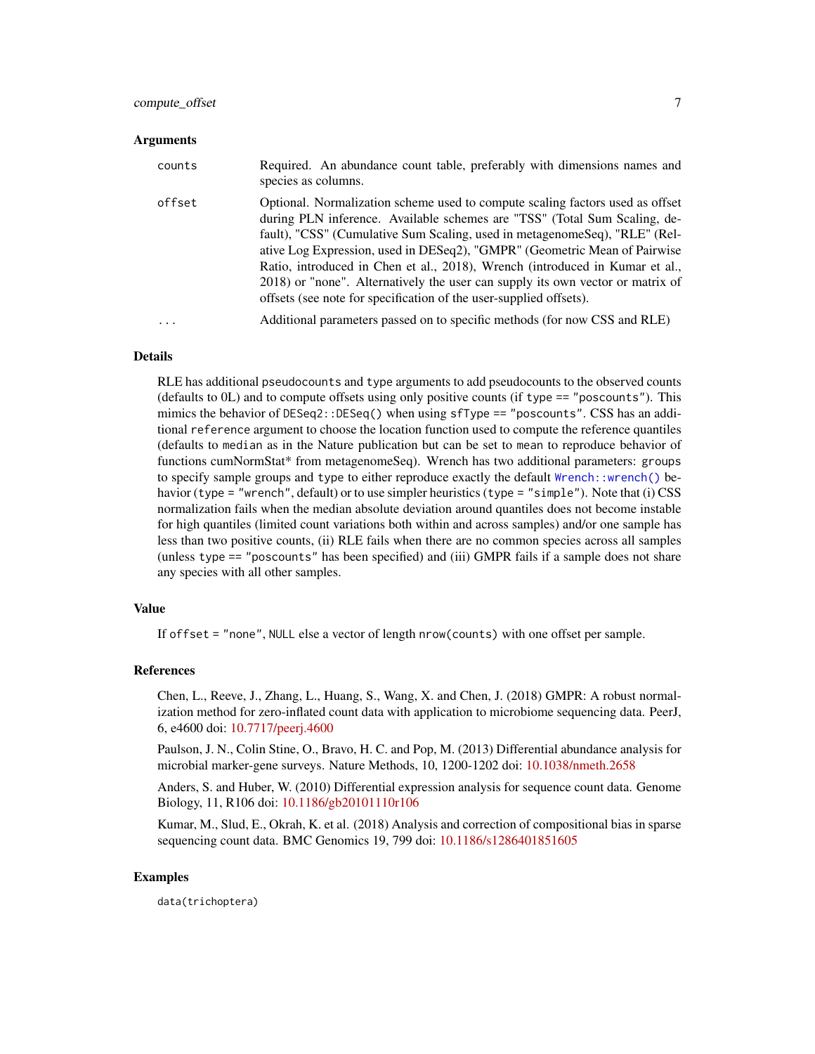### Arguments

| | |
|---|---|
| `counts` | Required. An abundance count table, preferably with dimensions names and species as columns. |
| `offset` | Optional. Normalization scheme used to compute scaling factors used as offset during PLN inference. Available schemes are "TSS" (Total Sum Scaling, default), "CSS" (Cumulative Sum Scaling, used in metagenomeSeq), "RLE" (Relative Log Expression, used in DESeq2), "GMPR" (Geometric Mean of Pairwise Ratio, introduced in Chen et al., 2018), Wrench (introduced in Kumar et al., 2018) or "none". Alternatively the user can supply its own vector or matrix of offsets (see note for specification of the user-supplied offsets). |
| `...` | Additional parameters passed on to specific methods (for now CSS and RLE) |

### Details

RLE has additional `pseudocounts` and `type` arguments to add pseudocounts to the observed counts (defaults to 0L) and to compute offsets using only positive counts (if `type == "poscounts"`). This mimics the behavior of `DESeq2::DESeq()` when using `sfType == "poscounts"`. CSS has an additional `reference` argument to choose the location function used to compute the reference quantiles (defaults to `median` as in the Nature publication but can be set to `mean` to reproduce behavior of functions cumNormStat* from metagenomeSeq). Wrench has two additional parameters: `groups` to specify sample groups and `type` to either reproduce exactly the default `Wrench::wrench()` behavior (`type = "wrench"`, default) or to use simpler heuristics (`type = "simple"`). Note that (i) CSS normalization fails when the median absolute deviation around quantiles does not become instable for high quantiles (limited count variations both within and across samples) and/or one sample has less than two positive counts, (ii) RLE fails when there are no common species across all samples (unless `type == "poscounts"` has been specified) and (iii) GMPR fails if a sample does not share any species with all other samples.

### Value

If `offset = "none"`, `NULL` else a vector of length `nrow(counts)` with one offset per sample.

### References

Chen, L., Reeve, J., Zhang, L., Huang, S., Wang, X. and Chen, J. (2018) GMPR: A robust normalization method for zero-inflated count data with application to microbiome sequencing data. PeerJ, 6, e4600 doi: 10.7717/peerj.4600

Paulson, J. N., Colin Stine, O., Bravo, H. C. and Pop, M. (2013) Differential abundance analysis for microbial marker-gene surveys. Nature Methods, 10, 1200-1202 doi: 10.1038/nmeth.2658

Anders, S. and Huber, W. (2010) Differential expression analysis for sequence count data. Genome Biology, 11, R106 doi: 10.1186/gb20101110r106

Kumar, M., Slud, E., Okrah, K. et al. (2018) Analysis and correction of compositional bias in sparse sequencing count data. BMC Genomics 19, 799 doi: 10.1186/s1286401851605

### Examples

```
data(trichoptera)
```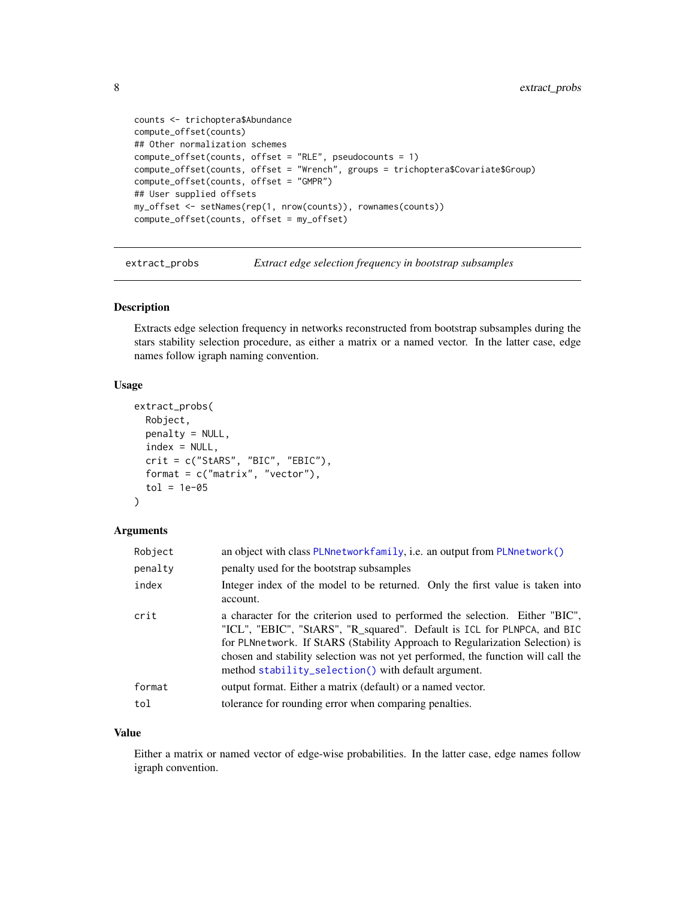```
counts <- trichoptera$Abundance
compute_offset(counts)
## Other normalization schemes
compute_offset(counts, offset = "RLE", pseudocounts = 1)
compute_offset(counts, offset = "Wrench", groups = trichoptera$Covariate$Group)
compute_offset(counts, offset = "GMPR")
## User supplied offsets
my_offset <- setNames(rep(1, nrow(counts)), rownames(counts))
compute_offset(counts, offset = my_offset)
```

---

## extract_probs — *Extract edge selection frequency in bootstrap subsamples*

### Description

Extracts edge selection frequency in networks reconstructed from bootstrap subsamples during the stars stability selection procedure, as either a matrix or a named vector. In the latter case, edge names follow igraph naming convention.

### Usage

```
extract_probs(
  Robject,
  penalty = NULL,
  index = NULL,
  crit = c("StARS", "BIC", "EBIC"),
  format = c("matrix", "vector"),
  tol = 1e-05
)
```

### Arguments

| | |
|---|---|
| Robject | an object with class PLNnetworkfamily, i.e. an output from PLNnetwork() |
| penalty | penalty used for the bootstrap subsamples |
| index | Integer index of the model to be returned. Only the first value is taken into account. |
| crit | a character for the criterion used to performed the selection. Either "BIC", "ICL", "EBIC", "StARS", "R_squared". Default is ICL for PLNPCA, and BIC for PLNnetwork. If StARS (Stability Approach to Regularization Selection) is chosen and stability selection was not yet performed, the function will call the method stability_selection() with default argument. |
| format | output format. Either a matrix (default) or a named vector. |
| tol | tolerance for rounding error when comparing penalties. |

### Value

Either a matrix or named vector of edge-wise probabilities. In the latter case, edge names follow igraph convention.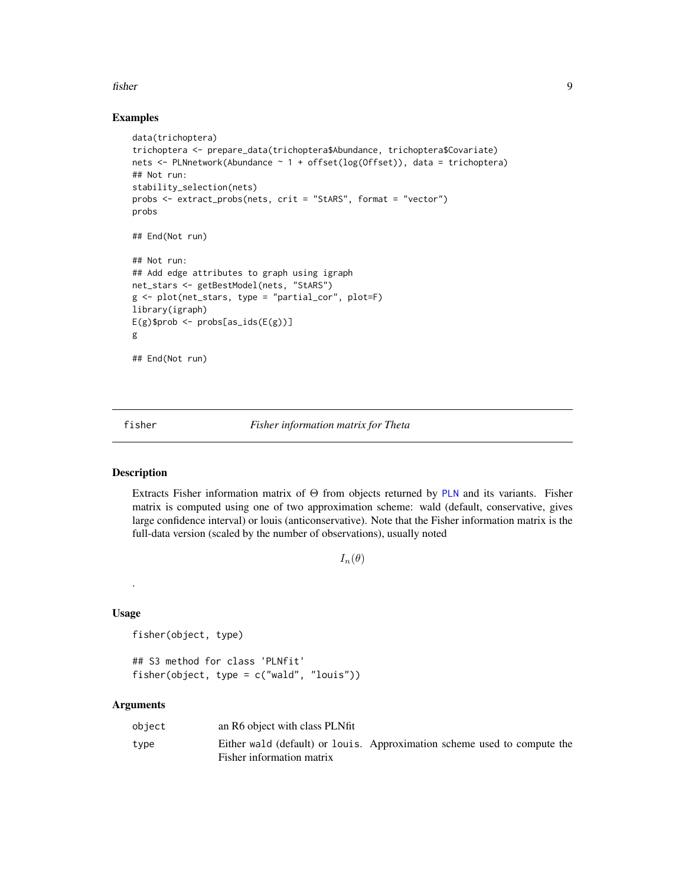## Examples

```
data(trichoptera)
trichoptera <- prepare_data(trichoptera$Abundance, trichoptera$Covariate)
nets <- PLNnetwork(Abundance ~ 1 + offset(log(Offset)), data = trichoptera)
## Not run:
stability_selection(nets)
probs <- extract_probs(nets, crit = "StARS", format = "vector")
probs

## End(Not run)

## Not run:
## Add edge attributes to graph using igraph
net_stars <- getBestModel(nets, "StARS")
g <- plot(net_stars, type = "partial_cor", plot=F)
library(igraph)
E(g)$prob <- probs[as_ids(E(g))]
g

## End(Not run)
```

---

# fisher *Fisher information matrix for Theta*

---

## Description

Extracts Fisher information matrix of $\Theta$ from objects returned by PLN and its variants. Fisher matrix is computed using one of two approximation scheme: wald (default, conservative, gives large confidence interval) or louis (anticonservative). Note that the Fisher information matrix is the full-data version (scaled by the number of observations), usually noted

$$I_n(\theta)$$

.

## Usage

```
fisher(object, type)

## S3 method for class 'PLNfit'
fisher(object, type = c("wald", "louis"))
```

## Arguments

| | |
|---|---|
| object | an R6 object with class PLNfit |
| type | Either wald (default) or louis. Approximation scheme used to compute the Fisher information matrix |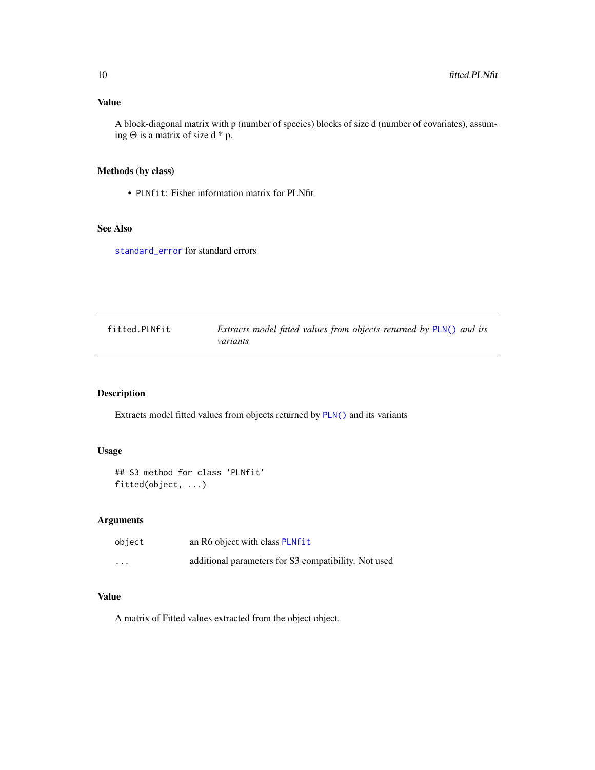### Value

A block-diagonal matrix with p (number of species) blocks of size d (number of covariates), assuming $\Theta$ is a matrix of size d * p.

### Methods (by class)

- `PLNfit`: Fisher information matrix for PLNfit

### See Also

`standard_error` for standard errors

---

| `fitted.PLNfit` | *Extracts model fitted values from objects returned by* `PLN()` *and its variants* |
|---|---|

---

### Description

Extracts model fitted values from objects returned by `PLN()` and its variants

### Usage

```
## S3 method for class 'PLNfit'
fitted(object, ...)
```

### Arguments

| | |
|---|---|
| `object` | an R6 object with class `PLNfit` |
| `...` | additional parameters for S3 compatibility. Not used |

### Value

A matrix of Fitted values extracted from the object object.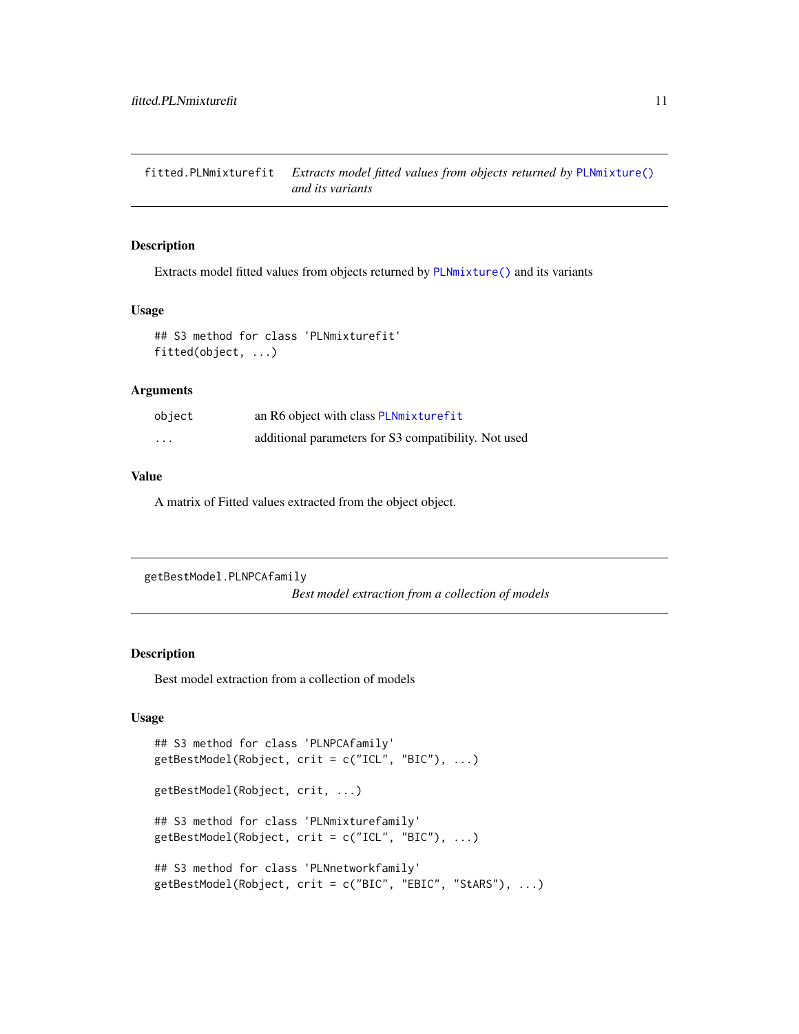## fitted.PLNmixturefit — *Extracts model fitted values from objects returned by* `PLNmixture()` *and its variants*

### Description

Extracts model fitted values from objects returned by `PLNmixture()` and its variants

### Usage

```
## S3 method for class 'PLNmixturefit'
fitted(object, ...)
```

### Arguments

| | |
|---|---|
| `object` | an R6 object with class `PLNmixturefit` |
| `...` | additional parameters for S3 compatibility. Not used |

### Value

A matrix of Fitted values extracted from the object object.

## getBestModel.PLNPCAfamily — *Best model extraction from a collection of models*

### Description

Best model extraction from a collection of models

### Usage

```
## S3 method for class 'PLNPCAfamily'
getBestModel(Robject, crit = c("ICL", "BIC"), ...)

getBestModel(Robject, crit, ...)

## S3 method for class 'PLNmixturefamily'
getBestModel(Robject, crit = c("ICL", "BIC"), ...)

## S3 method for class 'PLNnetworkfamily'
getBestModel(Robject, crit = c("BIC", "EBIC", "StARS"), ...)
```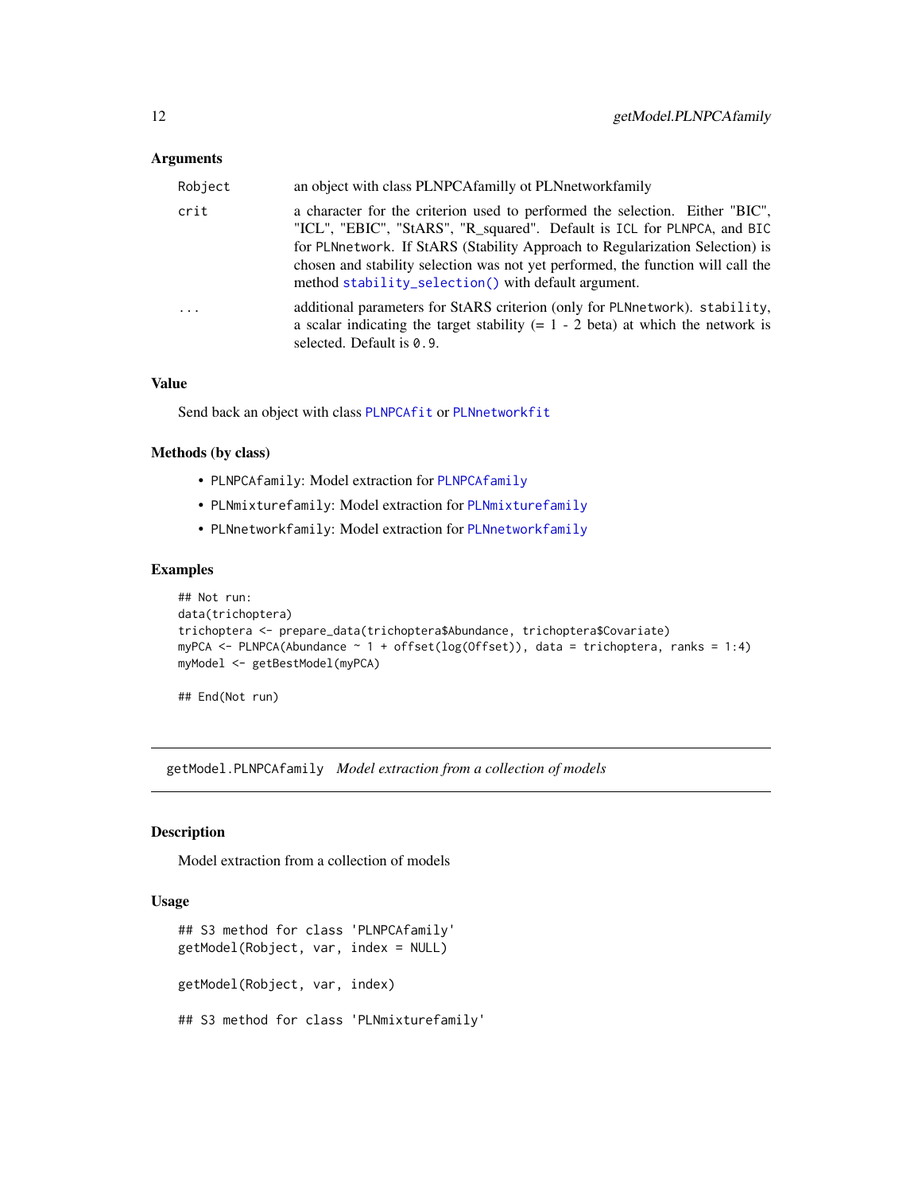### Arguments

| | |
|---|---|
| `Robject` | an object with class PLNPCAfamilly ot PLNnetworkfamily |
| `crit` | a character for the criterion used to performed the selection. Either "BIC", "ICL", "EBIC", "StARS", "R_squared". Default is `ICL` for `PLNPCA`, and `BIC` for `PLNnetwork`. If StARS (Stability Approach to Regularization Selection) is chosen and stability selection was not yet performed, the function will call the method `stability_selection()` with default argument. |
| `...` | additional parameters for StARS criterion (only for `PLNnetwork`). `stability`, a scalar indicating the target stability (= 1 - 2 beta) at which the network is selected. Default is `0.9`. |

### Value

Send back an object with class `PLNPCAfit` or `PLNnetworkfit`

### Methods (by class)

- `PLNPCAfamily`: Model extraction for `PLNPCAfamily`
- `PLNmixturefamily`: Model extraction for `PLNmixturefamily`
- `PLNnetworkfamily`: Model extraction for `PLNnetworkfamily`

### Examples

```
## Not run:
data(trichoptera)
trichoptera <- prepare_data(trichoptera$Abundance, trichoptera$Covariate)
myPCA <- PLNPCA(Abundance ~ 1 + offset(log(Offset)), data = trichoptera, ranks = 1:4)
myModel <- getBestModel(myPCA)

## End(Not run)
```

---

## getModel.PLNPCAfamily *Model extraction from a collection of models*

### Description

Model extraction from a collection of models

### Usage

```
## S3 method for class 'PLNPCAfamily'
getModel(Robject, var, index = NULL)

getModel(Robject, var, index)

## S3 method for class 'PLNmixturefamily'
```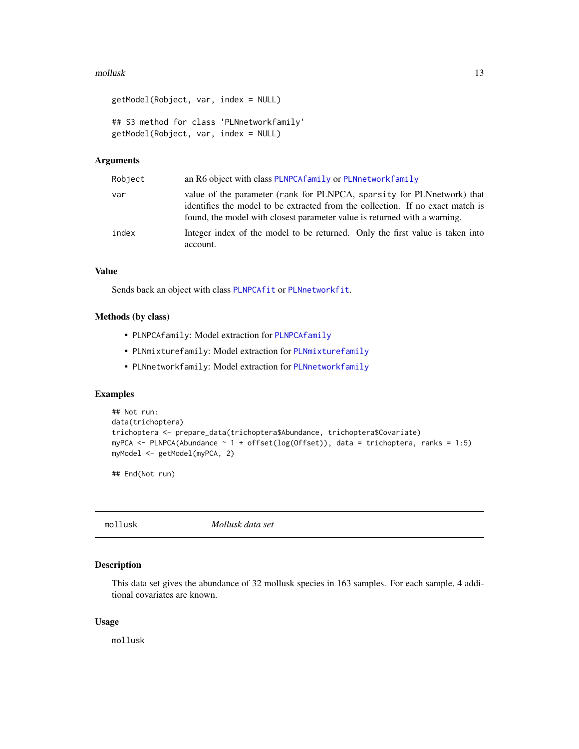```
getModel(Robject, var, index = NULL)

## S3 method for class 'PLNnetworkfamily'
getModel(Robject, var, index = NULL)
```

### Arguments

| | |
|---|---|
| `Robject` | an R6 object with class `PLNPCAfamily` or `PLNnetworkfamily` |
| `var` | value of the parameter (`rank` for PLNPCA, `sparsity` for PLNnetwork) that identifies the model to be extracted from the collection. If no exact match is found, the model with closest parameter value is returned with a warning. |
| `index` | Integer index of the model to be returned. Only the first value is taken into account. |

### Value

Sends back an object with class `PLNPCAfit` or `PLNnetworkfit`.

### Methods (by class)

- `PLNPCAfamily`: Model extraction for `PLNPCAfamily`
- `PLNmixturefamily`: Model extraction for `PLNmixturefamily`
- `PLNnetworkfamily`: Model extraction for `PLNnetworkfamily`

### Examples

```
## Not run:
data(trichoptera)
trichoptera <- prepare_data(trichoptera$Abundance, trichoptera$Covariate)
myPCA <- PLNPCA(Abundance ~ 1 + offset(log(Offset)), data = trichoptera, ranks = 1:5)
myModel <- getModel(myPCA, 2)

## End(Not run)
```

## mollusk *Mollusk data set*

### Description

This data set gives the abundance of 32 mollusk species in 163 samples. For each sample, 4 additional covariates are known.

### Usage

```
mollusk
```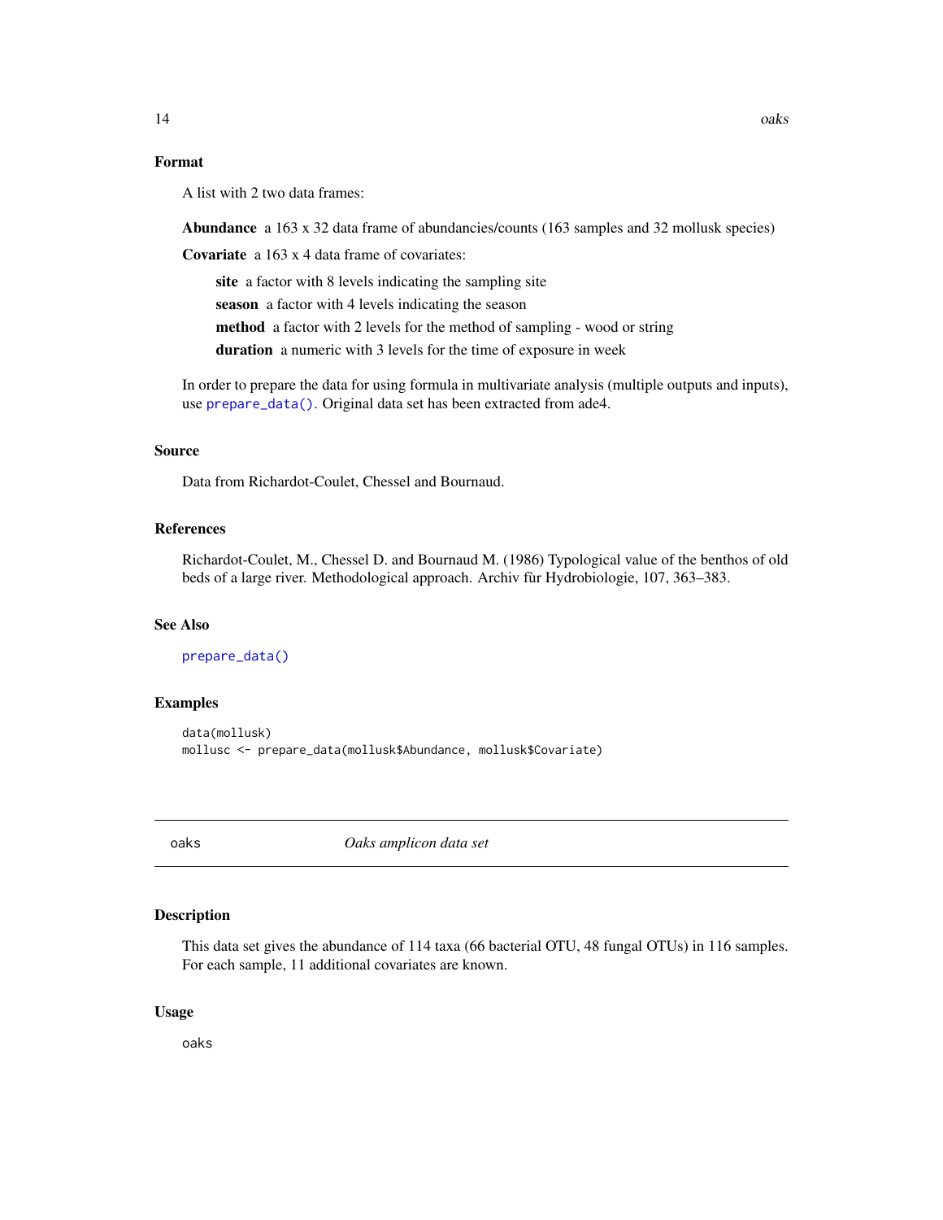### Format

A list with 2 two data frames:

**Abundance** a 163 x 32 data frame of abundancies/counts (163 samples and 32 mollusk species)

**Covariate** a 163 x 4 data frame of covariates:

- **site** a factor with 8 levels indicating the sampling site
- **season** a factor with 4 levels indicating the season
- **method** a factor with 2 levels for the method of sampling - wood or string
- **duration** a numeric with 3 levels for the time of exposure in week

In order to prepare the data for using formula in multivariate analysis (multiple outputs and inputs), use `prepare_data()`. Original data set has been extracted from ade4.

### Source

Data from Richardot-Coulet, Chessel and Bournaud.

### References

Richardot-Coulet, M., Chessel D. and Bournaud M. (1986) Typological value of the benthos of old beds of a large river. Methodological approach. Archiv fùr Hydrobiologie, 107, 363–383.

### See Also

`prepare_data()`

### Examples

```
data(mollusk)
mollusc <- prepare_data(mollusk$Abundance, mollusk$Covariate)
```

---

## oaks — *Oaks amplicon data set*

---

### Description

This data set gives the abundance of 114 taxa (66 bacterial OTU, 48 fungal OTUs) in 116 samples. For each sample, 11 additional covariates are known.

### Usage

```
oaks
```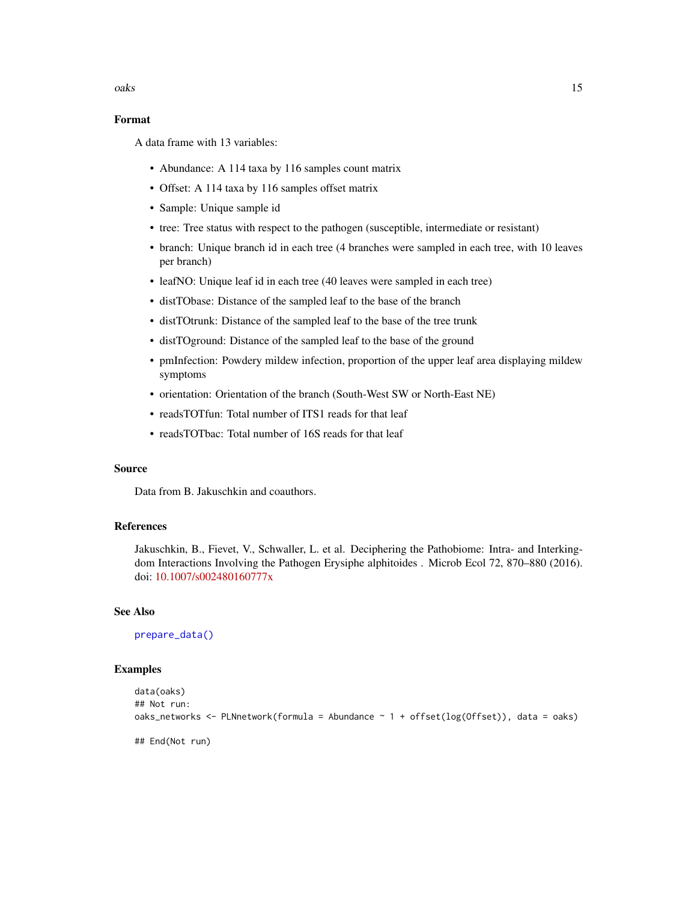### Format

A data frame with 13 variables:

- Abundance: A 114 taxa by 116 samples count matrix
- Offset: A 114 taxa by 116 samples offset matrix
- Sample: Unique sample id
- tree: Tree status with respect to the pathogen (susceptible, intermediate or resistant)
- branch: Unique branch id in each tree (4 branches were sampled in each tree, with 10 leaves per branch)
- leafNO: Unique leaf id in each tree (40 leaves were sampled in each tree)
- distTObase: Distance of the sampled leaf to the base of the branch
- distTOtrunk: Distance of the sampled leaf to the base of the tree trunk
- distTOground: Distance of the sampled leaf to the base of the ground
- pmInfection: Powdery mildew infection, proportion of the upper leaf area displaying mildew symptoms
- orientation: Orientation of the branch (South-West SW or North-East NE)
- readsTOTfun: Total number of ITS1 reads for that leaf
- readsTOTbac: Total number of 16S reads for that leaf

### Source

Data from B. Jakuschkin and coauthors.

### References

Jakuschkin, B., Fievet, V., Schwaller, L. et al. Deciphering the Pathobiome: Intra- and Interkingdom Interactions Involving the Pathogen Erysiphe alphitoides . Microb Ecol 72, 870–880 (2016). doi: 10.1007/s002480160777x

### See Also

prepare_data()

### Examples

```
data(oaks)
## Not run:
oaks_networks <- PLNnetwork(formula = Abundance ~ 1 + offset(log(Offset)), data = oaks)

## End(Not run)
```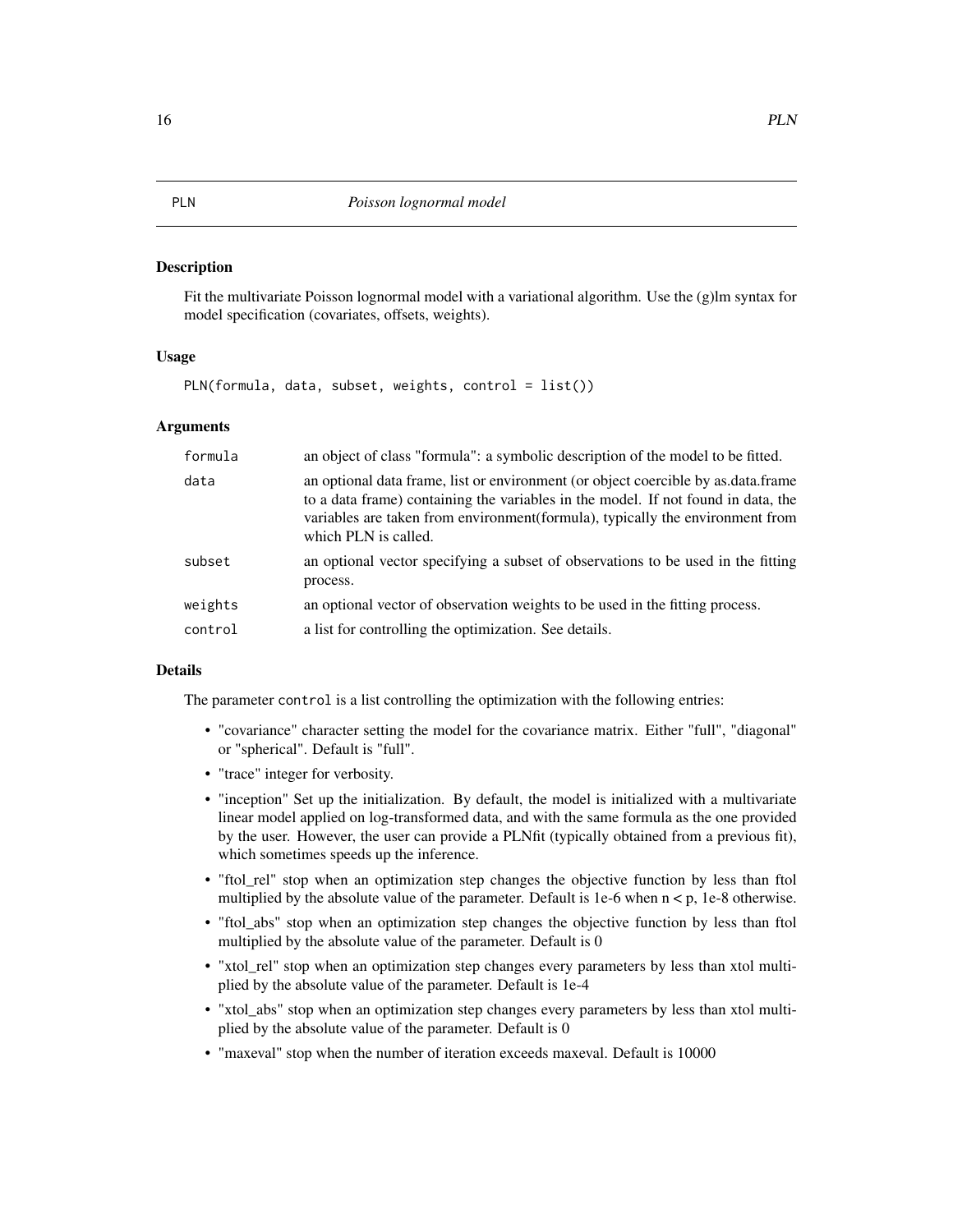PLN *Poisson lognormal model*

### Description

Fit the multivariate Poisson lognormal model with a variational algorithm. Use the (g)lm syntax for model specification (covariates, offsets, weights).

### Usage

```
PLN(formula, data, subset, weights, control = list())
```

### Arguments

| | |
|---|---|
| `formula` | an object of class "formula": a symbolic description of the model to be fitted. |
| `data` | an optional data frame, list or environment (or object coercible by as.data.frame to a data frame) containing the variables in the model. If not found in data, the variables are taken from environment(formula), typically the environment from which PLN is called. |
| `subset` | an optional vector specifying a subset of observations to be used in the fitting process. |
| `weights` | an optional vector of observation weights to be used in the fitting process. |
| `control` | a list for controlling the optimization. See details. |

### Details

The parameter `control` is a list controlling the optimization with the following entries:

- "covariance" character setting the model for the covariance matrix. Either "full", "diagonal" or "spherical". Default is "full".
- "trace" integer for verbosity.
- "inception" Set up the initialization. By default, the model is initialized with a multivariate linear model applied on log-transformed data, and with the same formula as the one provided by the user. However, the user can provide a PLNfit (typically obtained from a previous fit), which sometimes speeds up the inference.
- "ftol_rel" stop when an optimization step changes the objective function by less than ftol multiplied by the absolute value of the parameter. Default is 1e-6 when $n < p$, 1e-8 otherwise.
- "ftol_abs" stop when an optimization step changes the objective function by less than ftol multiplied by the absolute value of the parameter. Default is 0
- "xtol_rel" stop when an optimization step changes every parameters by less than xtol multiplied by the absolute value of the parameter. Default is 1e-4
- "xtol_abs" stop when an optimization step changes every parameters by less than xtol multiplied by the absolute value of the parameter. Default is 0
- "maxeval" stop when the number of iteration exceeds maxeval. Default is 10000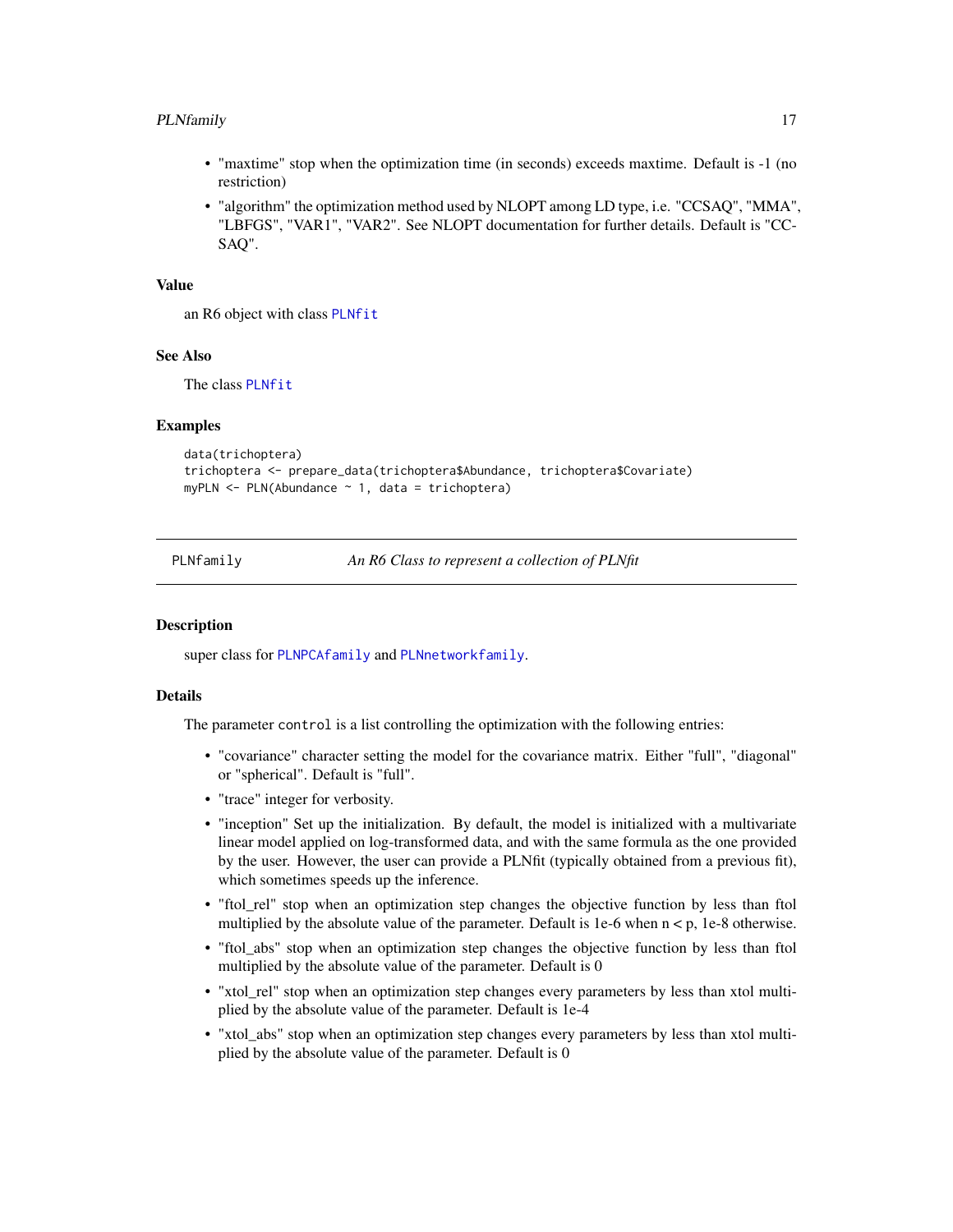- "maxtime" stop when the optimization time (in seconds) exceeds maxtime. Default is -1 (no restriction)
- "algorithm" the optimization method used by NLOPT among LD type, i.e. "CCSAQ", "MMA", "LBFGS", "VAR1", "VAR2". See NLOPT documentation for further details. Default is "CCSAQ".

### Value

an R6 object with class `PLNfit`

### See Also

The class `PLNfit`

### Examples

```
data(trichoptera)
trichoptera <- prepare_data(trichoptera$Abundance, trichoptera$Covariate)
myPLN <- PLN(Abundance ~ 1, data = trichoptera)
```

---

## `PLNfamily` *An R6 Class to represent a collection of PLNfit*

### Description

super class for `PLNPCAfamily` and `PLNnetworkfamily`.

### Details

The parameter `control` is a list controlling the optimization with the following entries:

- "covariance" character setting the model for the covariance matrix. Either "full", "diagonal" or "spherical". Default is "full".
- "trace" integer for verbosity.
- "inception" Set up the initialization. By default, the model is initialized with a multivariate linear model applied on log-transformed data, and with the same formula as the one provided by the user. However, the user can provide a PLNfit (typically obtained from a previous fit), which sometimes speeds up the inference.
- "ftol_rel" stop when an optimization step changes the objective function by less than ftol multiplied by the absolute value of the parameter. Default is 1e-6 when n < p, 1e-8 otherwise.
- "ftol_abs" stop when an optimization step changes the objective function by less than ftol multiplied by the absolute value of the parameter. Default is 0
- "xtol_rel" stop when an optimization step changes every parameters by less than xtol multiplied by the absolute value of the parameter. Default is 1e-4
- "xtol_abs" stop when an optimization step changes every parameters by less than xtol multiplied by the absolute value of the parameter. Default is 0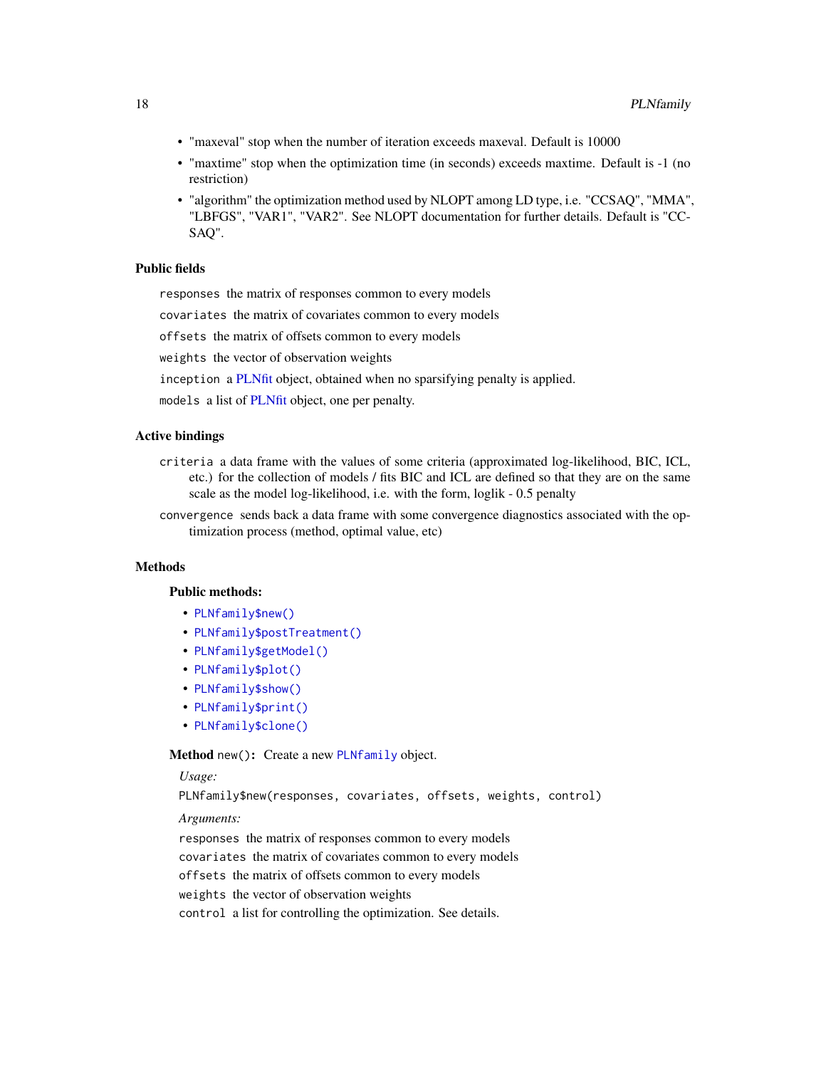- "maxeval" stop when the number of iteration exceeds maxeval. Default is 10000
- "maxtime" stop when the optimization time (in seconds) exceeds maxtime. Default is -1 (no restriction)
- "algorithm" the optimization method used by NLOPT among LD type, i.e. "CCSAQ", "MMA", "LBFGS", "VAR1", "VAR2". See NLOPT documentation for further details. Default is "CCSAQ".

### Public fields

`responses` the matrix of responses common to every models

`covariates` the matrix of covariates common to every models

`offsets` the matrix of offsets common to every models

`weights` the vector of observation weights

`inception` a PLNfit object, obtained when no sparsifying penalty is applied.

`models` a list of PLNfit object, one per penalty.

### Active bindings

`criteria` a data frame with the values of some criteria (approximated log-likelihood, BIC, ICL, etc.) for the collection of models / fits BIC and ICL are defined so that they are on the same scale as the model log-likelihood, i.e. with the form, loglik - 0.5 penalty

`convergence` sends back a data frame with some convergence diagnostics associated with the optimization process (method, optimal value, etc)

### Methods

#### Public methods:

- `PLNfamily$new()`
- `PLNfamily$postTreatment()`
- `PLNfamily$getModel()`
- `PLNfamily$plot()`
- `PLNfamily$show()`
- `PLNfamily$print()`
- `PLNfamily$clone()`

**Method** `new()`**:** Create a new `PLNfamily` object.

*Usage:*

```
PLNfamily$new(responses, covariates, offsets, weights, control)
```

*Arguments:*

`responses` the matrix of responses common to every models

`covariates` the matrix of covariates common to every models

`offsets` the matrix of offsets common to every models

`weights` the vector of observation weights

`control` a list for controlling the optimization. See details.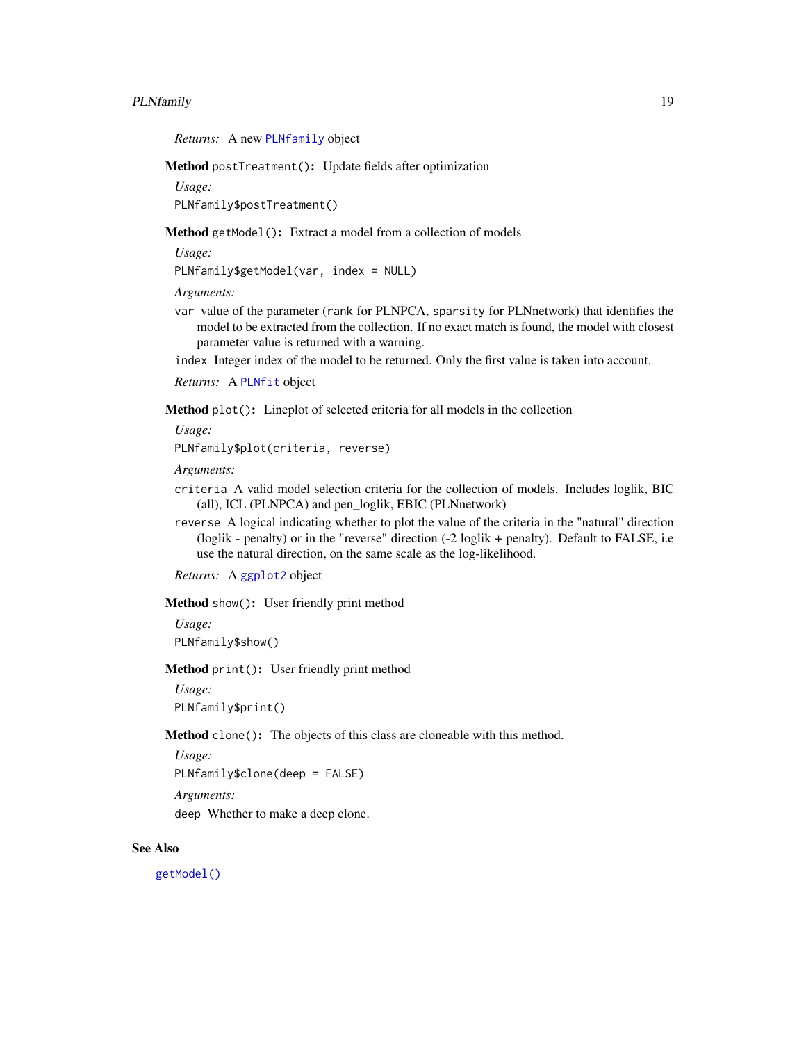*Returns:* A new `PLNfamily` object

**Method** `postTreatment()`**:** Update fields after optimization

*Usage:*

```
PLNfamily$postTreatment()
```

**Method** `getModel()`**:** Extract a model from a collection of models

*Usage:*

```
PLNfamily$getModel(var, index = NULL)
```

*Arguments:*

`var` value of the parameter (`rank` for PLNPCA, `sparsity` for PLNnetwork) that identifies the model to be extracted from the collection. If no exact match is found, the model with closest parameter value is returned with a warning.

`index` Integer index of the model to be returned. Only the first value is taken into account.

*Returns:* A `PLNfit` object

**Method** `plot()`**:** Lineplot of selected criteria for all models in the collection

*Usage:*

```
PLNfamily$plot(criteria, reverse)
```

*Arguments:*

`criteria` A valid model selection criteria for the collection of models. Includes loglik, BIC (all), ICL (PLNPCA) and pen_loglik, EBIC (PLNnetwork)

`reverse` A logical indicating whether to plot the value of the criteria in the "natural" direction (loglik - penalty) or in the "reverse" direction (-2 loglik + penalty). Default to FALSE, i.e use the natural direction, on the same scale as the log-likelihood.

*Returns:* A `ggplot2` object

**Method** `show()`**:** User friendly print method

*Usage:*

```
PLNfamily$show()
```

**Method** `print()`**:** User friendly print method

*Usage:*

```
PLNfamily$print()
```

**Method** `clone()`**:** The objects of this class are cloneable with this method.

*Usage:*

```
PLNfamily$clone(deep = FALSE)
```

*Arguments:*

`deep` Whether to make a deep clone.

## See Also

`getModel()`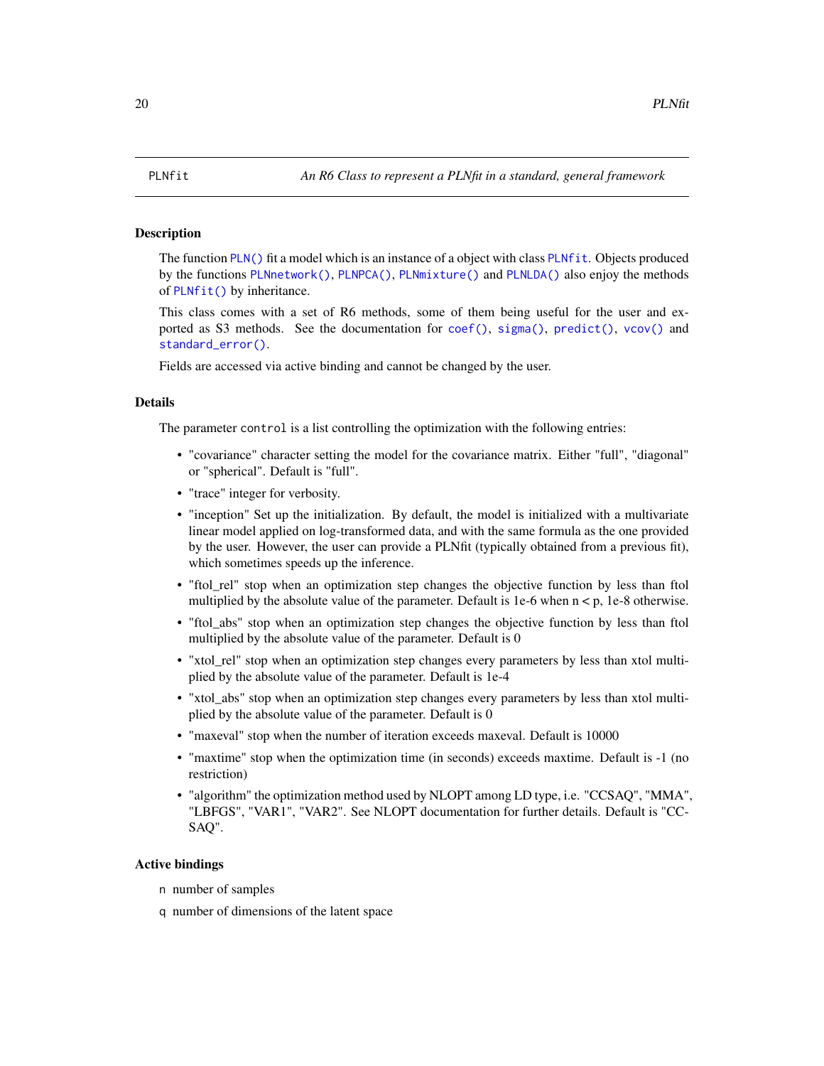PLNfit — *An R6 Class to represent a PLNfit in a standard, general framework*

## Description

The function `PLN()` fit a model which is an instance of a object with class `PLNfit`. Objects produced by the functions `PLNnetwork()`, `PLNPCA()`, `PLNmixture()` and `PLNLDA()` also enjoy the methods of `PLNfit()` by inheritance.

This class comes with a set of R6 methods, some of them being useful for the user and exported as S3 methods. See the documentation for `coef()`, `sigma()`, `predict()`, `vcov()` and `standard_error()`.

Fields are accessed via active binding and cannot be changed by the user.

## Details

The parameter `control` is a list controlling the optimization with the following entries:

- "covariance" character setting the model for the covariance matrix. Either "full", "diagonal" or "spherical". Default is "full".
- "trace" integer for verbosity.
- "inception" Set up the initialization. By default, the model is initialized with a multivariate linear model applied on log-transformed data, and with the same formula as the one provided by the user. However, the user can provide a PLNfit (typically obtained from a previous fit), which sometimes speeds up the inference.
- "ftol_rel" stop when an optimization step changes the objective function by less than ftol multiplied by the absolute value of the parameter. Default is 1e-6 when n < p, 1e-8 otherwise.
- "ftol_abs" stop when an optimization step changes the objective function by less than ftol multiplied by the absolute value of the parameter. Default is 0
- "xtol_rel" stop when an optimization step changes every parameters by less than xtol multiplied by the absolute value of the parameter. Default is 1e-4
- "xtol_abs" stop when an optimization step changes every parameters by less than xtol multiplied by the absolute value of the parameter. Default is 0
- "maxeval" stop when the number of iteration exceeds maxeval. Default is 10000
- "maxtime" stop when the optimization time (in seconds) exceeds maxtime. Default is -1 (no restriction)
- "algorithm" the optimization method used by NLOPT among LD type, i.e. "CCSAQ", "MMA", "LBFGS", "VAR1", "VAR2". See NLOPT documentation for further details. Default is "CCSAQ".

## Active bindings

`n` number of samples

`q` number of dimensions of the latent space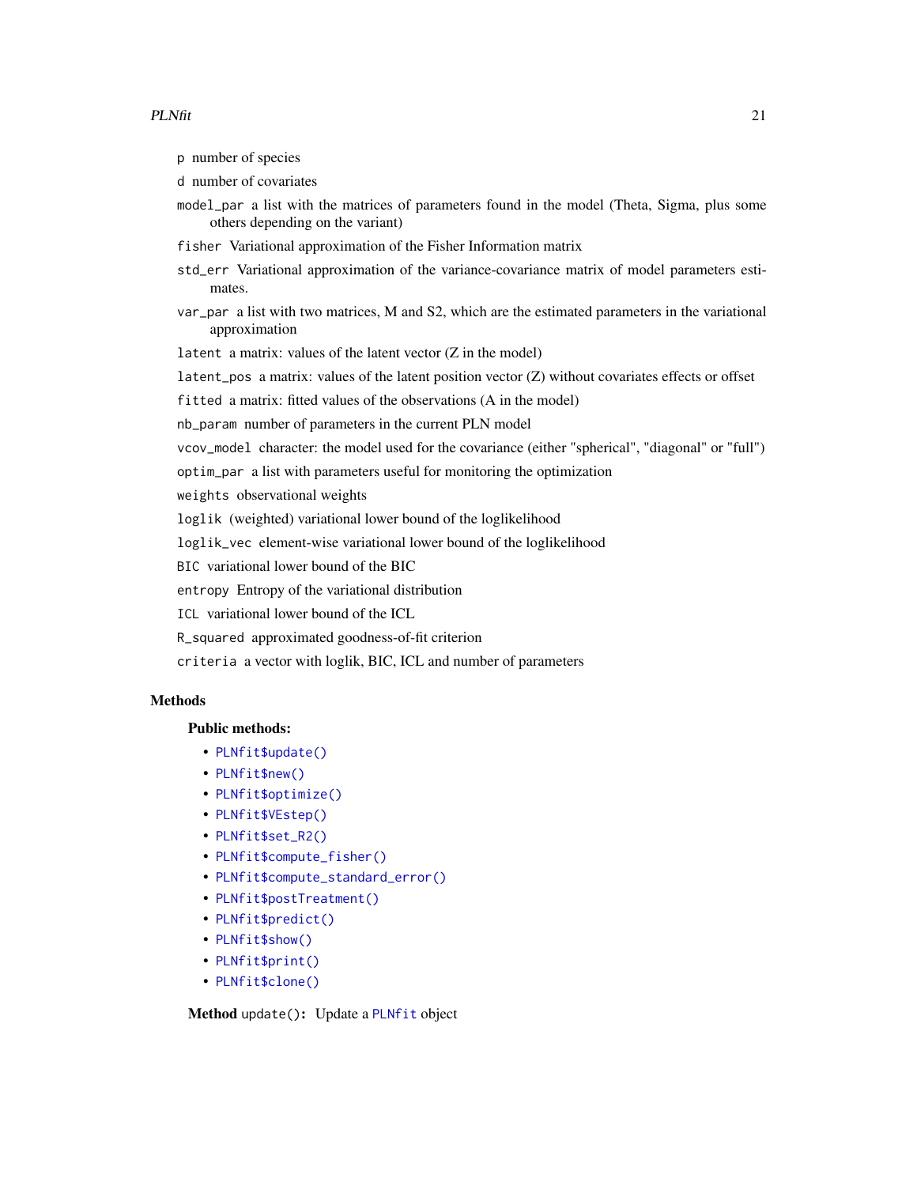`p` number of species

`d` number of covariates

`model_par` a list with the matrices of parameters found in the model (Theta, Sigma, plus some others depending on the variant)

`fisher` Variational approximation of the Fisher Information matrix

`std_err` Variational approximation of the variance-covariance matrix of model parameters estimates.

`var_par` a list with two matrices, M and S2, which are the estimated parameters in the variational approximation

`latent` a matrix: values of the latent vector (Z in the model)

`latent_pos` a matrix: values of the latent position vector (Z) without covariates effects or offset

`fitted` a matrix: fitted values of the observations (A in the model)

`nb_param` number of parameters in the current PLN model

`vcov_model` character: the model used for the covariance (either "spherical", "diagonal" or "full")

`optim_par` a list with parameters useful for monitoring the optimization

`weights` observational weights

`loglik` (weighted) variational lower bound of the loglikelihood

`loglik_vec` element-wise variational lower bound of the loglikelihood

`BIC` variational lower bound of the BIC

`entropy` Entropy of the variational distribution

`ICL` variational lower bound of the ICL

`R_squared` approximated goodness-of-fit criterion

`criteria` a vector with loglik, BIC, ICL and number of parameters

## Methods

### Public methods:

- `PLNfit$update()`
- `PLNfit$new()`
- `PLNfit$optimize()`
- `PLNfit$VEstep()`
- `PLNfit$set_R2()`
- `PLNfit$compute_fisher()`
- `PLNfit$compute_standard_error()`
- `PLNfit$postTreatment()`
- `PLNfit$predict()`
- `PLNfit$show()`
- `PLNfit$print()`
- `PLNfit$clone()`

**Method** `update()`**:** Update a `PLNfit` object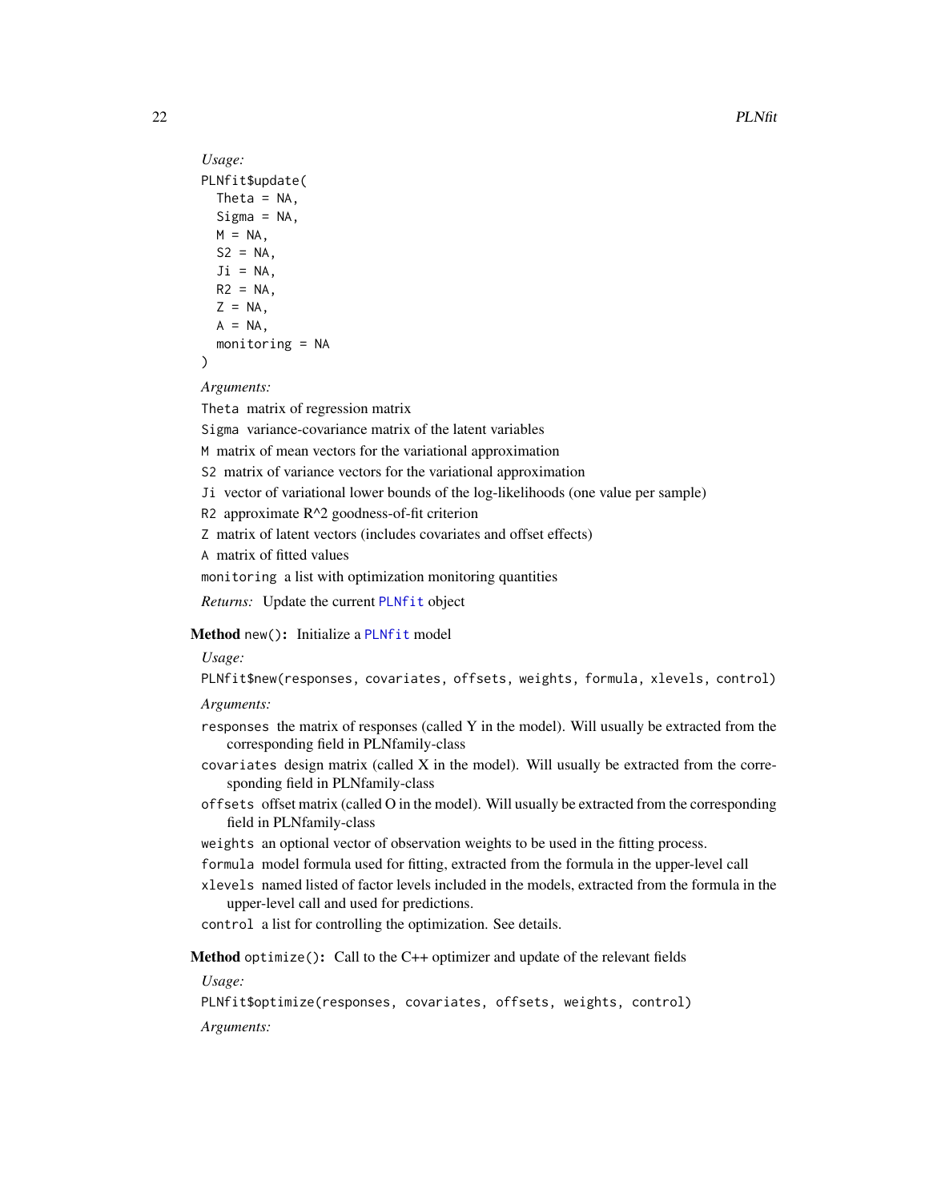*Usage:*

```
PLNfit$update(
  Theta = NA,
  Sigma = NA,
  M = NA,
  S2 = NA,
  Ji = NA,
  R2 = NA,
  Z = NA,
  A = NA,
  monitoring = NA
)
```

*Arguments:*

`Theta` matrix of regression matrix

`Sigma` variance-covariance matrix of the latent variables

`M` matrix of mean vectors for the variational approximation

`S2` matrix of variance vectors for the variational approximation

`Ji` vector of variational lower bounds of the log-likelihoods (one value per sample)

`R2` approximate R^2 goodness-of-fit criterion

`Z` matrix of latent vectors (includes covariates and offset effects)

`A` matrix of fitted values

`monitoring` a list with optimization monitoring quantities

*Returns:* Update the current `PLNfit` object

**Method** `new()`**:** Initialize a `PLNfit` model

*Usage:*

```
PLNfit$new(responses, covariates, offsets, weights, formula, xlevels, control)
```

*Arguments:*

`responses` the matrix of responses (called Y in the model). Will usually be extracted from the corresponding field in PLNfamily-class

`covariates` design matrix (called X in the model). Will usually be extracted from the corresponding field in PLNfamily-class

`offsets` offset matrix (called O in the model). Will usually be extracted from the corresponding field in PLNfamily-class

`weights` an optional vector of observation weights to be used in the fitting process.

`formula` model formula used for fitting, extracted from the formula in the upper-level call

`xlevels` named listed of factor levels included in the models, extracted from the formula in the upper-level call and used for predictions.

`control` a list for controlling the optimization. See details.

**Method** `optimize()`**:** Call to the C++ optimizer and update of the relevant fields

*Usage:*

```
PLNfit$optimize(responses, covariates, offsets, weights, control)
```

*Arguments:*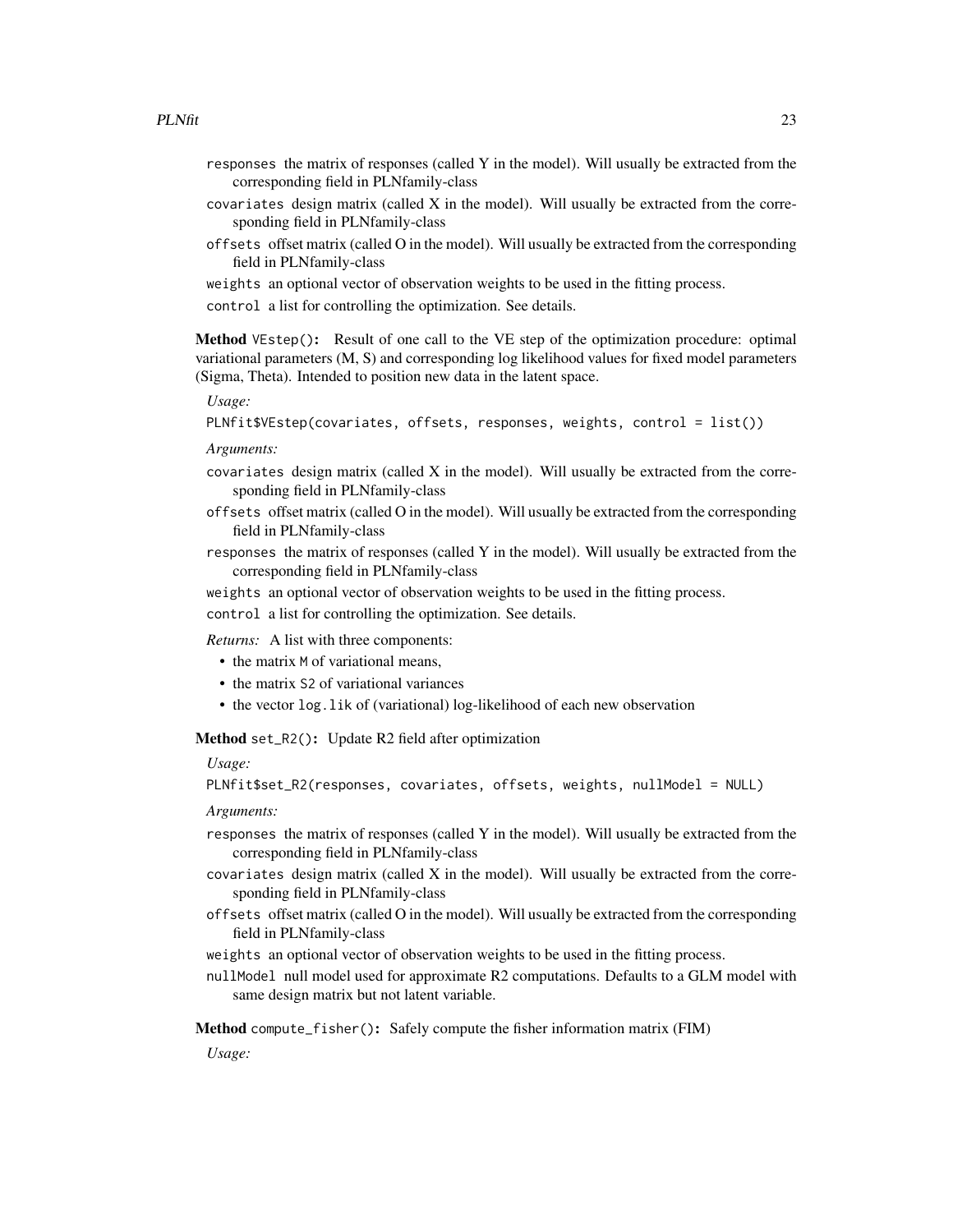`responses` the matrix of responses (called Y in the model). Will usually be extracted from the corresponding field in PLNfamily-class

`covariates` design matrix (called X in the model). Will usually be extracted from the corresponding field in PLNfamily-class

`offsets` offset matrix (called O in the model). Will usually be extracted from the corresponding field in PLNfamily-class

`weights` an optional vector of observation weights to be used in the fitting process.

`control` a list for controlling the optimization. See details.

**Method** `VEstep()`**:** Result of one call to the VE step of the optimization procedure: optimal variational parameters (M, S) and corresponding log likelihood values for fixed model parameters (Sigma, Theta). Intended to position new data in the latent space.

*Usage:*

```
PLNfit$VEstep(covariates, offsets, responses, weights, control = list())
```

*Arguments:*

`covariates` design matrix (called X in the model). Will usually be extracted from the corresponding field in PLNfamily-class

`offsets` offset matrix (called O in the model). Will usually be extracted from the corresponding field in PLNfamily-class

`responses` the matrix of responses (called Y in the model). Will usually be extracted from the corresponding field in PLNfamily-class

`weights` an optional vector of observation weights to be used in the fitting process.

`control` a list for controlling the optimization. See details.

*Returns:* A list with three components:

- the matrix `M` of variational means,
- the matrix `S2` of variational variances
- the vector `log.lik` of (variational) log-likelihood of each new observation

**Method** `set_R2()`**:** Update R2 field after optimization

*Usage:*

```
PLNfit$set_R2(responses, covariates, offsets, weights, nullModel = NULL)
```

*Arguments:*

`responses` the matrix of responses (called Y in the model). Will usually be extracted from the corresponding field in PLNfamily-class

`covariates` design matrix (called X in the model). Will usually be extracted from the corresponding field in PLNfamily-class

`offsets` offset matrix (called O in the model). Will usually be extracted from the corresponding field in PLNfamily-class

`weights` an optional vector of observation weights to be used in the fitting process.

`nullModel` null model used for approximate R2 computations. Defaults to a GLM model with same design matrix but not latent variable.

**Method** `compute_fisher()`**:** Safely compute the fisher information matrix (FIM)

*Usage:*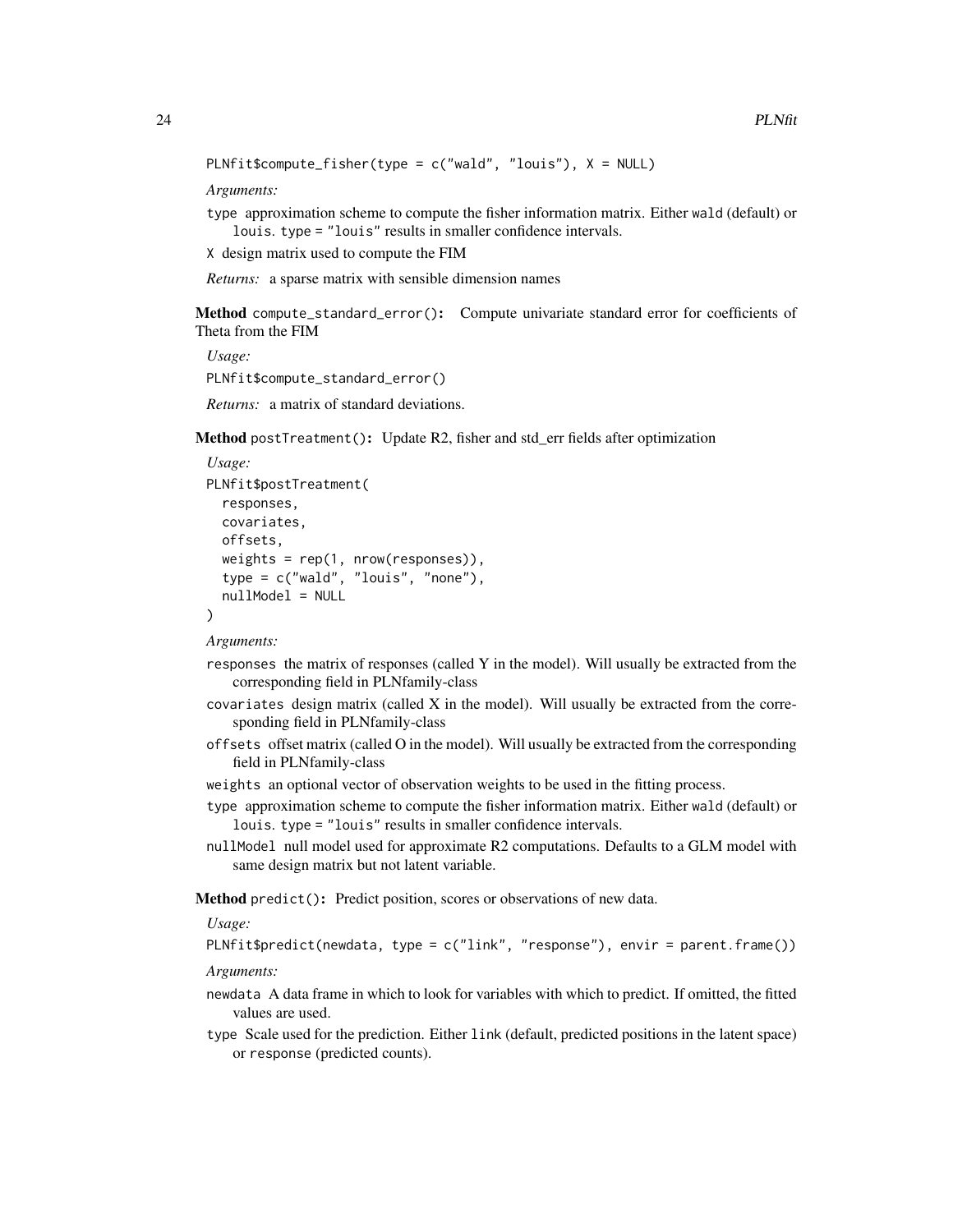```
PLNfit$compute_fisher(type = c("wald", "louis"), X = NULL)
```

*Arguments:*

- `type` approximation scheme to compute the fisher information matrix. Either `wald` (default) or `louis`. `type = "louis"` results in smaller confidence intervals.
- `X` design matrix used to compute the FIM

*Returns:* a sparse matrix with sensible dimension names

**Method** `compute_standard_error()`**:** Compute univariate standard error for coefficients of Theta from the FIM

*Usage:*

```
PLNfit$compute_standard_error()
```

*Returns:* a matrix of standard deviations.

**Method** `postTreatment()`**:** Update R2, fisher and std_err fields after optimization

*Usage:*

```
PLNfit$postTreatment(
  responses,
  covariates,
  offsets,
  weights = rep(1, nrow(responses)),
  type = c("wald", "louis", "none"),
  nullModel = NULL
)
```

*Arguments:*

- `responses` the matrix of responses (called Y in the model). Will usually be extracted from the corresponding field in PLNfamily-class
- `covariates` design matrix (called X in the model). Will usually be extracted from the corresponding field in PLNfamily-class
- `offsets` offset matrix (called O in the model). Will usually be extracted from the corresponding field in PLNfamily-class
- `weights` an optional vector of observation weights to be used in the fitting process.
- `type` approximation scheme to compute the fisher information matrix. Either `wald` (default) or `louis`. `type = "louis"` results in smaller confidence intervals.
- `nullModel` null model used for approximate R2 computations. Defaults to a GLM model with same design matrix but not latent variable.

**Method** `predict()`**:** Predict position, scores or observations of new data.

*Usage:*

```
PLNfit$predict(newdata, type = c("link", "response"), envir = parent.frame())
```

*Arguments:*

- `newdata` A data frame in which to look for variables with which to predict. If omitted, the fitted values are used.
- `type` Scale used for the prediction. Either `link` (default, predicted positions in the latent space) or `response` (predicted counts).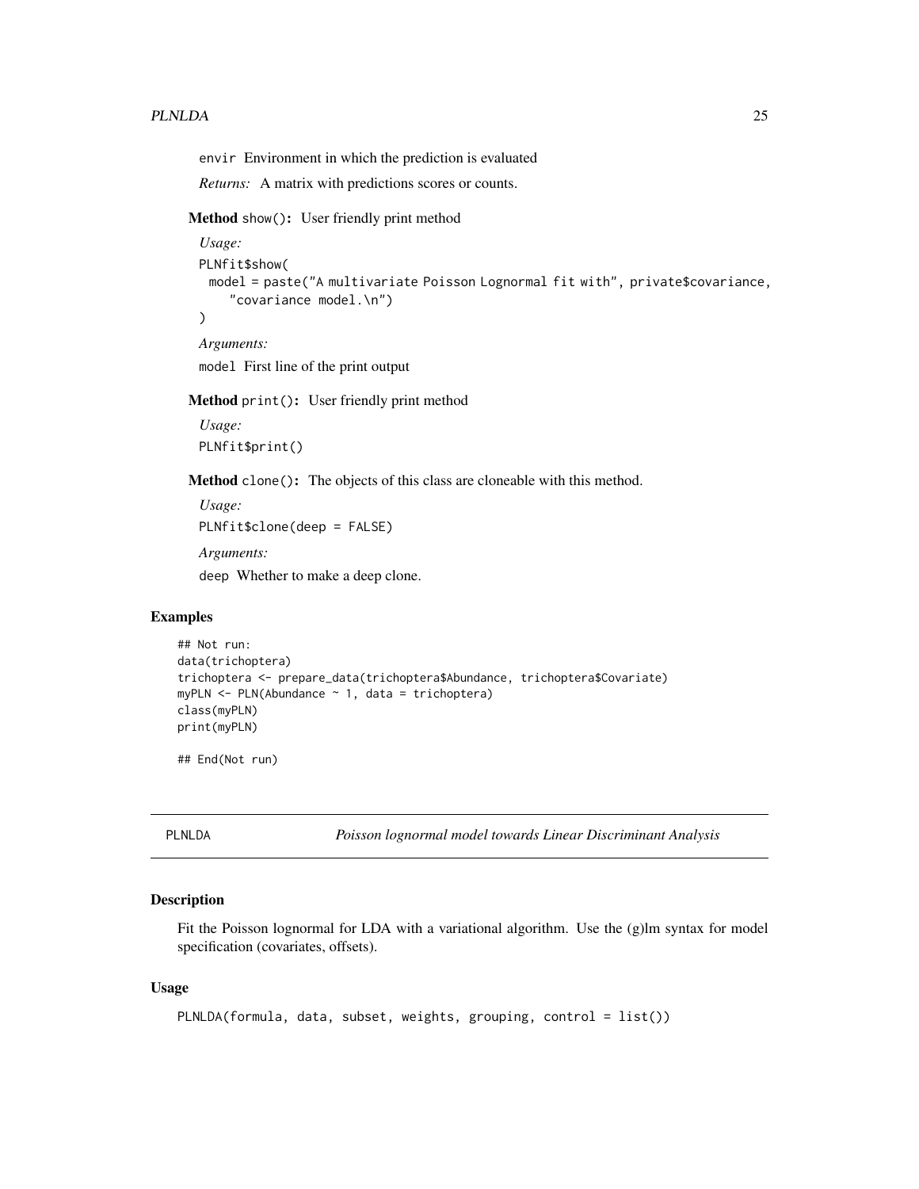envir Environment in which the prediction is evaluated

*Returns:* A matrix with predictions scores or counts.

**Method** show()**:** User friendly print method

*Usage:*

```
PLNfit$show(
  model = paste("A multivariate Poisson Lognormal fit with", private$covariance,
    "covariance model.\n")
)
```

*Arguments:*

model First line of the print output

**Method** print()**:** User friendly print method

*Usage:*

```
PLNfit$print()
```

**Method** clone()**:** The objects of this class are cloneable with this method.

*Usage:*

```
PLNfit$clone(deep = FALSE)
```

*Arguments:*

deep Whether to make a deep clone.

## Examples

```
## Not run:
data(trichoptera)
trichoptera <- prepare_data(trichoptera$Abundance, trichoptera$Covariate)
myPLN <- PLN(Abundance ~ 1, data = trichoptera)
class(myPLN)
print(myPLN)

## End(Not run)
```

---

# PLNLDA — *Poisson lognormal model towards Linear Discriminant Analysis*

## Description

Fit the Poisson lognormal for LDA with a variational algorithm. Use the (g)lm syntax for model specification (covariates, offsets).

## Usage

```
PLNLDA(formula, data, subset, weights, grouping, control = list())
```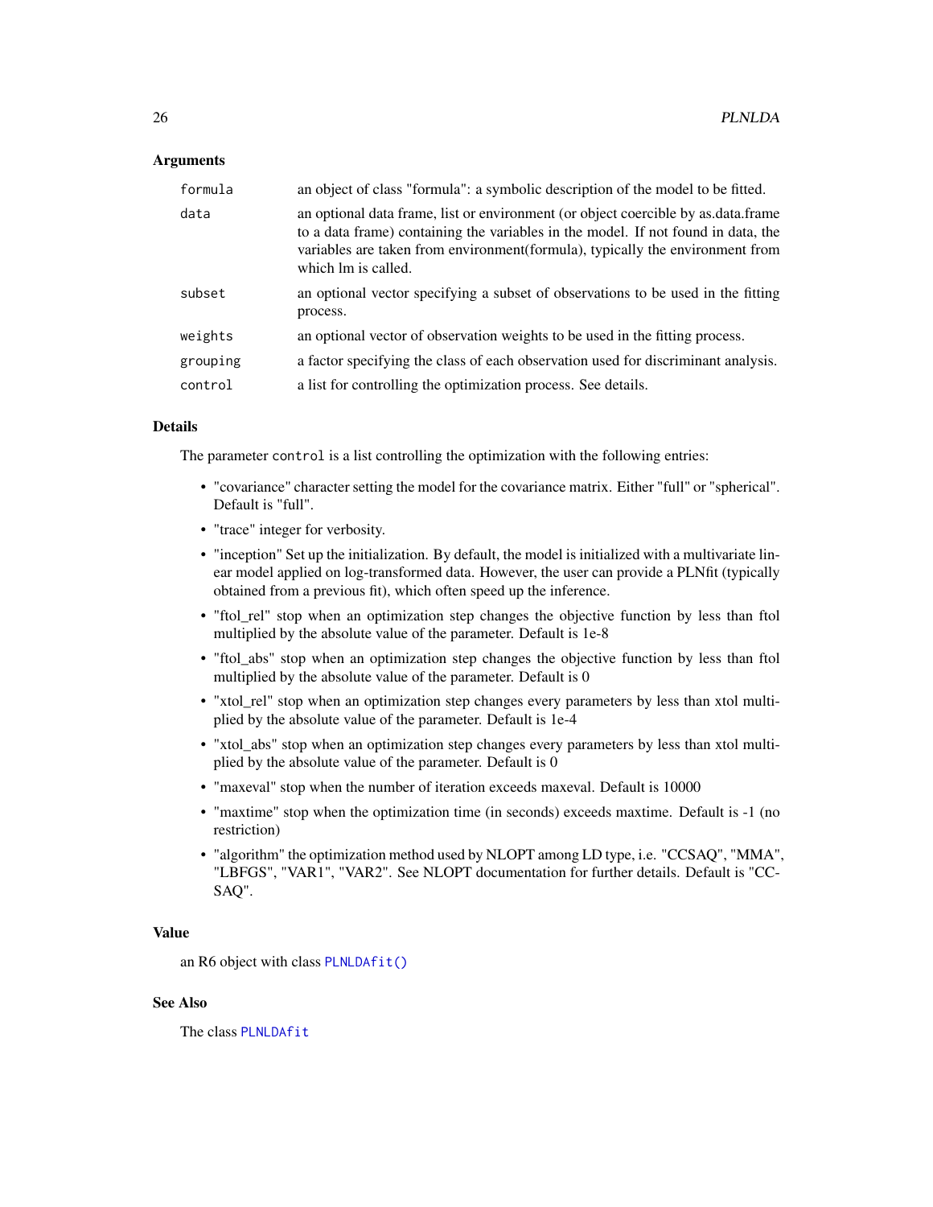### Arguments

| | |
|---|---|
| `formula` | an object of class "formula": a symbolic description of the model to be fitted. |
| `data` | an optional data frame, list or environment (or object coercible by as.data.frame to a data frame) containing the variables in the model. If not found in data, the variables are taken from environment(formula), typically the environment from which lm is called. |
| `subset` | an optional vector specifying a subset of observations to be used in the fitting process. |
| `weights` | an optional vector of observation weights to be used in the fitting process. |
| `grouping` | a factor specifying the class of each observation used for discriminant analysis. |
| `control` | a list for controlling the optimization process. See details. |

### Details

The parameter `control` is a list controlling the optimization with the following entries:

- "covariance" character setting the model for the covariance matrix. Either "full" or "spherical". Default is "full".
- "trace" integer for verbosity.
- "inception" Set up the initialization. By default, the model is initialized with a multivariate linear model applied on log-transformed data. However, the user can provide a PLNfit (typically obtained from a previous fit), which often speed up the inference.
- "ftol_rel" stop when an optimization step changes the objective function by less than ftol multiplied by the absolute value of the parameter. Default is 1e-8
- "ftol_abs" stop when an optimization step changes the objective function by less than ftol multiplied by the absolute value of the parameter. Default is 0
- "xtol_rel" stop when an optimization step changes every parameters by less than xtol multiplied by the absolute value of the parameter. Default is 1e-4
- "xtol_abs" stop when an optimization step changes every parameters by less than xtol multiplied by the absolute value of the parameter. Default is 0
- "maxeval" stop when the number of iteration exceeds maxeval. Default is 10000
- "maxtime" stop when the optimization time (in seconds) exceeds maxtime. Default is -1 (no restriction)
- "algorithm" the optimization method used by NLOPT among LD type, i.e. "CCSAQ", "MMA", "LBFGS", "VAR1", "VAR2". See NLOPT documentation for further details. Default is "CCSAQ".

### Value

an R6 object with class `PLNLDAfit()`

### See Also

The class `PLNLDAfit`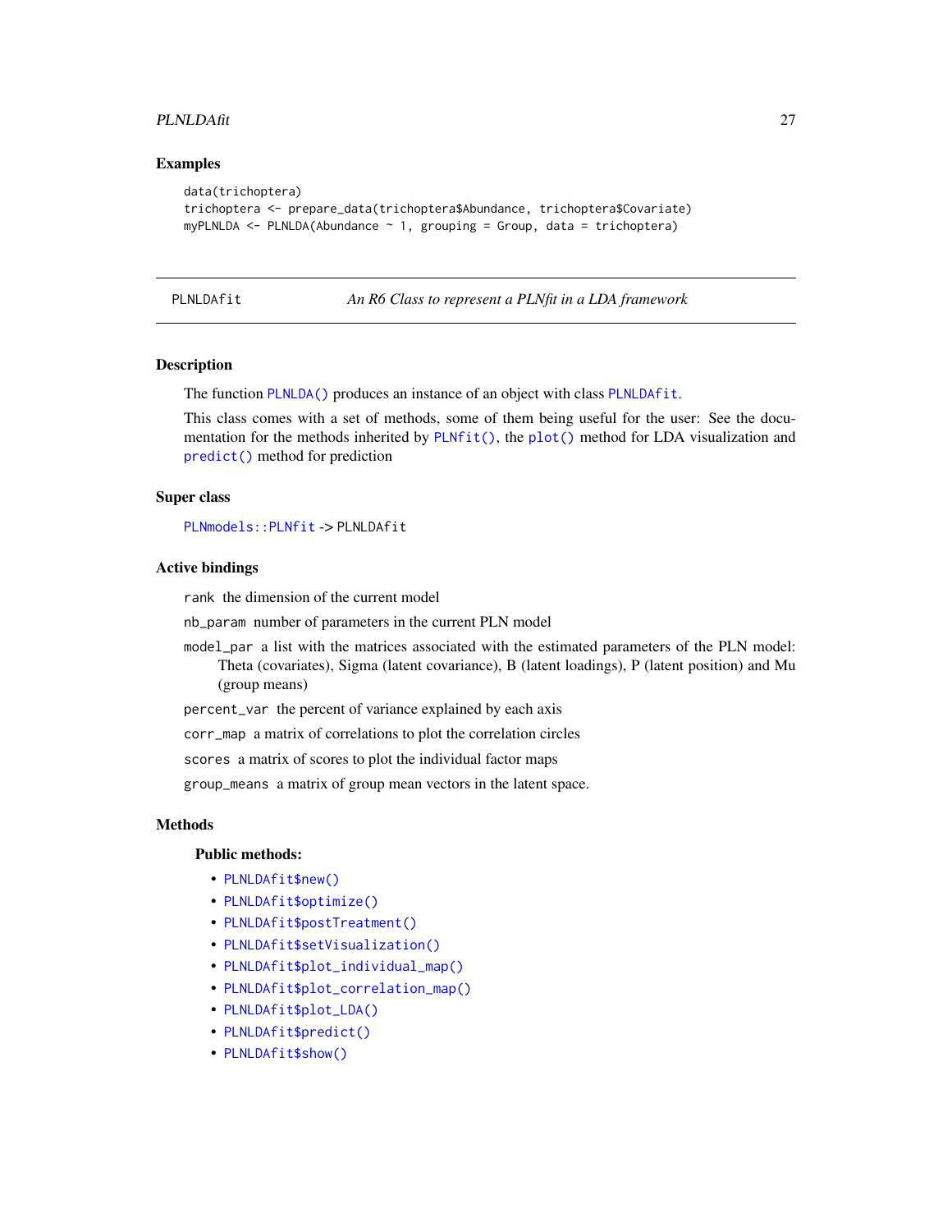## Examples

```
data(trichoptera)
trichoptera <- prepare_data(trichoptera$Abundance, trichoptera$Covariate)
myPLNLDA <- PLNLDA(Abundance ~ 1, grouping = Group, data = trichoptera)
```

---

# PLNLDAfit — *An R6 Class to represent a PLNfit in a LDA framework*

---

## Description

The function `PLNLDA()` produces an instance of an object with class `PLNLDAfit`.

This class comes with a set of methods, some of them being useful for the user: See the documentation for the methods inherited by `PLNfit()`, the `plot()` method for LDA visualization and `predict()` method for prediction

## Super class

`PLNmodels::PLNfit` -> `PLNLDAfit`

## Active bindings

`rank` the dimension of the current model

`nb_param` number of parameters in the current PLN model

`model_par` a list with the matrices associated with the estimated parameters of the PLN model: Theta (covariates), Sigma (latent covariance), B (latent loadings), P (latent position) and Mu (group means)

`percent_var` the percent of variance explained by each axis

`corr_map` a matrix of correlations to plot the correlation circles

`scores` a matrix of scores to plot the individual factor maps

`group_means` a matrix of group mean vectors in the latent space.

## Methods

### Public methods:

- `PLNLDAfit$new()`
- `PLNLDAfit$optimize()`
- `PLNLDAfit$postTreatment()`
- `PLNLDAfit$setVisualization()`
- `PLNLDAfit$plot_individual_map()`
- `PLNLDAfit$plot_correlation_map()`
- `PLNLDAfit$plot_LDA()`
- `PLNLDAfit$predict()`
- `PLNLDAfit$show()`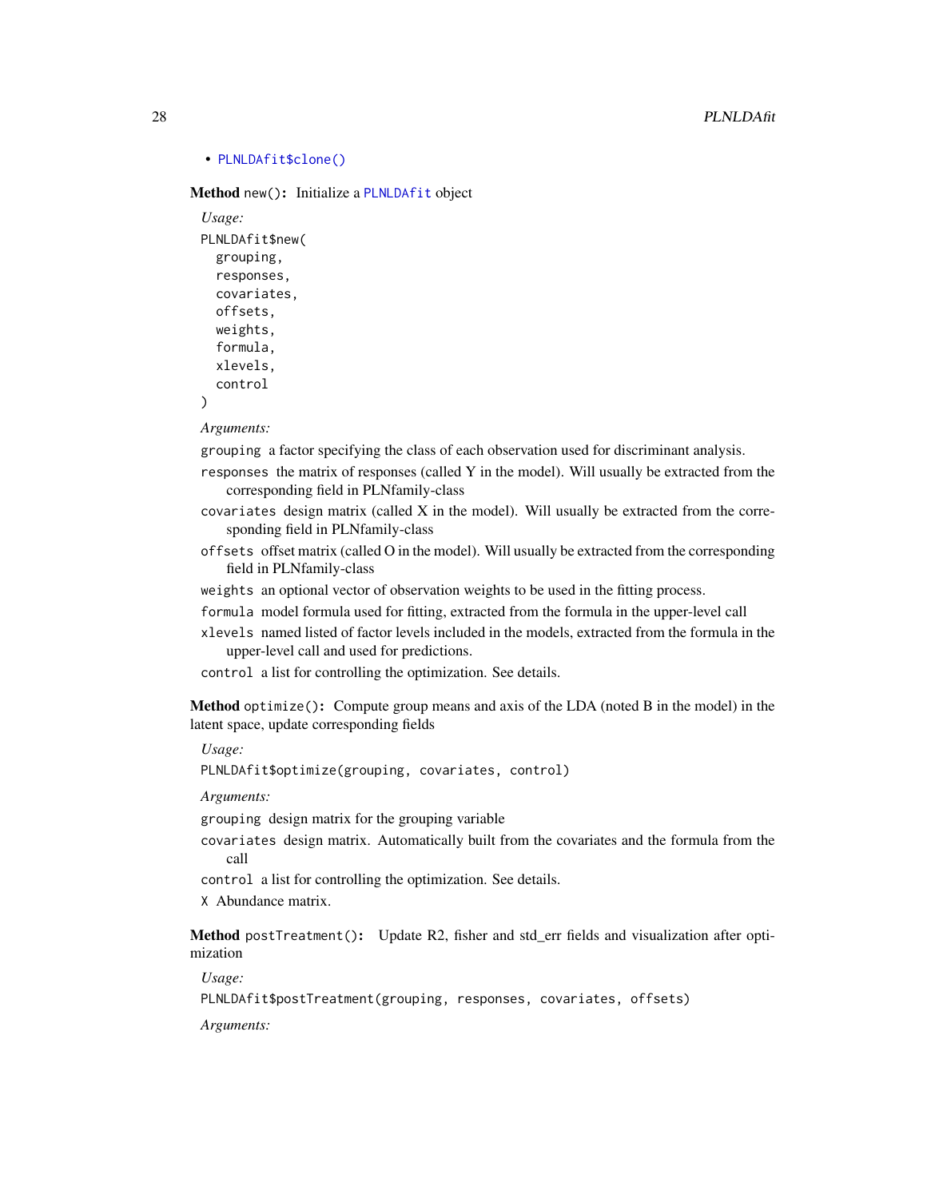- PLNLDAfit$clone()

**Method** `new()`: Initialize a `PLNLDAfit` object

*Usage:*

```
PLNLDAfit$new(
  grouping,
  responses,
  covariates,
  offsets,
  weights,
  formula,
  xlevels,
  control
)
```

*Arguments:*

`grouping` a factor specifying the class of each observation used for discriminant analysis.

`responses` the matrix of responses (called Y in the model). Will usually be extracted from the corresponding field in PLNfamily-class

`covariates` design matrix (called X in the model). Will usually be extracted from the corresponding field in PLNfamily-class

`offsets` offset matrix (called O in the model). Will usually be extracted from the corresponding field in PLNfamily-class

`weights` an optional vector of observation weights to be used in the fitting process.

`formula` model formula used for fitting, extracted from the formula in the upper-level call

`xlevels` named listed of factor levels included in the models, extracted from the formula in the upper-level call and used for predictions.

`control` a list for controlling the optimization. See details.

**Method** `optimize()`: Compute group means and axis of the LDA (noted B in the model) in the latent space, update corresponding fields

*Usage:*

```
PLNLDAfit$optimize(grouping, covariates, control)
```

*Arguments:*

`grouping` design matrix for the grouping variable

`covariates` design matrix. Automatically built from the covariates and the formula from the call

`control` a list for controlling the optimization. See details.

`X` Abundance matrix.

**Method** `postTreatment()`: Update R2, fisher and std_err fields and visualization after optimization

*Usage:*

```
PLNLDAfit$postTreatment(grouping, responses, covariates, offsets)
```

*Arguments:*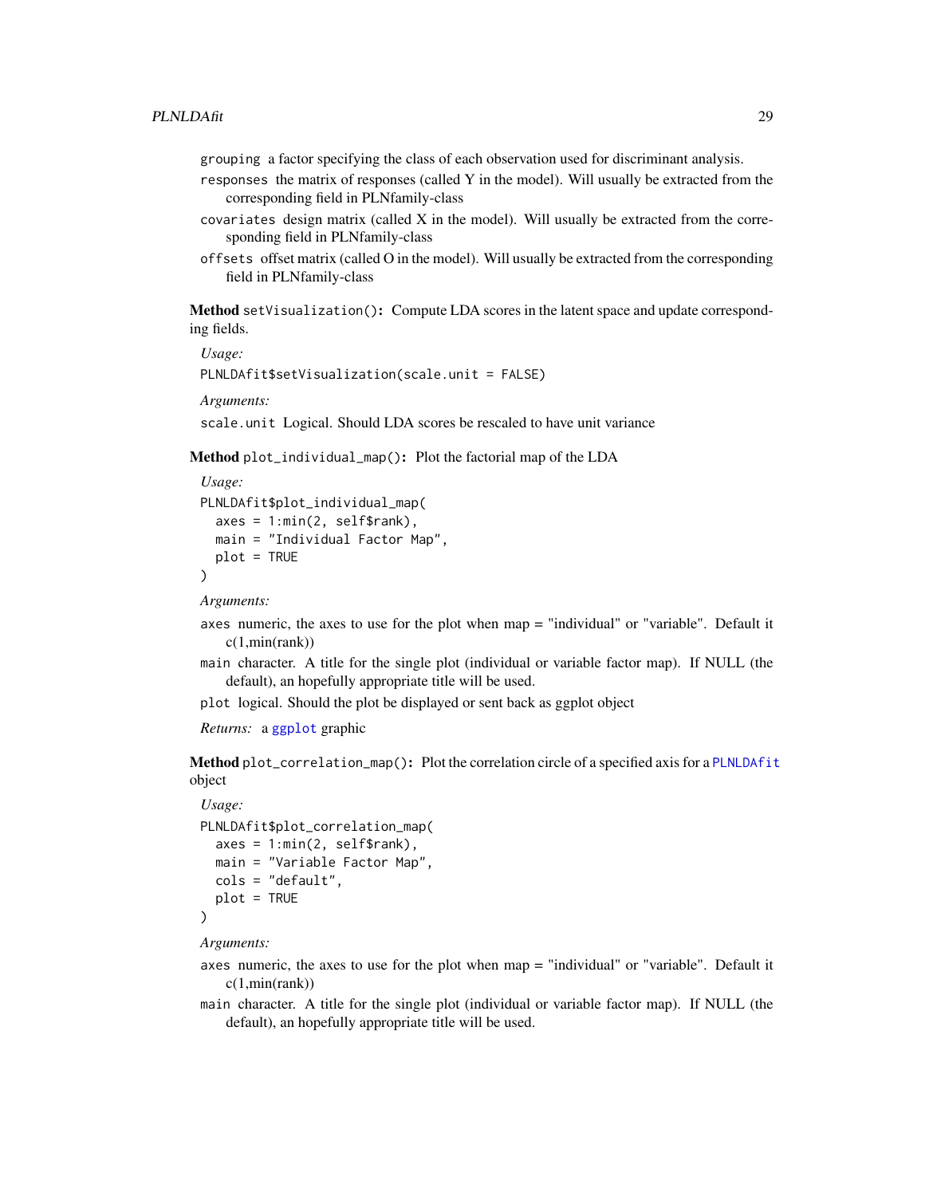`grouping` a factor specifying the class of each observation used for discriminant analysis.

`responses` the matrix of responses (called Y in the model). Will usually be extracted from the corresponding field in PLNfamily-class

`covariates` design matrix (called X in the model). Will usually be extracted from the corresponding field in PLNfamily-class

`offsets` offset matrix (called O in the model). Will usually be extracted from the corresponding field in PLNfamily-class

**Method** `setVisualization()`**:** Compute LDA scores in the latent space and update corresponding fields.

*Usage:*

```
PLNLDAfit$setVisualization(scale.unit = FALSE)
```

*Arguments:*

`scale.unit` Logical. Should LDA scores be rescaled to have unit variance

**Method** `plot_individual_map()`**:** Plot the factorial map of the LDA

*Usage:*

```
PLNLDAfit$plot_individual_map(
  axes = 1:min(2, self$rank),
  main = "Individual Factor Map",
  plot = TRUE
)
```

*Arguments:*

`axes` numeric, the axes to use for the plot when map = "individual" or "variable". Default it c(1,min(rank))

`main` character. A title for the single plot (individual or variable factor map). If NULL (the default), an hopefully appropriate title will be used.

`plot` logical. Should the plot be displayed or sent back as ggplot object

*Returns:* a `ggplot` graphic

**Method** `plot_correlation_map()`**:** Plot the correlation circle of a specified axis for a `PLNLDAfit` object

*Usage:*

```
PLNLDAfit$plot_correlation_map(
  axes = 1:min(2, self$rank),
  main = "Variable Factor Map",
  cols = "default",
  plot = TRUE
)
```

*Arguments:*

`axes` numeric, the axes to use for the plot when map = "individual" or "variable". Default it c(1,min(rank))

`main` character. A title for the single plot (individual or variable factor map). If NULL (the default), an hopefully appropriate title will be used.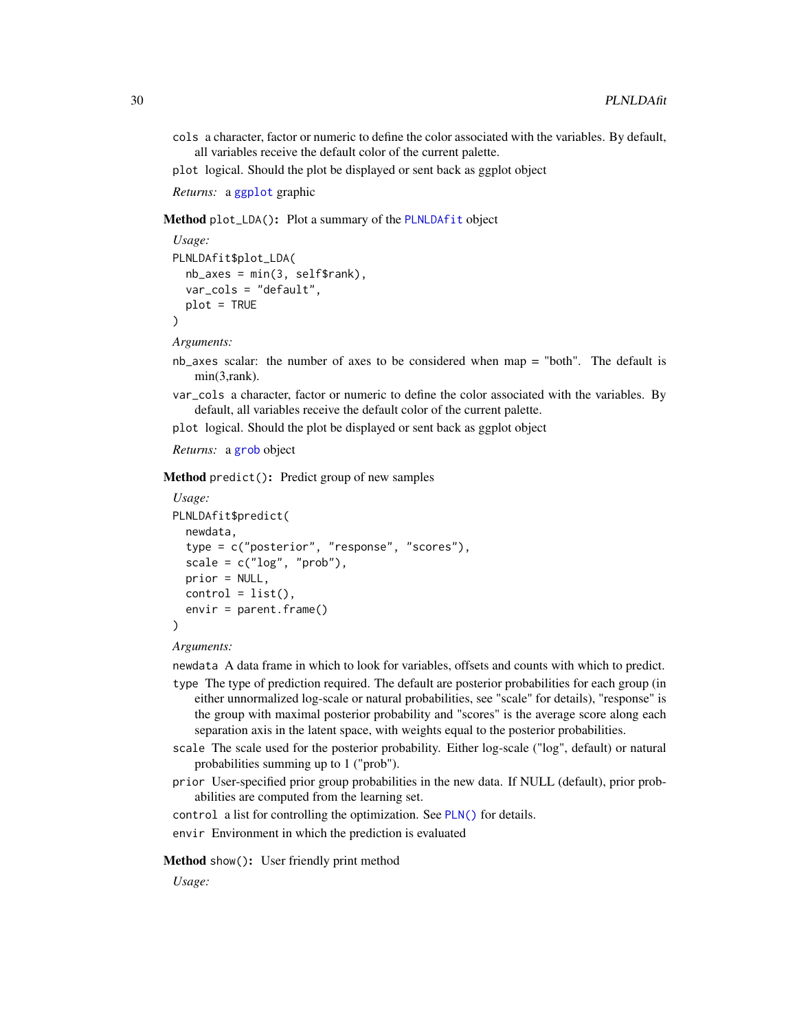`cols` a character, factor or numeric to define the color associated with the variables. By default, all variables receive the default color of the current palette.

`plot` logical. Should the plot be displayed or sent back as ggplot object

*Returns:* a ggplot graphic

**Method** `plot_LDA()`**:** Plot a summary of the PLNLDAfit object

*Usage:*

```
PLNLDAfit$plot_LDA(
  nb_axes = min(3, self$rank),
  var_cols = "default",
  plot = TRUE
)
```

*Arguments:*

`nb_axes` scalar: the number of axes to be considered when map = "both". The default is min(3,rank).

`var_cols` a character, factor or numeric to define the color associated with the variables. By default, all variables receive the default color of the current palette.

`plot` logical. Should the plot be displayed or sent back as ggplot object

*Returns:* a grob object

**Method** `predict()`**:** Predict group of new samples

*Usage:*

```
PLNLDAfit$predict(
  newdata,
  type = c("posterior", "response", "scores"),
  scale = c("log", "prob"),
  prior = NULL,
  control = list(),
  envir = parent.frame()
)
```

*Arguments:*

`newdata` A data frame in which to look for variables, offsets and counts with which to predict.

`type` The type of prediction required. The default are posterior probabilities for each group (in either unnormalized log-scale or natural probabilities, see "scale" for details), "response" is the group with maximal posterior probability and "scores" is the average score along each separation axis in the latent space, with weights equal to the posterior probabilities.

`scale` The scale used for the posterior probability. Either log-scale ("log", default) or natural probabilities summing up to 1 ("prob").

`prior` User-specified prior group probabilities in the new data. If NULL (default), prior probabilities are computed from the learning set.

`control` a list for controlling the optimization. See PLN() for details.

`envir` Environment in which the prediction is evaluated

**Method** `show()`**:** User friendly print method

*Usage:*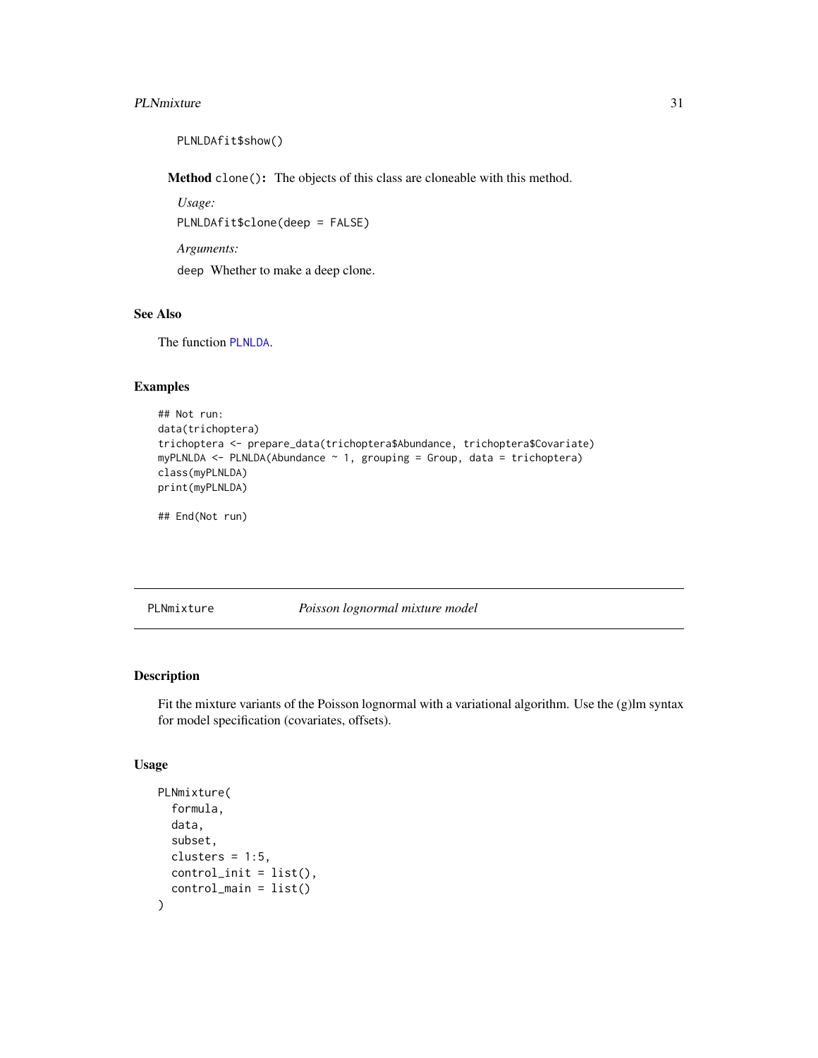```
PLNLDAfit$show()
```

**Method** `clone()`: The objects of this class are cloneable with this method.

*Usage:*

```
PLNLDAfit$clone(deep = FALSE)
```

*Arguments:*

`deep` Whether to make a deep clone.

## See Also

The function `PLNLDA`.

## Examples

```
## Not run:
data(trichoptera)
trichoptera <- prepare_data(trichoptera$Abundance, trichoptera$Covariate)
myPLNLDA <- PLNLDA(Abundance ~ 1, grouping = Group, data = trichoptera)
class(myPLNLDA)
print(myPLNLDA)

## End(Not run)
```

---

# PLNmixture — *Poisson lognormal mixture model*

## Description

Fit the mixture variants of the Poisson lognormal with a variational algorithm. Use the (g)lm syntax for model specification (covariates, offsets).

## Usage

```
PLNmixture(
  formula,
  data,
  subset,
  clusters = 1:5,
  control_init = list(),
  control_main = list()
)
```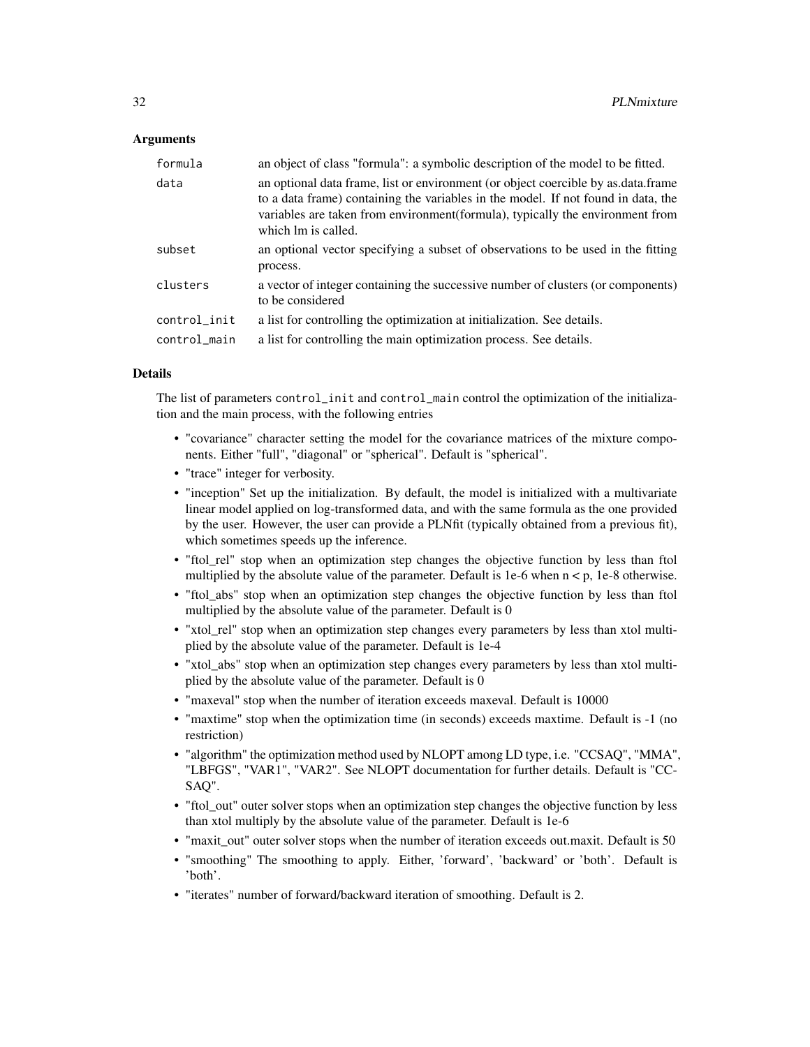### Arguments

| | |
|---|---|
| formula | an object of class "formula": a symbolic description of the model to be fitted. |
| data | an optional data frame, list or environment (or object coercible by as.data.frame to a data frame) containing the variables in the model. If not found in data, the variables are taken from environment(formula), typically the environment from which lm is called. |
| subset | an optional vector specifying a subset of observations to be used in the fitting process. |
| clusters | a vector of integer containing the successive number of clusters (or components) to be considered |
| control_init | a list for controlling the optimization at initialization. See details. |
| control_main | a list for controlling the main optimization process. See details. |

### Details

The list of parameters `control_init` and `control_main` control the optimization of the initialization and the main process, with the following entries

- "covariance" character setting the model for the covariance matrices of the mixture components. Either "full", "diagonal" or "spherical". Default is "spherical".
- "trace" integer for verbosity.
- "inception" Set up the initialization. By default, the model is initialized with a multivariate linear model applied on log-transformed data, and with the same formula as the one provided by the user. However, the user can provide a PLNfit (typically obtained from a previous fit), which sometimes speeds up the inference.
- "ftol_rel" stop when an optimization step changes the objective function by less than ftol multiplied by the absolute value of the parameter. Default is 1e-6 when $n < p$, 1e-8 otherwise.
- "ftol_abs" stop when an optimization step changes the objective function by less than ftol multiplied by the absolute value of the parameter. Default is 0
- "xtol_rel" stop when an optimization step changes every parameters by less than xtol multiplied by the absolute value of the parameter. Default is 1e-4
- "xtol_abs" stop when an optimization step changes every parameters by less than xtol multiplied by the absolute value of the parameter. Default is 0
- "maxeval" stop when the number of iteration exceeds maxeval. Default is 10000
- "maxtime" stop when the optimization time (in seconds) exceeds maxtime. Default is -1 (no restriction)
- "algorithm" the optimization method used by NLOPT among LD type, i.e. "CCSAQ", "MMA", "LBFGS", "VAR1", "VAR2". See NLOPT documentation for further details. Default is "CCSAQ".
- "ftol_out" outer solver stops when an optimization step changes the objective function by less than xtol multiply by the absolute value of the parameter. Default is 1e-6
- "maxit_out" outer solver stops when the number of iteration exceeds out.maxit. Default is 50
- "smoothing" The smoothing to apply. Either, 'forward', 'backward' or 'both'. Default is 'both'.
- "iterates" number of forward/backward iteration of smoothing. Default is 2.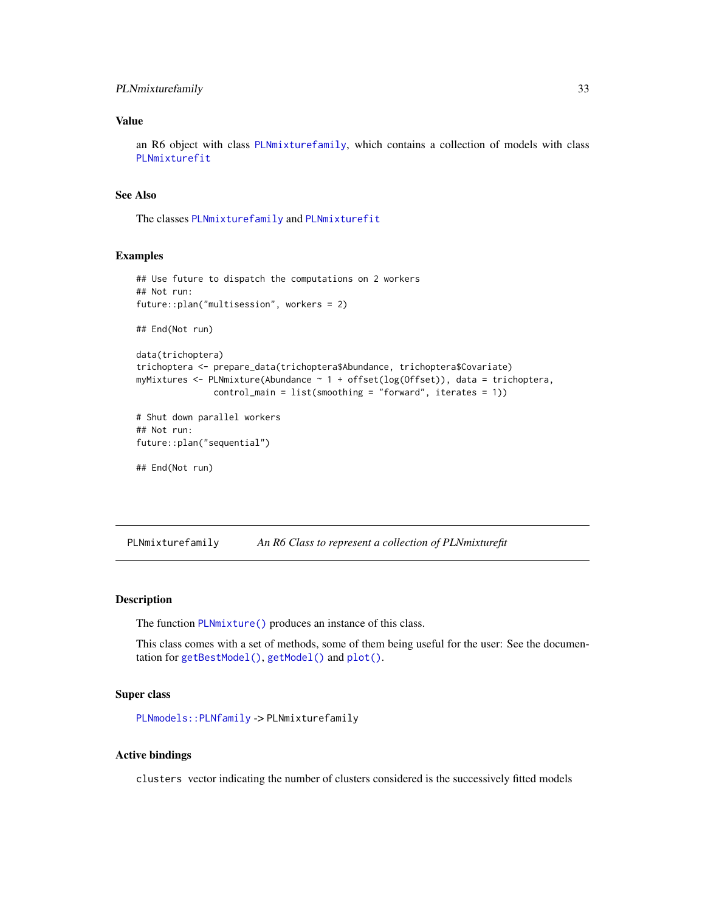### Value

an R6 object with class PLNmixturefamily, which contains a collection of models with class PLNmixturefit

### See Also

The classes PLNmixturefamily and PLNmixturefit

### Examples

```
## Use future to dispatch the computations on 2 workers
## Not run:
future::plan("multisession", workers = 2)

## End(Not run)

data(trichoptera)
trichoptera <- prepare_data(trichoptera$Abundance, trichoptera$Covariate)
myMixtures <- PLNmixture(Abundance ~ 1 + offset(log(Offset)), data = trichoptera,
               control_main = list(smoothing = "forward", iterates = 1))

# Shut down parallel workers
## Not run:
future::plan("sequential")

## End(Not run)
```

---

## PLNmixturefamily    *An R6 Class to represent a collection of PLNmixturefit*

---

### Description

The function PLNmixture() produces an instance of this class.

This class comes with a set of methods, some of them being useful for the user: See the documentation for getBestModel(), getModel() and plot().

### Super class

PLNmodels::PLNfamily -> PLNmixturefamily

### Active bindings

clusters vector indicating the number of clusters considered is the successively fitted models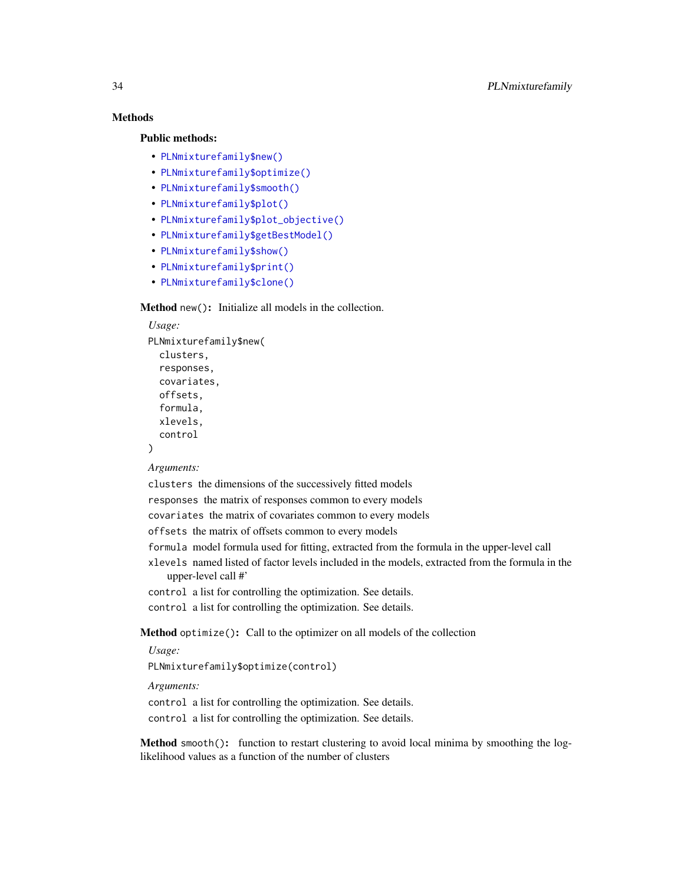### Methods

#### Public methods:

- `PLNmixturefamily$new()`
- `PLNmixturefamily$optimize()`
- `PLNmixturefamily$smooth()`
- `PLNmixturefamily$plot()`
- `PLNmixturefamily$plot_objective()`
- `PLNmixturefamily$getBestModel()`
- `PLNmixturefamily$show()`
- `PLNmixturefamily$print()`
- `PLNmixturefamily$clone()`

**Method** `new()`**:** Initialize all models in the collection.

*Usage:*

```
PLNmixturefamily$new(
  clusters,
  responses,
  covariates,
  offsets,
  formula,
  xlevels,
  control
)
```

*Arguments:*

`clusters` the dimensions of the successively fitted models

`responses` the matrix of responses common to every models

`covariates` the matrix of covariates common to every models

`offsets` the matrix of offsets common to every models

`formula` model formula used for fitting, extracted from the formula in the upper-level call

`xlevels` named listed of factor levels included in the models, extracted from the formula in the upper-level call #'

`control` a list for controlling the optimization. See details.

`control` a list for controlling the optimization. See details.

**Method** `optimize()`**:** Call to the optimizer on all models of the collection

*Usage:*

```
PLNmixturefamily$optimize(control)
```

*Arguments:*

`control` a list for controlling the optimization. See details.

`control` a list for controlling the optimization. See details.

**Method** `smooth()`**:** function to restart clustering to avoid local minima by smoothing the log-likelihood values as a function of the number of clusters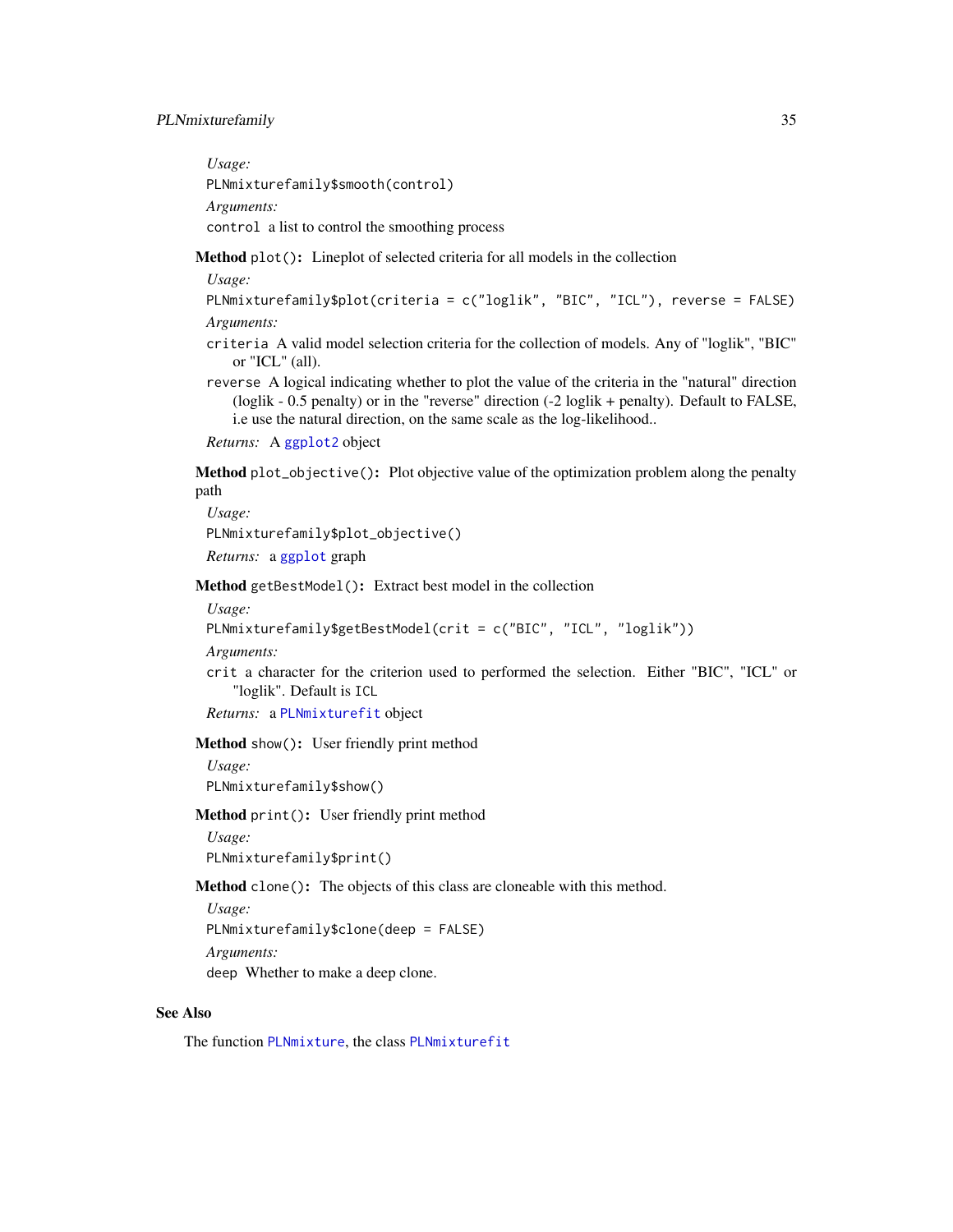*Usage:*

```
PLNmixturefamily$smooth(control)
```

*Arguments:*

`control` a list to control the smoothing process

**Method** `plot()`**:** Lineplot of selected criteria for all models in the collection

*Usage:*

```
PLNmixturefamily$plot(criteria = c("loglik", "BIC", "ICL"), reverse = FALSE)
```

*Arguments:*

`criteria` A valid model selection criteria for the collection of models. Any of "loglik", "BIC" or "ICL" (all).

`reverse` A logical indicating whether to plot the value of the criteria in the "natural" direction (loglik - 0.5 penalty) or in the "reverse" direction (-2 loglik + penalty). Default to FALSE, i.e use the natural direction, on the same scale as the log-likelihood..

*Returns:* A `ggplot2` object

**Method** `plot_objective()`**:** Plot objective value of the optimization problem along the penalty path

*Usage:*

```
PLNmixturefamily$plot_objective()
```

*Returns:* a `ggplot` graph

**Method** `getBestModel()`**:** Extract best model in the collection

*Usage:*

```
PLNmixturefamily$getBestModel(crit = c("BIC", "ICL", "loglik"))
```

*Arguments:*

`crit` a character for the criterion used to performed the selection. Either "BIC", "ICL" or "loglik". Default is `ICL`

*Returns:* a `PLNmixturefit` object

**Method** `show()`**:** User friendly print method

*Usage:*

```
PLNmixturefamily$show()
```

**Method** `print()`**:** User friendly print method

*Usage:*

```
PLNmixturefamily$print()
```

**Method** `clone()`**:** The objects of this class are cloneable with this method.

*Usage:*

```
PLNmixturefamily$clone(deep = FALSE)
```

*Arguments:*

`deep` Whether to make a deep clone.

## See Also

The function `PLNmixture`, the class `PLNmixturefit`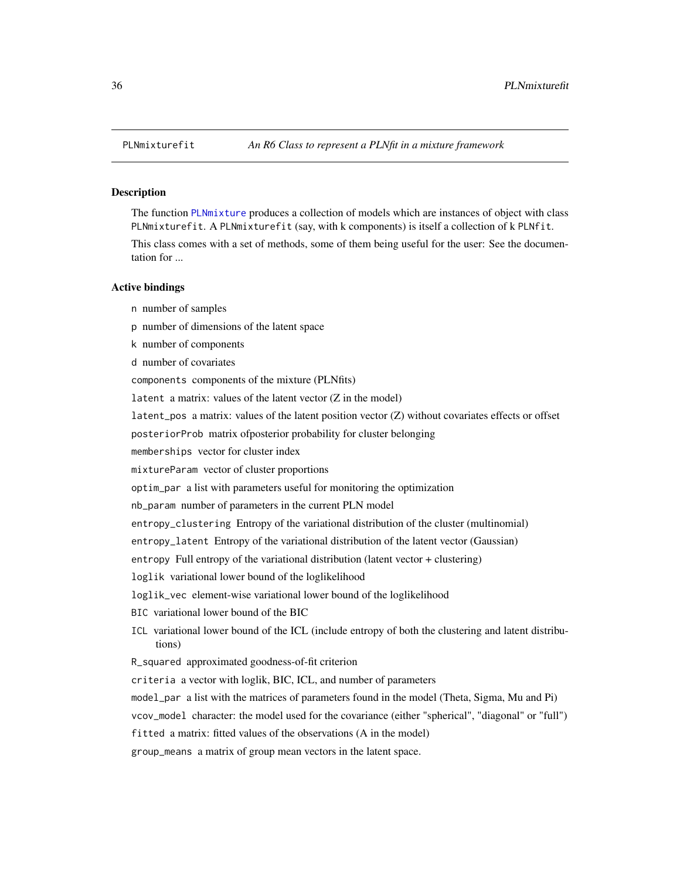PLNmixturefit *An R6 Class to represent a PLNfit in a mixture framework*

### Description

The function PLNmixture produces a collection of models which are instances of object with class PLNmixturefit. A PLNmixturefit (say, with k components) is itself a collection of k PLNfit.

This class comes with a set of methods, some of them being useful for the user: See the documentation for ...

### Active bindings

- `n` number of samples
- `p` number of dimensions of the latent space
- `k` number of components
- `d` number of covariates
- `components` components of the mixture (PLNfits)
- `latent` a matrix: values of the latent vector (Z in the model)
- `latent_pos` a matrix: values of the latent position vector (Z) without covariates effects or offset
- `posteriorProb` matrix ofposterior probability for cluster belonging
- `memberships` vector for cluster index
- `mixtureParam` vector of cluster proportions
- `optim_par` a list with parameters useful for monitoring the optimization
- `nb_param` number of parameters in the current PLN model
- `entropy_clustering` Entropy of the variational distribution of the cluster (multinomial)
- `entropy_latent` Entropy of the variational distribution of the latent vector (Gaussian)
- `entropy` Full entropy of the variational distribution (latent vector + clustering)
- `loglik` variational lower bound of the loglikelihood
- `loglik_vec` element-wise variational lower bound of the loglikelihood
- `BIC` variational lower bound of the BIC
- `ICL` variational lower bound of the ICL (include entropy of both the clustering and latent distributions)
- `R_squared` approximated goodness-of-fit criterion
- `criteria` a vector with loglik, BIC, ICL, and number of parameters
- `model_par` a list with the matrices of parameters found in the model (Theta, Sigma, Mu and Pi)
- `vcov_model` character: the model used for the covariance (either "spherical", "diagonal" or "full")
- `fitted` a matrix: fitted values of the observations (A in the model)
- `group_means` a matrix of group mean vectors in the latent space.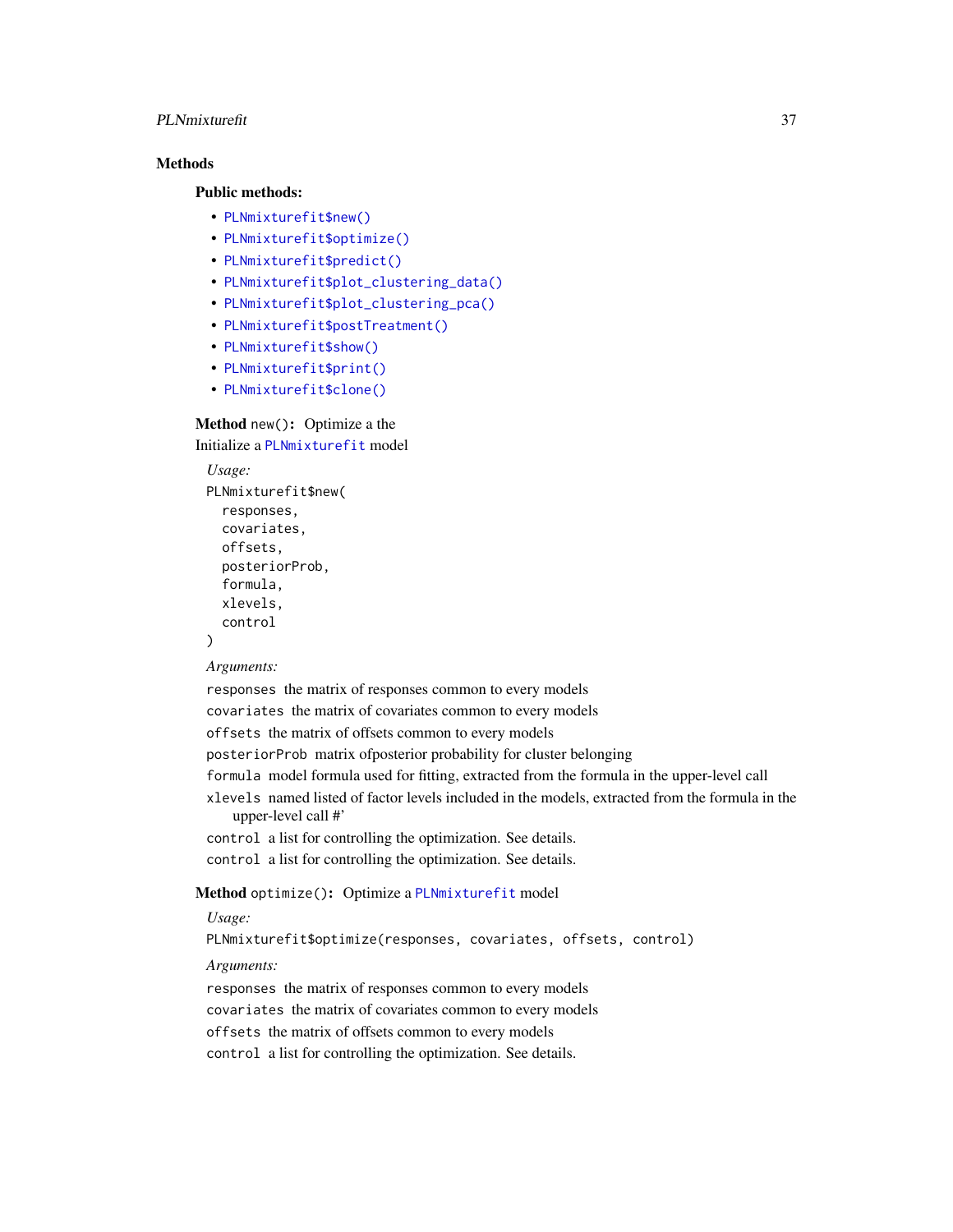## Methods

### Public methods:

- PLNmixturefit$new()
- PLNmixturefit$optimize()
- PLNmixturefit$predict()
- PLNmixturefit$plot_clustering_data()
- PLNmixturefit$plot_clustering_pca()
- PLNmixturefit$postTreatment()
- PLNmixturefit$show()
- PLNmixturefit$print()
- PLNmixturefit$clone()

**Method** `new()`**:** Optimize a the

Initialize a PLNmixturefit model

*Usage:*

```
PLNmixturefit$new(
  responses,
  covariates,
  offsets,
  posteriorProb,
  formula,
  xlevels,
  control
)
```

*Arguments:*

`responses` the matrix of responses common to every models

`covariates` the matrix of covariates common to every models

`offsets` the matrix of offsets common to every models

`posteriorProb` matrix ofposterior probability for cluster belonging

`formula` model formula used for fitting, extracted from the formula in the upper-level call

`xlevels` named listed of factor levels included in the models, extracted from the formula in the upper-level call #'

`control` a list for controlling the optimization. See details.

`control` a list for controlling the optimization. See details.

**Method** `optimize()`**:** Optimize a PLNmixturefit model

*Usage:*

```
PLNmixturefit$optimize(responses, covariates, offsets, control)
```

*Arguments:*

`responses` the matrix of responses common to every models

`covariates` the matrix of covariates common to every models

`offsets` the matrix of offsets common to every models

`control` a list for controlling the optimization. See details.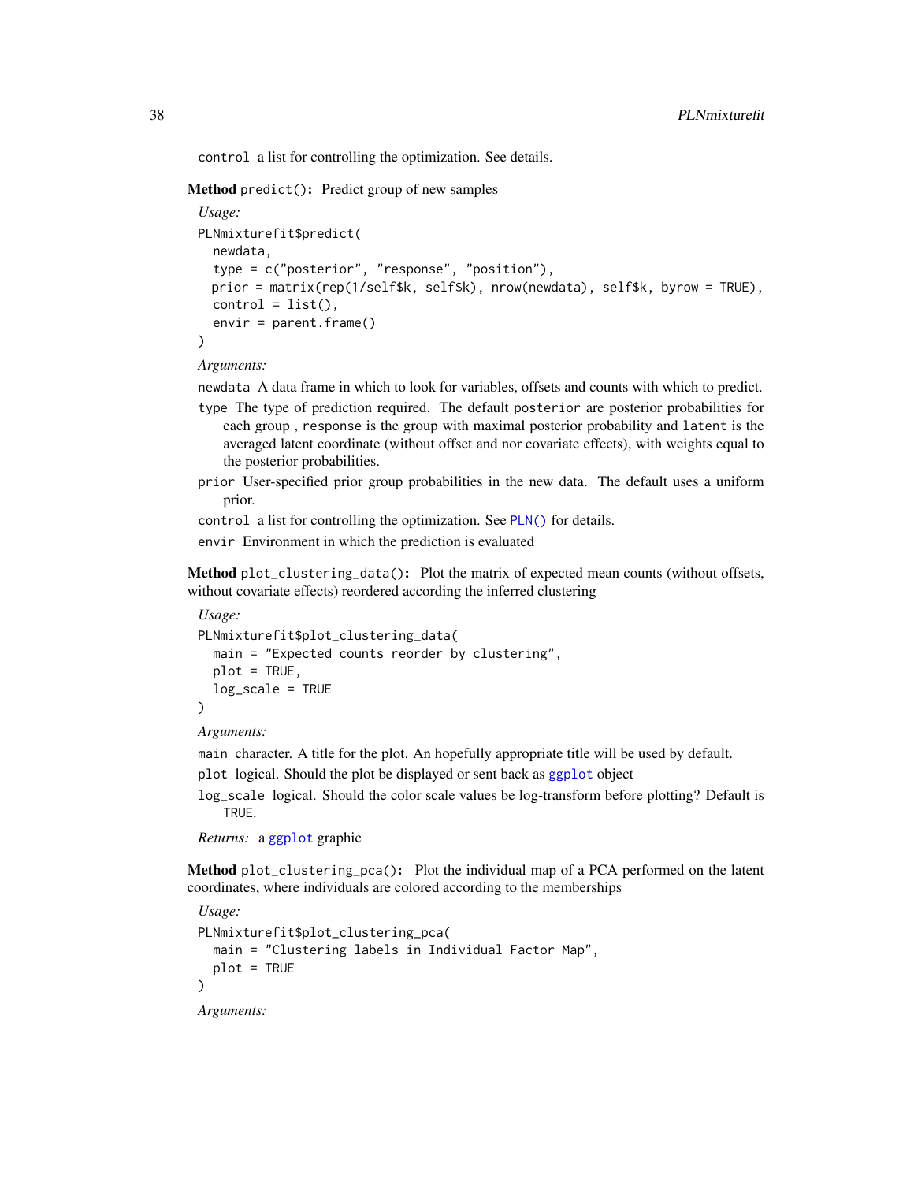`control` a list for controlling the optimization. See details.

**Method** `predict()`**:** Predict group of new samples

*Usage:*

```
PLNmixturefit$predict(
  newdata,
  type = c("posterior", "response", "position"),
  prior = matrix(rep(1/self$k, self$k), nrow(newdata), self$k, byrow = TRUE),
  control = list(),
  envir = parent.frame()
)
```

*Arguments:*

`newdata` A data frame in which to look for variables, offsets and counts with which to predict.

`type` The type of prediction required. The default `posterior` are posterior probabilities for each group , `response` is the group with maximal posterior probability and `latent` is the averaged latent coordinate (without offset and nor covariate effects), with weights equal to the posterior probabilities.

`prior` User-specified prior group probabilities in the new data. The default uses a uniform prior.

`control` a list for controlling the optimization. See `PLN()` for details.

`envir` Environment in which the prediction is evaluated

**Method** `plot_clustering_data()`**:** Plot the matrix of expected mean counts (without offsets, without covariate effects) reordered according the inferred clustering

*Usage:*

```
PLNmixturefit$plot_clustering_data(
  main = "Expected counts reorder by clustering",
  plot = TRUE,
  log_scale = TRUE
)
```

*Arguments:*

`main` character. A title for the plot. An hopefully appropriate title will be used by default.

`plot` logical. Should the plot be displayed or sent back as `ggplot` object

`log_scale` logical. Should the color scale values be log-transform before plotting? Default is `TRUE`.

*Returns:* a `ggplot` graphic

**Method** `plot_clustering_pca()`**:** Plot the individual map of a PCA performed on the latent coordinates, where individuals are colored according to the memberships

*Usage:*

```
PLNmixturefit$plot_clustering_pca(
  main = "Clustering labels in Individual Factor Map",
  plot = TRUE
)
```

*Arguments:*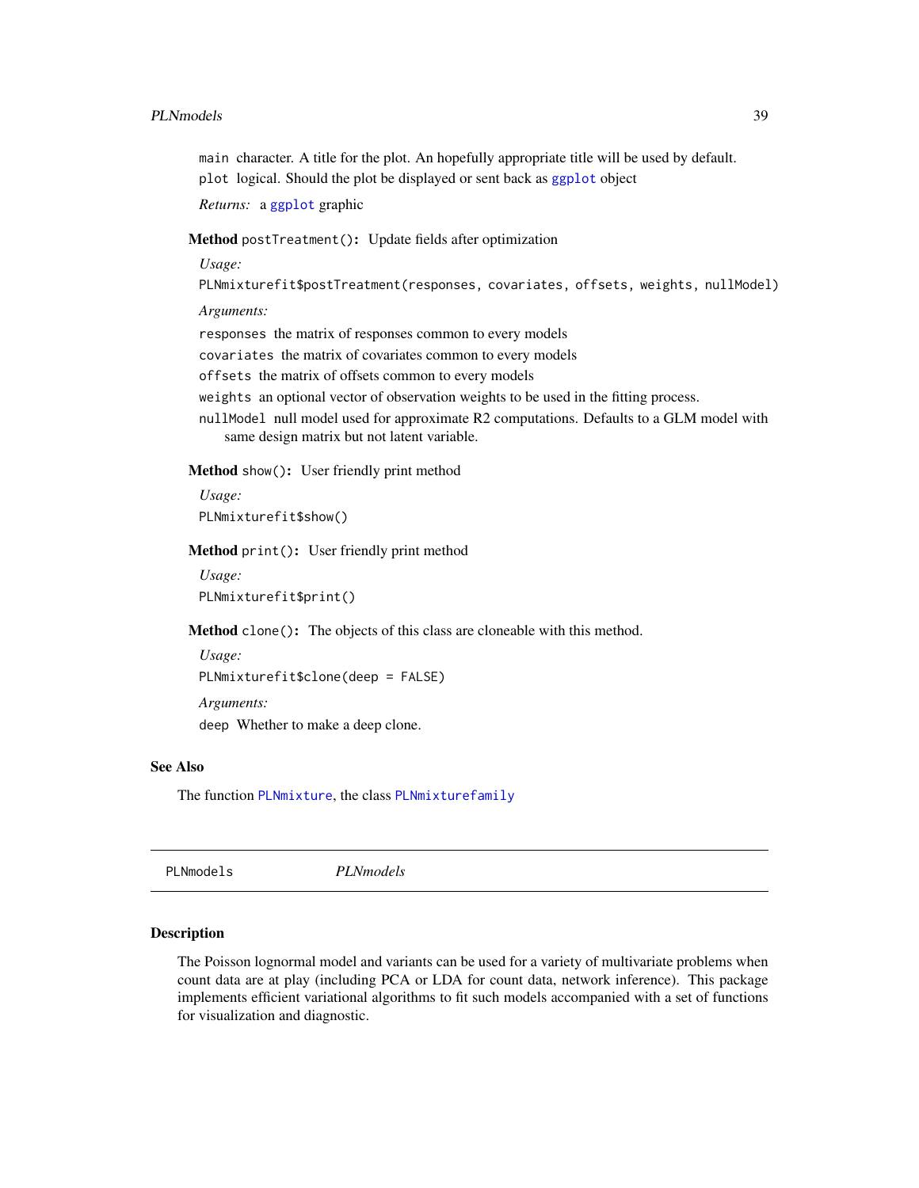main character. A title for the plot. An hopefully appropriate title will be used by default.

plot logical. Should the plot be displayed or sent back as `ggplot` object

*Returns:* a `ggplot` graphic

**Method** `postTreatment()`**:** Update fields after optimization

*Usage:*

```
PLNmixturefit$postTreatment(responses, covariates, offsets, weights, nullModel)
```

*Arguments:*

`responses` the matrix of responses common to every models

`covariates` the matrix of covariates common to every models

`offsets` the matrix of offsets common to every models

`weights` an optional vector of observation weights to be used in the fitting process.

`nullModel` null model used for approximate R2 computations. Defaults to a GLM model with same design matrix but not latent variable.

**Method** `show()`**:** User friendly print method

*Usage:*

```
PLNmixturefit$show()
```

**Method** `print()`**:** User friendly print method

*Usage:*

```
PLNmixturefit$print()
```

**Method** `clone()`**:** The objects of this class are cloneable with this method.

*Usage:*

```
PLNmixturefit$clone(deep = FALSE)
```

*Arguments:*

`deep` Whether to make a deep clone.

## See Also

The function `PLNmixture`, the class `PLNmixturefamily`

---

`PLNmodels` *PLNmodels*

---

## Description

The Poisson lognormal model and variants can be used for a variety of multivariate problems when count data are at play (including PCA or LDA for count data, network inference). This package implements efficient variational algorithms to fit such models accompanied with a set of functions for visualization and diagnostic.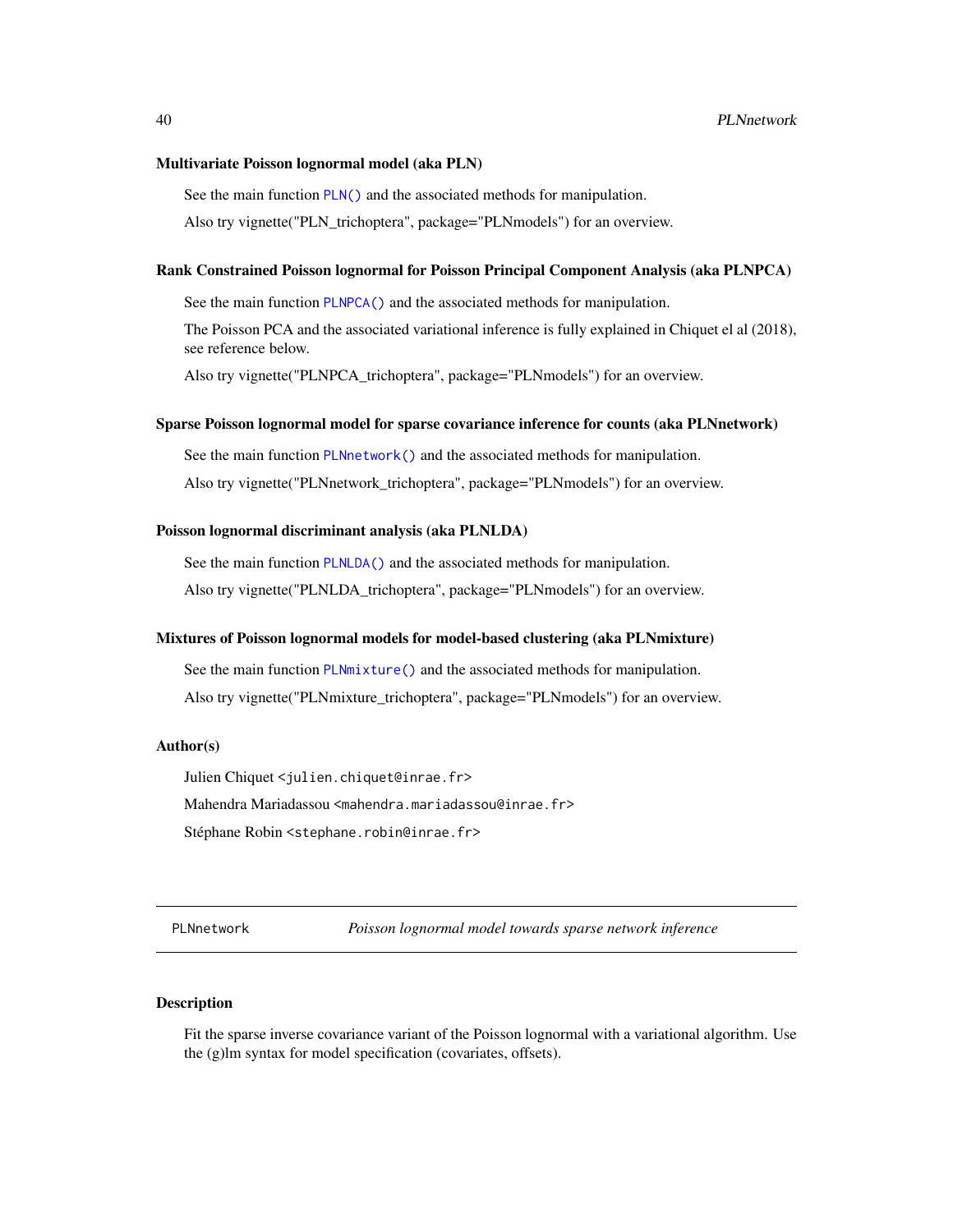### Multivariate Poisson lognormal model (aka PLN)

See the main function `PLN()` and the associated methods for manipulation.

Also try vignette("PLN_trichoptera", package="PLNmodels") for an overview.

### Rank Constrained Poisson lognormal for Poisson Principal Component Analysis (aka PLNPCA)

See the main function `PLNPCA()` and the associated methods for manipulation.

The Poisson PCA and the associated variational inference is fully explained in Chiquet el al (2018), see reference below.

Also try vignette("PLNPCA_trichoptera", package="PLNmodels") for an overview.

### Sparse Poisson lognormal model for sparse covariance inference for counts (aka PLNnetwork)

See the main function `PLNnetwork()` and the associated methods for manipulation.

Also try vignette("PLNnetwork_trichoptera", package="PLNmodels") for an overview.

### Poisson lognormal discriminant analysis (aka PLNLDA)

See the main function `PLNLDA()` and the associated methods for manipulation.

Also try vignette("PLNLDA_trichoptera", package="PLNmodels") for an overview.

### Mixtures of Poisson lognormal models for model-based clustering (aka PLNmixture)

See the main function `PLNmixture()` and the associated methods for manipulation.

Also try vignette("PLNmixture_trichoptera", package="PLNmodels") for an overview.

## Author(s)

Julien Chiquet `<julien.chiquet@inrae.fr>`

Mahendra Mariadassou `<mahendra.mariadassou@inrae.fr>`

Stéphane Robin `<stephane.robin@inrae.fr>`

---

# PLNnetwork — *Poisson lognormal model towards sparse network inference*

## Description

Fit the sparse inverse covariance variant of the Poisson lognormal with a variational algorithm. Use the (g)lm syntax for model specification (covariates, offsets).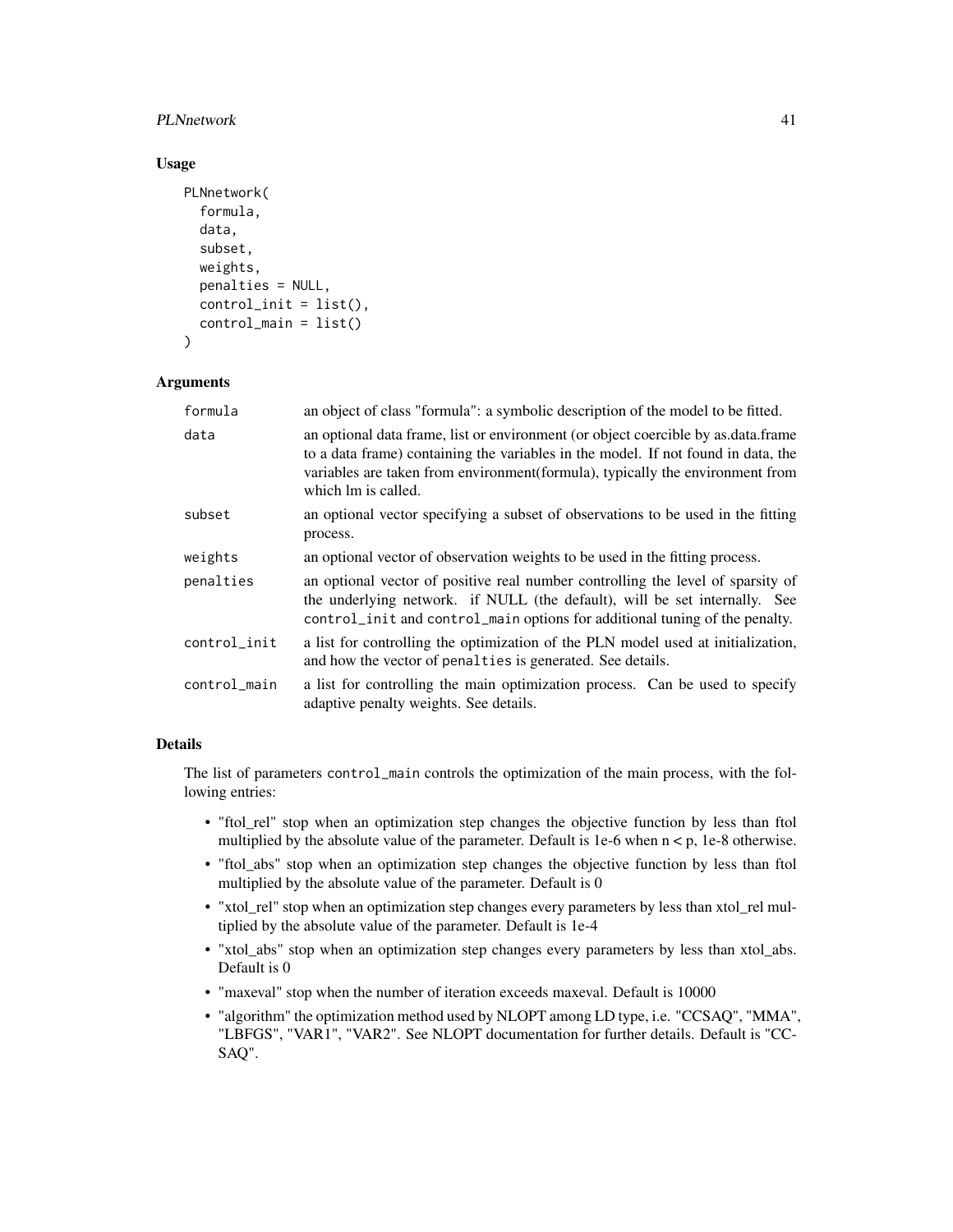## Usage

```
PLNnetwork(
  formula,
  data,
  subset,
  weights,
  penalties = NULL,
  control_init = list(),
  control_main = list()
)
```

## Arguments

| | |
|---|---|
| formula | an object of class "formula": a symbolic description of the model to be fitted. |
| data | an optional data frame, list or environment (or object coercible by as.data.frame to a data frame) containing the variables in the model. If not found in data, the variables are taken from environment(formula), typically the environment from which lm is called. |
| subset | an optional vector specifying a subset of observations to be used in the fitting process. |
| weights | an optional vector of observation weights to be used in the fitting process. |
| penalties | an optional vector of positive real number controlling the level of sparsity of the underlying network. if NULL (the default), will be set internally. See `control_init` and `control_main` options for additional tuning of the penalty. |
| control_init | a list for controlling the optimization of the PLN model used at initialization, and how the vector of `penalties` is generated. See details. |
| control_main | a list for controlling the main optimization process. Can be used to specify adaptive penalty weights. See details. |

## Details

The list of parameters `control_main` controls the optimization of the main process, with the following entries:

- "ftol_rel" stop when an optimization step changes the objective function by less than ftol multiplied by the absolute value of the parameter. Default is 1e-6 when n < p, 1e-8 otherwise.
- "ftol_abs" stop when an optimization step changes the objective function by less than ftol multiplied by the absolute value of the parameter. Default is 0
- "xtol_rel" stop when an optimization step changes every parameters by less than xtol_rel multiplied by the absolute value of the parameter. Default is 1e-4
- "xtol_abs" stop when an optimization step changes every parameters by less than xtol_abs. Default is 0
- "maxeval" stop when the number of iteration exceeds maxeval. Default is 10000
- "algorithm" the optimization method used by NLOPT among LD type, i.e. "CCSAQ", "MMA", "LBFGS", "VAR1", "VAR2". See NLOPT documentation for further details. Default is "CCSAQ".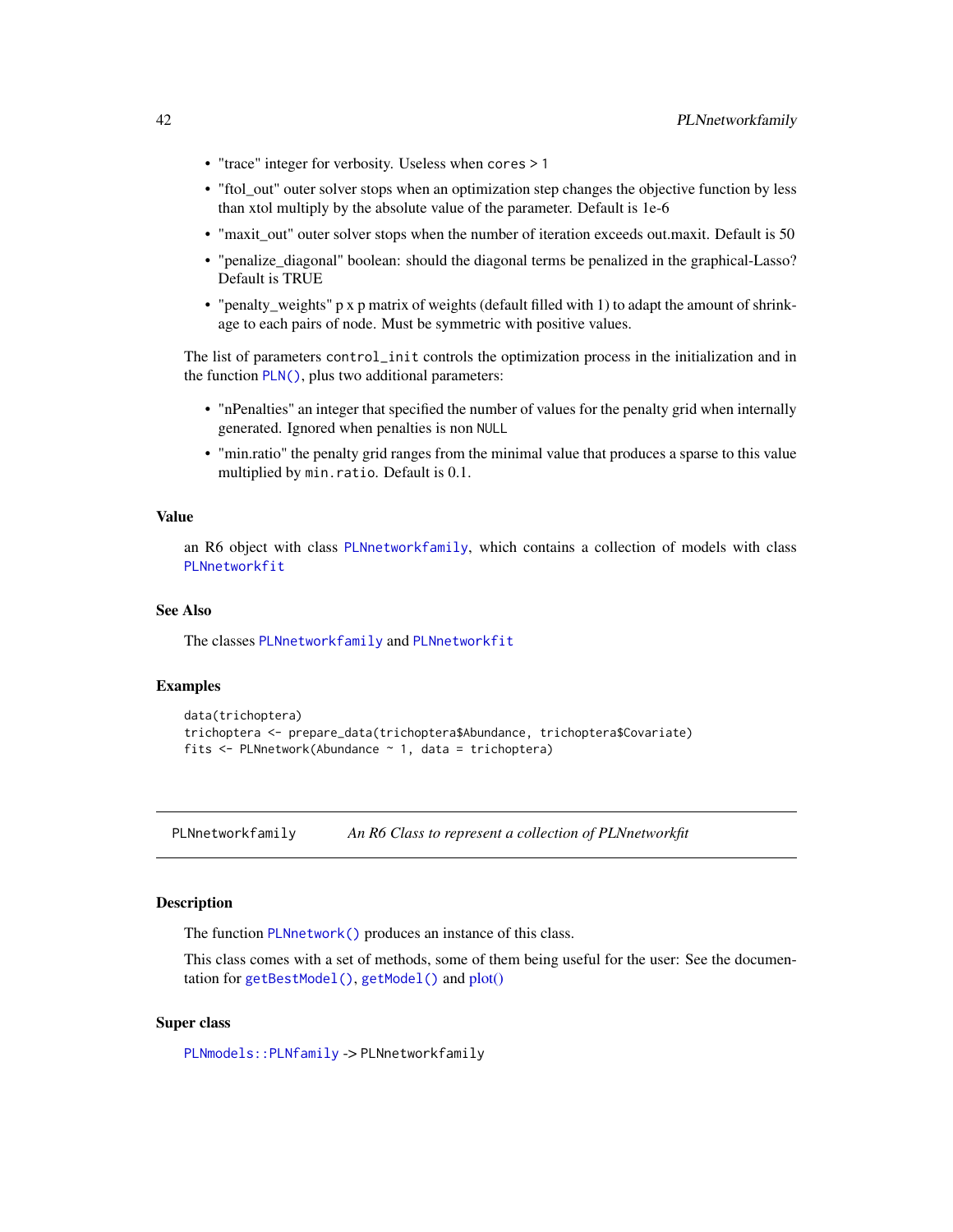- "trace" integer for verbosity. Useless when `cores` > 1
- "ftol_out" outer solver stops when an optimization step changes the objective function by less than xtol multiply by the absolute value of the parameter. Default is 1e-6
- "maxit_out" outer solver stops when the number of iteration exceeds out.maxit. Default is 50
- "penalize_diagonal" boolean: should the diagonal terms be penalized in the graphical-Lasso? Default is TRUE
- "penalty_weights" p x p matrix of weights (default filled with 1) to adapt the amount of shrinkage to each pairs of node. Must be symmetric with positive values.

The list of parameters `control_init` controls the optimization process in the initialization and in the function `PLN()`, plus two additional parameters:

- "nPenalties" an integer that specified the number of values for the penalty grid when internally generated. Ignored when penalties is non `NULL`
- "min.ratio" the penalty grid ranges from the minimal value that produces a sparse to this value multiplied by `min.ratio`. Default is 0.1.

### Value

an R6 object with class `PLNnetworkfamily`, which contains a collection of models with class `PLNnetworkfit`

### See Also

The classes `PLNnetworkfamily` and `PLNnetworkfit`

### Examples

```
data(trichoptera)
trichoptera <- prepare_data(trichoptera$Abundance, trichoptera$Covariate)
fits <- PLNnetwork(Abundance ~ 1, data = trichoptera)
```

---

## PLNnetworkfamily — *An R6 Class to represent a collection of PLNnetworkfit*

### Description

The function `PLNnetwork()` produces an instance of this class.

This class comes with a set of methods, some of them being useful for the user: See the documentation for `getBestModel()`, `getModel()` and `plot()`

### Super class

`PLNmodels::PLNfamily` -> `PLNnetworkfamily`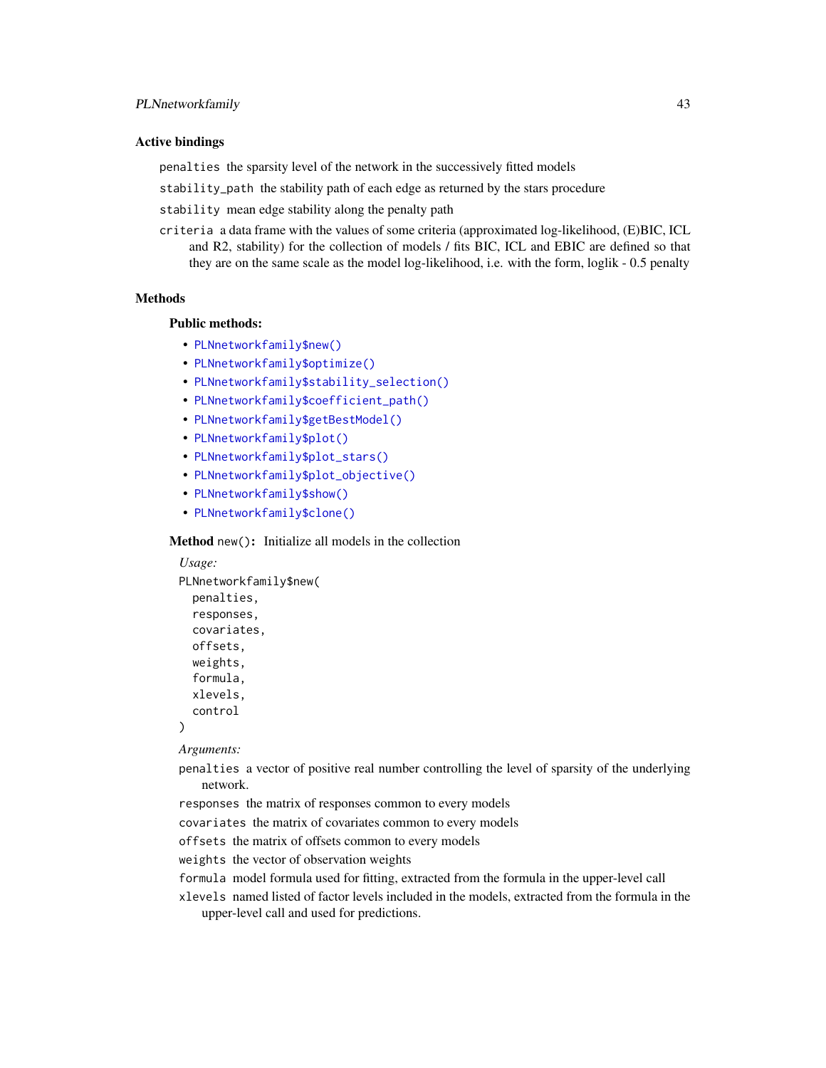### Active bindings

`penalties` the sparsity level of the network in the successively fitted models

`stability_path` the stability path of each edge as returned by the stars procedure

`stability` mean edge stability along the penalty path

`criteria` a data frame with the values of some criteria (approximated log-likelihood, (E)BIC, ICL and R2, stability) for the collection of models / fits BIC, ICL and EBIC are defined so that they are on the same scale as the model log-likelihood, i.e. with the form, loglik - 0.5 penalty

### Methods

#### Public methods:

- `PLNnetworkfamily$new()`
- `PLNnetworkfamily$optimize()`
- `PLNnetworkfamily$stability_selection()`
- `PLNnetworkfamily$coefficient_path()`
- `PLNnetworkfamily$getBestModel()`
- `PLNnetworkfamily$plot()`
- `PLNnetworkfamily$plot_stars()`
- `PLNnetworkfamily$plot_objective()`
- `PLNnetworkfamily$show()`
- `PLNnetworkfamily$clone()`

**Method** `new()`**:** Initialize all models in the collection

*Usage:*

```
PLNnetworkfamily$new(
  penalties,
  responses,
  covariates,
  offsets,
  weights,
  formula,
  xlevels,
  control
)
```

*Arguments:*

`penalties` a vector of positive real number controlling the level of sparsity of the underlying network.

`responses` the matrix of responses common to every models

`covariates` the matrix of covariates common to every models

`offsets` the matrix of offsets common to every models

`weights` the vector of observation weights

`formula` model formula used for fitting, extracted from the formula in the upper-level call

`xlevels` named listed of factor levels included in the models, extracted from the formula in the upper-level call and used for predictions.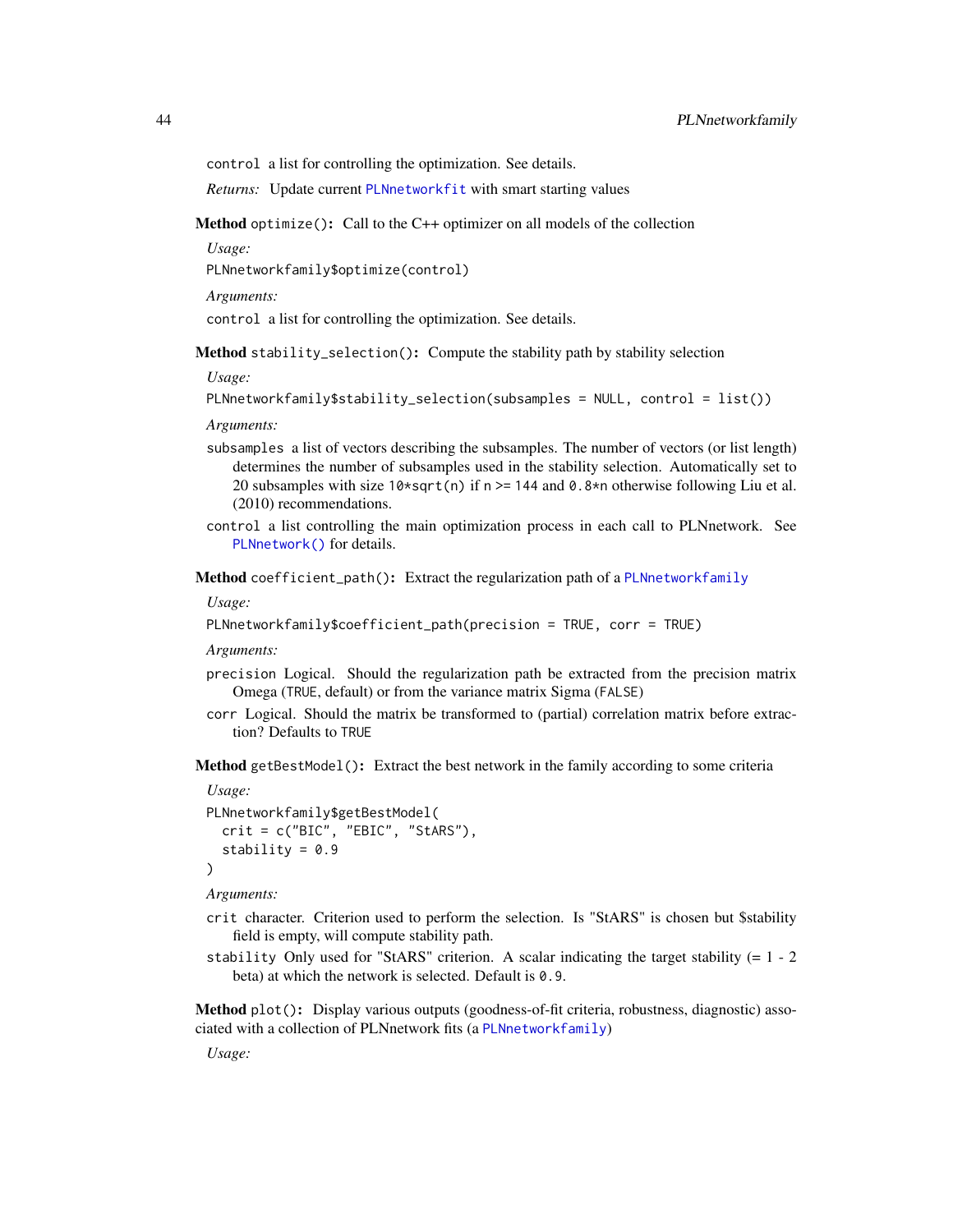`control` a list for controlling the optimization. See details.

*Returns:* Update current `PLNnetworkfit` with smart starting values

**Method** `optimize()`**:** Call to the C++ optimizer on all models of the collection

*Usage:*

```
PLNnetworkfamily$optimize(control)
```

*Arguments:*

`control` a list for controlling the optimization. See details.

**Method** `stability_selection()`**:** Compute the stability path by stability selection

*Usage:*

```
PLNnetworkfamily$stability_selection(subsamples = NULL, control = list())
```

*Arguments:*

`subsamples` a list of vectors describing the subsamples. The number of vectors (or list length) determines the number of subsamples used in the stability selection. Automatically set to 20 subsamples with size `10*sqrt(n)` if `n >= 144` and `0.8*n` otherwise following Liu et al. (2010) recommendations.

`control` a list controlling the main optimization process in each call to PLNnetwork. See `PLNnetwork()` for details.

**Method** `coefficient_path()`**:** Extract the regularization path of a `PLNnetworkfamily`

*Usage:*

```
PLNnetworkfamily$coefficient_path(precision = TRUE, corr = TRUE)
```

*Arguments:*

`precision` Logical. Should the regularization path be extracted from the precision matrix Omega (`TRUE`, default) or from the variance matrix Sigma (`FALSE`)

`corr` Logical. Should the matrix be transformed to (partial) correlation matrix before extraction? Defaults to `TRUE`

**Method** `getBestModel()`**:** Extract the best network in the family according to some criteria

*Usage:*

```
PLNnetworkfamily$getBestModel(
  crit = c("BIC", "EBIC", "StARS"),
  stability = 0.9
)
```

*Arguments:*

`crit` character. Criterion used to perform the selection. Is "StARS" is chosen but $stability field is empty, will compute stability path.

`stability` Only used for "StARS" criterion. A scalar indicating the target stability (= 1 - 2 beta) at which the network is selected. Default is `0.9`.

**Method** `plot()`**:** Display various outputs (goodness-of-fit criteria, robustness, diagnostic) associated with a collection of PLNnetwork fits (a `PLNnetworkfamily`)

*Usage:*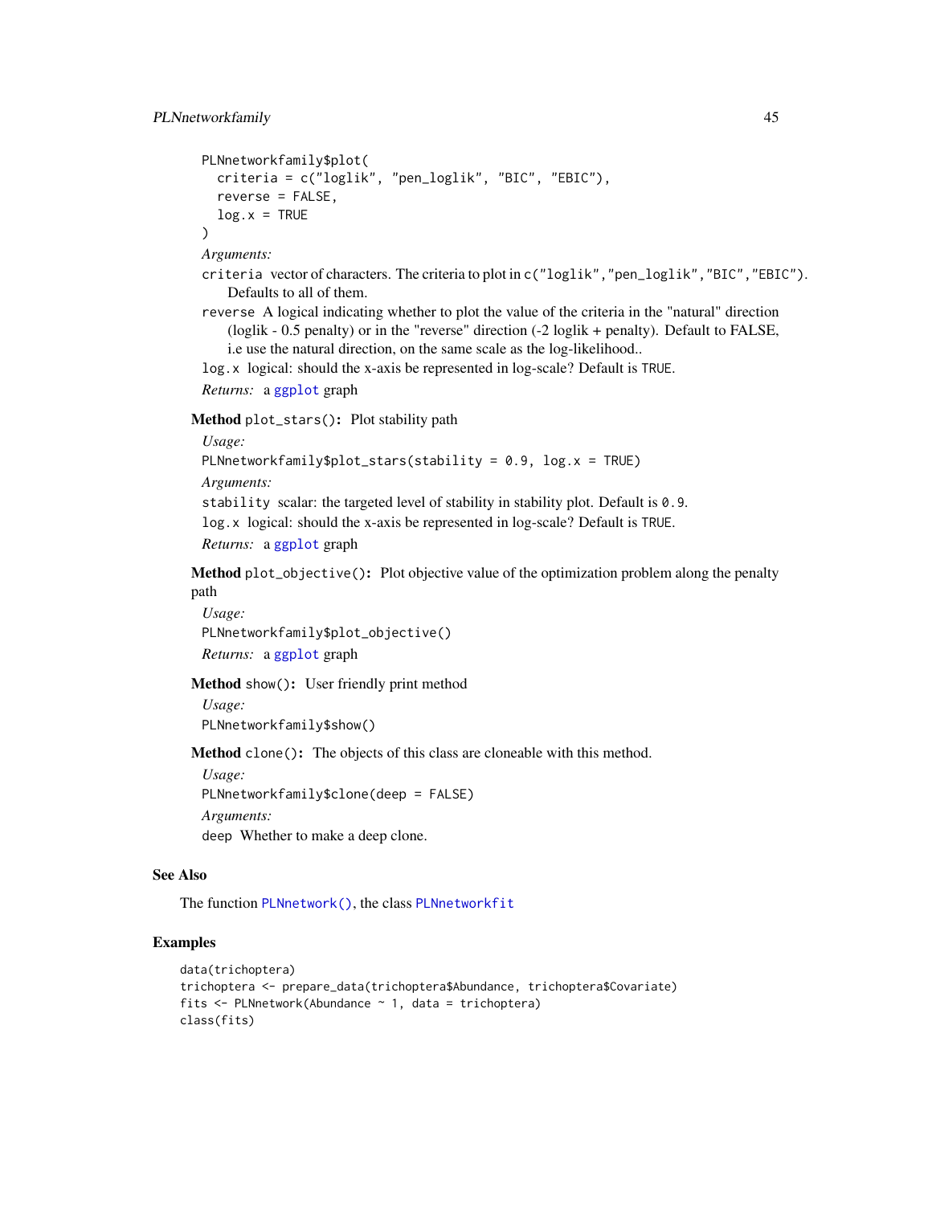```
PLNnetworkfamily$plot(
  criteria = c("loglik", "pen_loglik", "BIC", "EBIC"),
  reverse = FALSE,
  log.x = TRUE
)
```

*Arguments:*

`criteria` vector of characters. The criteria to plot in `c("loglik","pen_loglik","BIC","EBIC")`. Defaults to all of them.

`reverse` A logical indicating whether to plot the value of the criteria in the "natural" direction (loglik - 0.5 penalty) or in the "reverse" direction (-2 loglik + penalty). Default to FALSE, i.e use the natural direction, on the same scale as the log-likelihood..

`log.x` logical: should the x-axis be represented in log-scale? Default is `TRUE`.

*Returns:* a `ggplot` graph

**Method** `plot_stars()`**:** Plot stability path

*Usage:*

```
PLNnetworkfamily$plot_stars(stability = 0.9, log.x = TRUE)
```

*Arguments:*

`stability` scalar: the targeted level of stability in stability plot. Default is `0.9`.

`log.x` logical: should the x-axis be represented in log-scale? Default is `TRUE`.

*Returns:* a `ggplot` graph

**Method** `plot_objective()`**:** Plot objective value of the optimization problem along the penalty path

*Usage:*

```
PLNnetworkfamily$plot_objective()
```

*Returns:* a `ggplot` graph

**Method** `show()`**:** User friendly print method

*Usage:*

```
PLNnetworkfamily$show()
```

**Method** `clone()`**:** The objects of this class are cloneable with this method.

*Usage:*

```
PLNnetworkfamily$clone(deep = FALSE)
```

*Arguments:*

`deep` Whether to make a deep clone.

## See Also

The function `PLNnetwork()`, the class `PLNnetworkfit`

## Examples

```
data(trichoptera)
trichoptera <- prepare_data(trichoptera$Abundance, trichoptera$Covariate)
fits <- PLNnetwork(Abundance ~ 1, data = trichoptera)
class(fits)
```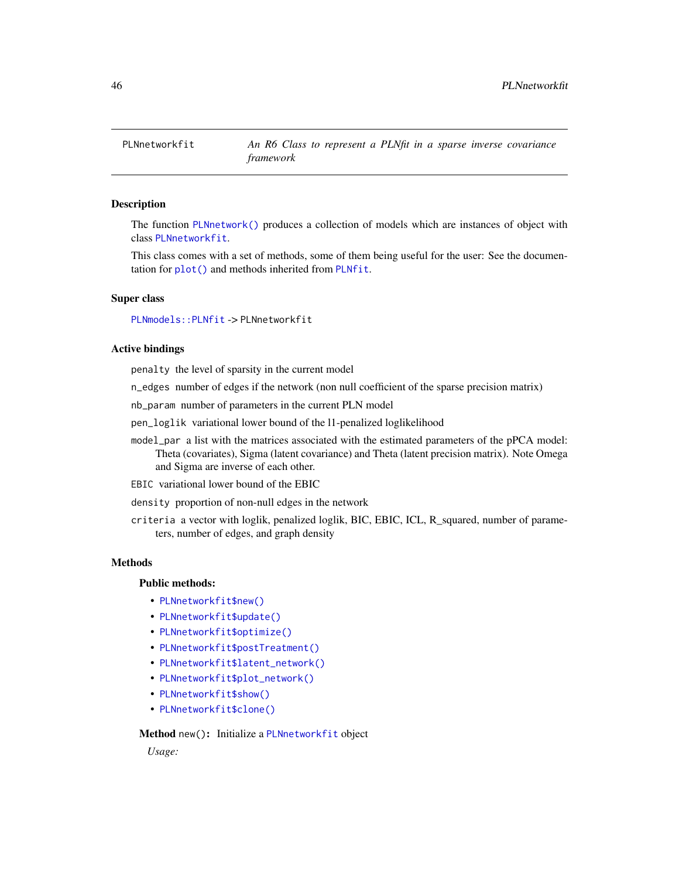PLNnetworkfit — *An R6 Class to represent a PLNfit in a sparse inverse covariance framework*

## Description

The function PLNnetwork() produces a collection of models which are instances of object with class PLNnetworkfit.

This class comes with a set of methods, some of them being useful for the user: See the documentation for plot() and methods inherited from PLNfit.

## Super class

PLNmodels::PLNfit -> PLNnetworkfit

## Active bindings

`penalty` the level of sparsity in the current model

`n_edges` number of edges if the network (non null coefficient of the sparse precision matrix)

`nb_param` number of parameters in the current PLN model

`pen_loglik` variational lower bound of the l1-penalized loglikelihood

`model_par` a list with the matrices associated with the estimated parameters of the pPCA model: Theta (covariates), Sigma (latent covariance) and Theta (latent precision matrix). Note Omega and Sigma are inverse of each other.

`EBIC` variational lower bound of the EBIC

`density` proportion of non-null edges in the network

`criteria` a vector with loglik, penalized loglik, BIC, EBIC, ICL, R_squared, number of parameters, number of edges, and graph density

## Methods

### Public methods:

- PLNnetworkfit$new()
- PLNnetworkfit$update()
- PLNnetworkfit$optimize()
- PLNnetworkfit$postTreatment()
- PLNnetworkfit$latent_network()
- PLNnetworkfit$plot_network()
- PLNnetworkfit$show()
- PLNnetworkfit$clone()

**Method** `new()`: Initialize a PLNnetworkfit object

*Usage:*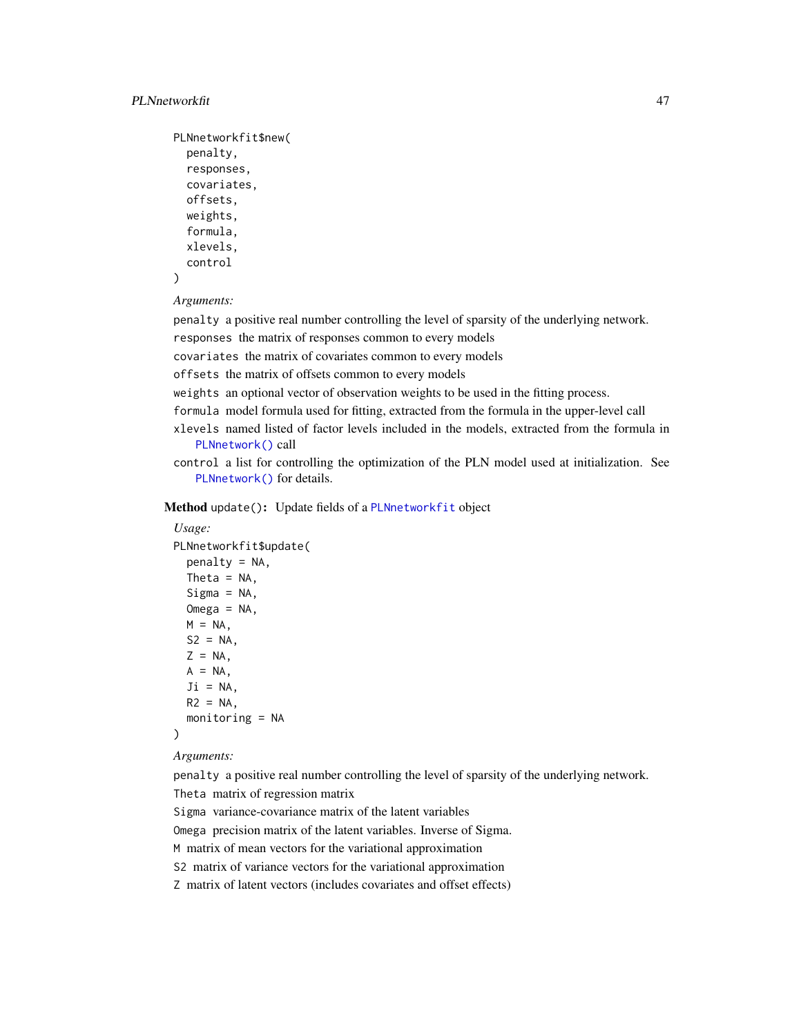```
PLNnetworkfit$new(
  penalty,
  responses,
  covariates,
  offsets,
  weights,
  formula,
  xlevels,
  control
)
```

*Arguments:*

`penalty` a positive real number controlling the level of sparsity of the underlying network.

`responses` the matrix of responses common to every models

`covariates` the matrix of covariates common to every models

`offsets` the matrix of offsets common to every models

`weights` an optional vector of observation weights to be used in the fitting process.

`formula` model formula used for fitting, extracted from the formula in the upper-level call

`xlevels` named listed of factor levels included in the models, extracted from the formula in `PLNnetwork()` call

`control` a list for controlling the optimization of the PLN model used at initialization. See `PLNnetwork()` for details.

**Method** `update()`**:** Update fields of a `PLNnetworkfit` object

*Usage:*

```
PLNnetworkfit$update(
  penalty = NA,
  Theta = NA,
  Sigma = NA,
  Omega = NA,
  M = NA,
  S2 = NA,
  Z = NA,
  A = NA,
  Ji = NA,
  R2 = NA,
  monitoring = NA
)
```

*Arguments:*

`penalty` a positive real number controlling the level of sparsity of the underlying network.

`Theta` matrix of regression matrix

`Sigma` variance-covariance matrix of the latent variables

`Omega` precision matrix of the latent variables. Inverse of Sigma.

`M` matrix of mean vectors for the variational approximation

`S2` matrix of variance vectors for the variational approximation

`Z` matrix of latent vectors (includes covariates and offset effects)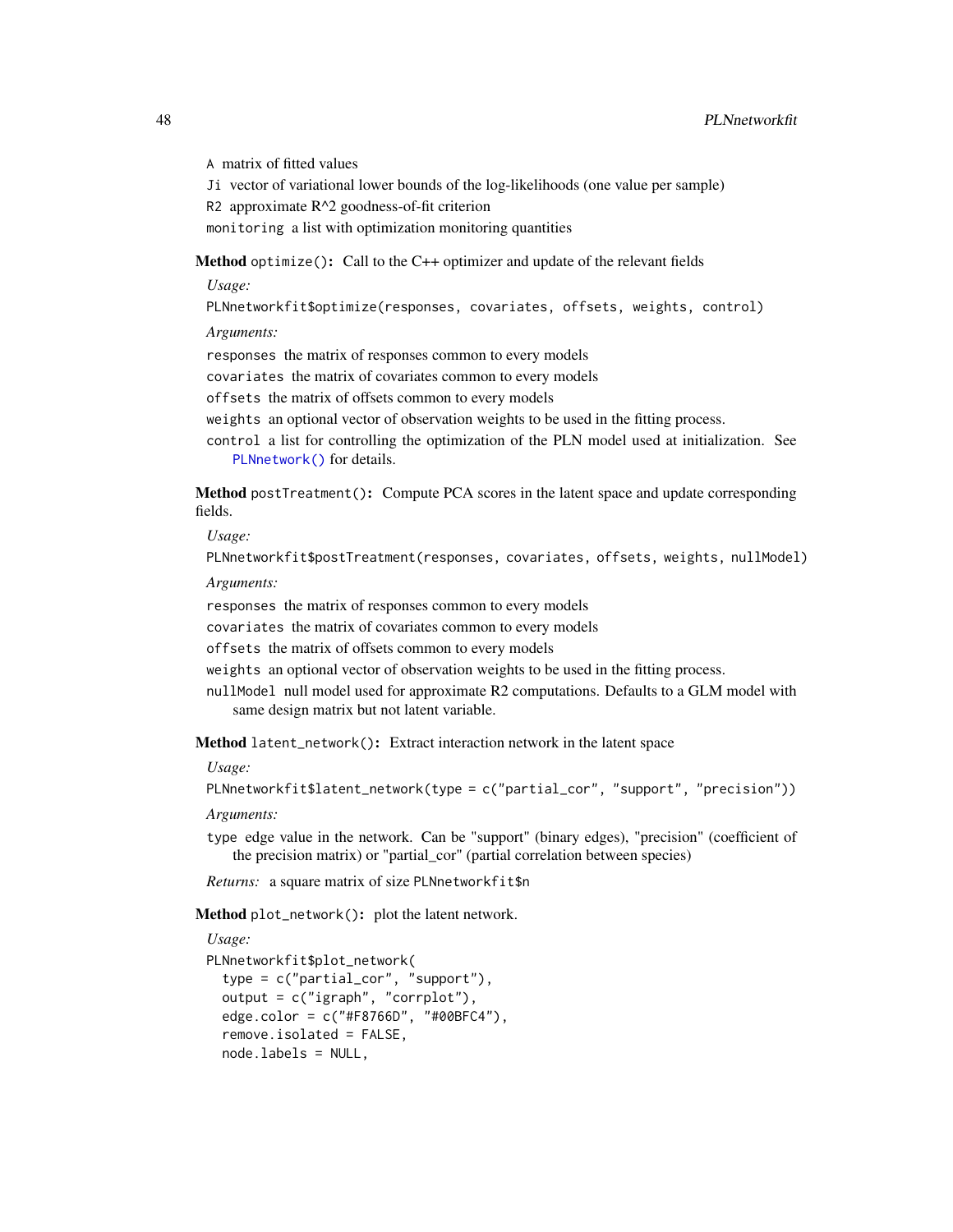`A` matrix of fitted values

`Ji` vector of variational lower bounds of the log-likelihoods (one value per sample)

`R2` approximate $R^2$ goodness-of-fit criterion

`monitoring` a list with optimization monitoring quantities

**Method** `optimize()`**:** Call to the C++ optimizer and update of the relevant fields

*Usage:*

```
PLNnetworkfit$optimize(responses, covariates, offsets, weights, control)
```

*Arguments:*

`responses` the matrix of responses common to every models

`covariates` the matrix of covariates common to every models

`offsets` the matrix of offsets common to every models

`weights` an optional vector of observation weights to be used in the fitting process.

`control` a list for controlling the optimization of the PLN model used at initialization. See `PLNnetwork()` for details.

**Method** `postTreatment()`**:** Compute PCA scores in the latent space and update corresponding fields.

*Usage:*

```
PLNnetworkfit$postTreatment(responses, covariates, offsets, weights, nullModel)
```

*Arguments:*

`responses` the matrix of responses common to every models

`covariates` the matrix of covariates common to every models

`offsets` the matrix of offsets common to every models

`weights` an optional vector of observation weights to be used in the fitting process.

`nullModel` null model used for approximate R2 computations. Defaults to a GLM model with same design matrix but not latent variable.

**Method** `latent_network()`**:** Extract interaction network in the latent space

*Usage:*

```
PLNnetworkfit$latent_network(type = c("partial_cor", "support", "precision"))
```

*Arguments:*

`type` edge value in the network. Can be "support" (binary edges), "precision" (coefficient of the precision matrix) or "partial_cor" (partial correlation between species)

*Returns:* a square matrix of size `PLNnetworkfit$n`

**Method** `plot_network()`**:** plot the latent network.

*Usage:*

```
PLNnetworkfit$plot_network(
  type = c("partial_cor", "support"),
  output = c("igraph", "corrplot"),
  edge.color = c("#F8766D", "#00BFC4"),
  remove.isolated = FALSE,
  node.labels = NULL,
```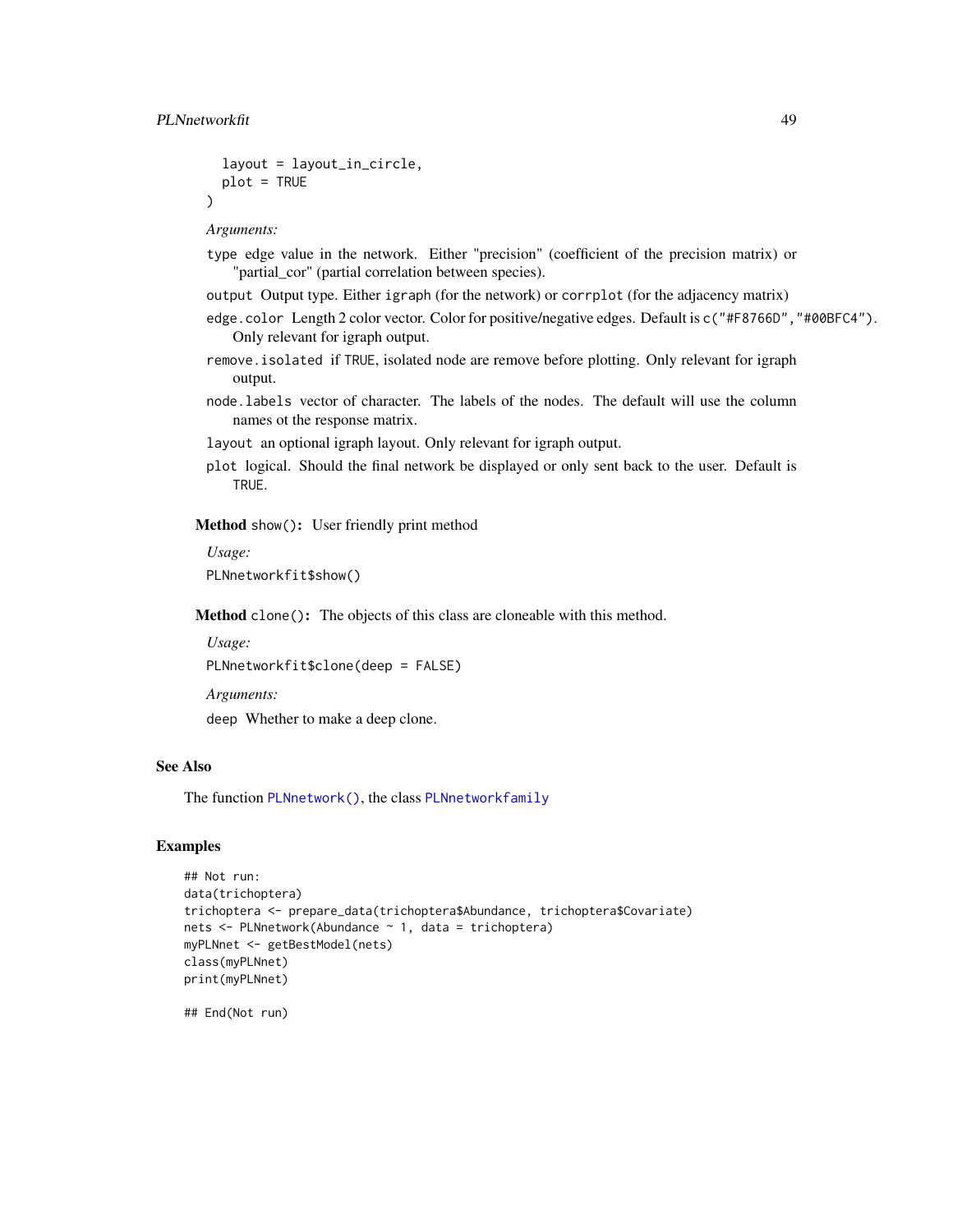```
  layout = layout_in_circle,
  plot = TRUE
)
```

*Arguments:*

`type` edge value in the network. Either "precision" (coefficient of the precision matrix) or "partial_cor" (partial correlation between species).

`output` Output type. Either `igraph` (for the network) or `corrplot` (for the adjacency matrix)

`edge.color` Length 2 color vector. Color for positive/negative edges. Default is `c("#F8766D","#00BFC4")`. Only relevant for igraph output.

`remove.isolated` if `TRUE`, isolated node are remove before plotting. Only relevant for igraph output.

`node.labels` vector of character. The labels of the nodes. The default will use the column names ot the response matrix.

`layout` an optional igraph layout. Only relevant for igraph output.

`plot` logical. Should the final network be displayed or only sent back to the user. Default is `TRUE`.

**Method** `show()`**:** User friendly print method

*Usage:*

```
PLNnetworkfit$show()
```

**Method** `clone()`**:** The objects of this class are cloneable with this method.

*Usage:*

```
PLNnetworkfit$clone(deep = FALSE)
```

*Arguments:*

`deep` Whether to make a deep clone.

## See Also

The function `PLNnetwork()`, the class `PLNnetworkfamily`

## Examples

```
## Not run:
data(trichoptera)
trichoptera <- prepare_data(trichoptera$Abundance, trichoptera$Covariate)
nets <- PLNnetwork(Abundance ~ 1, data = trichoptera)
myPLNnet <- getBestModel(nets)
class(myPLNnet)
print(myPLNnet)

## End(Not run)
```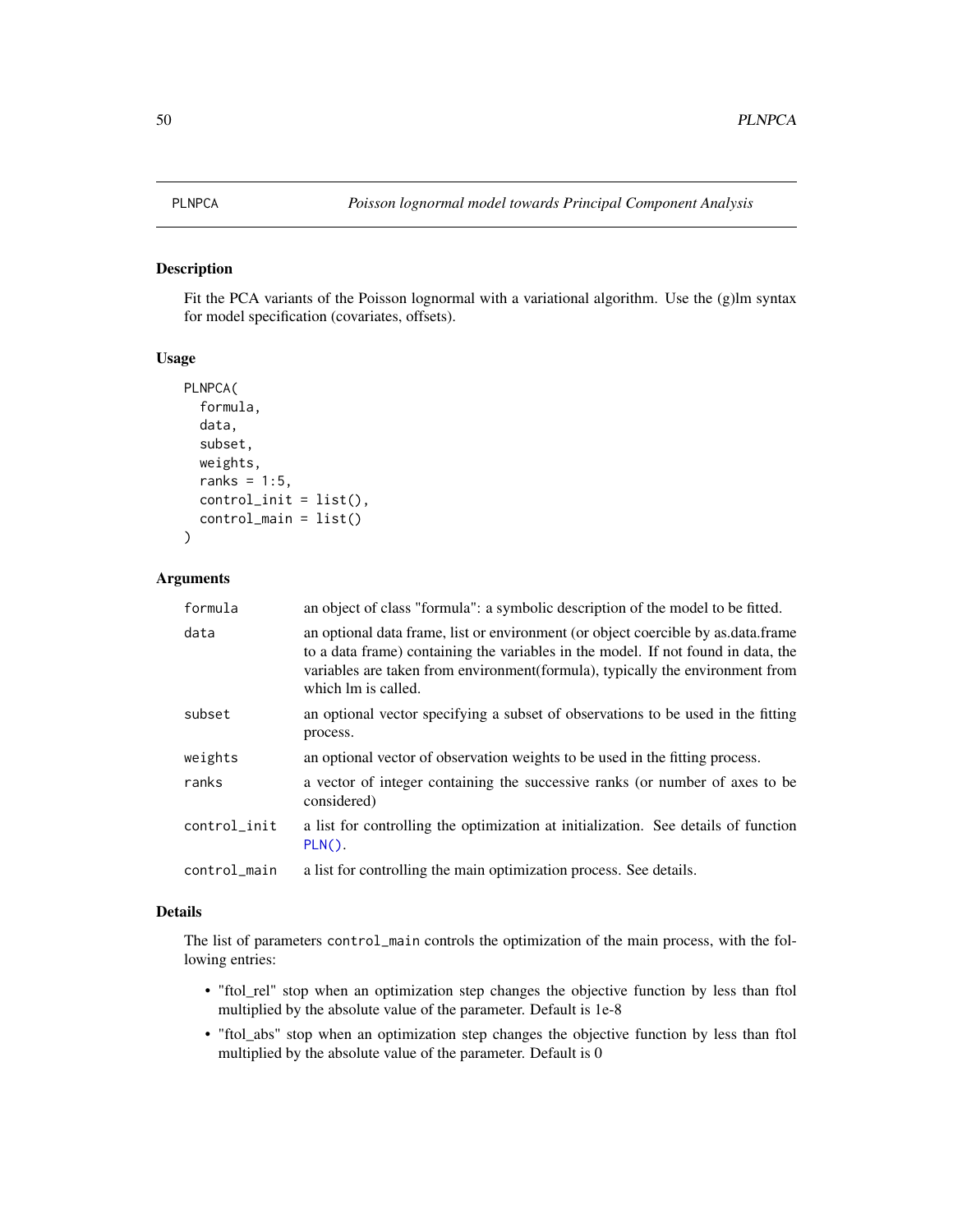# PLNPCA — *Poisson lognormal model towards Principal Component Analysis*

## Description

Fit the PCA variants of the Poisson lognormal with a variational algorithm. Use the (g)lm syntax for model specification (covariates, offsets).

## Usage

```
PLNPCA(
  formula,
  data,
  subset,
  weights,
  ranks = 1:5,
  control_init = list(),
  control_main = list()
)
```

## Arguments

| | |
|---|---|
| formula | an object of class "formula": a symbolic description of the model to be fitted. |
| data | an optional data frame, list or environment (or object coercible by as.data.frame to a data frame) containing the variables in the model. If not found in data, the variables are taken from environment(formula), typically the environment from which lm is called. |
| subset | an optional vector specifying a subset of observations to be used in the fitting process. |
| weights | an optional vector of observation weights to be used in the fitting process. |
| ranks | a vector of integer containing the successive ranks (or number of axes to be considered) |
| control_init | a list for controlling the optimization at initialization. See details of function PLN(). |
| control_main | a list for controlling the main optimization process. See details. |

## Details

The list of parameters `control_main` controls the optimization of the main process, with the following entries:

- "ftol_rel" stop when an optimization step changes the objective function by less than ftol multiplied by the absolute value of the parameter. Default is 1e-8
- "ftol_abs" stop when an optimization step changes the objective function by less than ftol multiplied by the absolute value of the parameter. Default is 0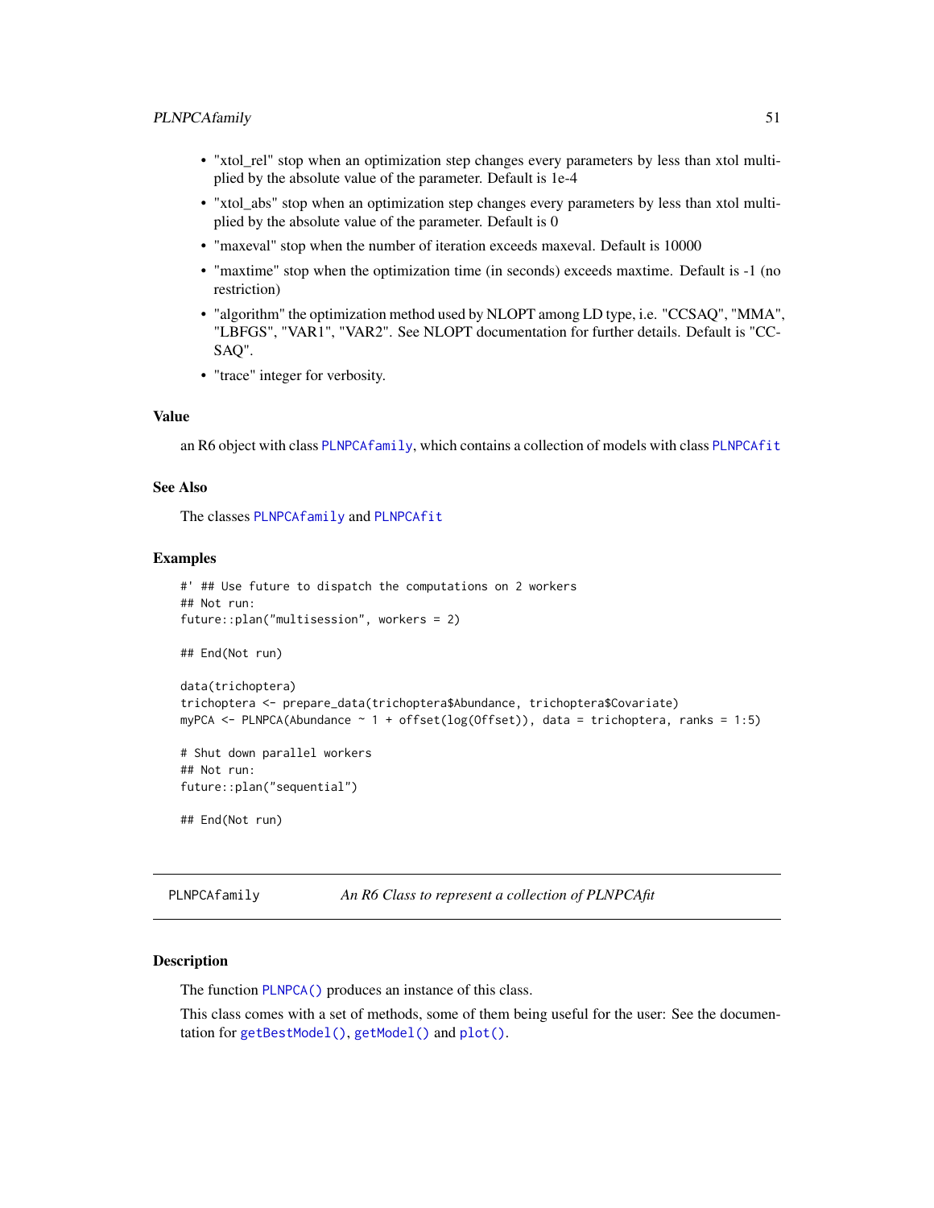- "xtol_rel" stop when an optimization step changes every parameters by less than xtol multiplied by the absolute value of the parameter. Default is 1e-4
- "xtol_abs" stop when an optimization step changes every parameters by less than xtol multiplied by the absolute value of the parameter. Default is 0
- "maxeval" stop when the number of iteration exceeds maxeval. Default is 10000
- "maxtime" stop when the optimization time (in seconds) exceeds maxtime. Default is -1 (no restriction)
- "algorithm" the optimization method used by NLOPT among LD type, i.e. "CCSAQ", "MMA", "LBFGS", "VAR1", "VAR2". See NLOPT documentation for further details. Default is "CCSAQ".
- "trace" integer for verbosity.

### Value

an R6 object with class `PLNPCAfamily`, which contains a collection of models with class `PLNPCAfit`

### See Also

The classes `PLNPCAfamily` and `PLNPCAfit`

### Examples

```
#' ## Use future to dispatch the computations on 2 workers
## Not run:
future::plan("multisession", workers = 2)

## End(Not run)

data(trichoptera)
trichoptera <- prepare_data(trichoptera$Abundance, trichoptera$Covariate)
myPCA <- PLNPCA(Abundance ~ 1 + offset(log(Offset)), data = trichoptera, ranks = 1:5)

# Shut down parallel workers
## Not run:
future::plan("sequential")

## End(Not run)
```

---

## PLNPCAfamily — *An R6 Class to represent a collection of PLNPCAfit*

### Description

The function `PLNPCA()` produces an instance of this class.

This class comes with a set of methods, some of them being useful for the user: See the documentation for `getBestModel()`, `getModel()` and `plot()`.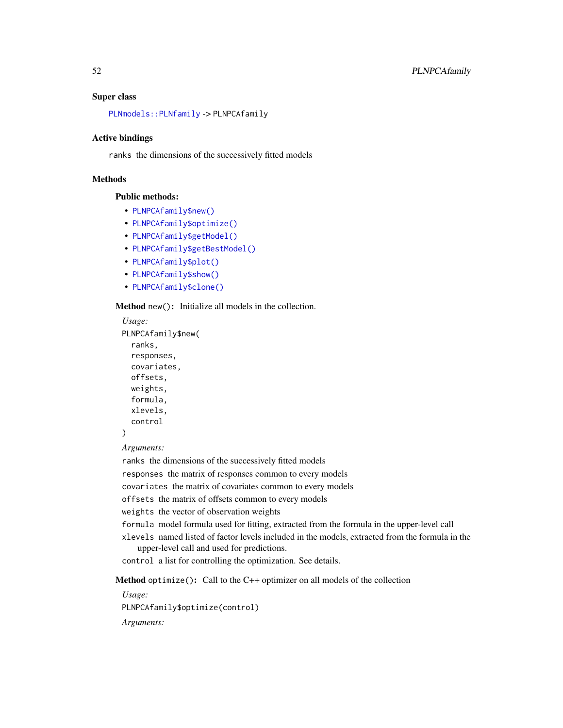### Super class

`PLNmodels::PLNfamily` -> `PLNPCAfamily`

### Active bindings

`ranks` the dimensions of the successively fitted models

### Methods

#### Public methods:

- `PLNPCAfamily$new()`
- `PLNPCAfamily$optimize()`
- `PLNPCAfamily$getModel()`
- `PLNPCAfamily$getBestModel()`
- `PLNPCAfamily$plot()`
- `PLNPCAfamily$show()`
- `PLNPCAfamily$clone()`

**Method** `new()`**:** Initialize all models in the collection.

*Usage:*

```
PLNPCAfamily$new(
  ranks,
  responses,
  covariates,
  offsets,
  weights,
  formula,
  xlevels,
  control
)
```

*Arguments:*

`ranks` the dimensions of the successively fitted models

`responses` the matrix of responses common to every models

`covariates` the matrix of covariates common to every models

`offsets` the matrix of offsets common to every models

`weights` the vector of observation weights

`formula` model formula used for fitting, extracted from the formula in the upper-level call

`xlevels` named listed of factor levels included in the models, extracted from the formula in the upper-level call and used for predictions.

`control` a list for controlling the optimization. See details.

**Method** `optimize()`**:** Call to the C++ optimizer on all models of the collection

*Usage:*

```
PLNPCAfamily$optimize(control)
```

*Arguments:*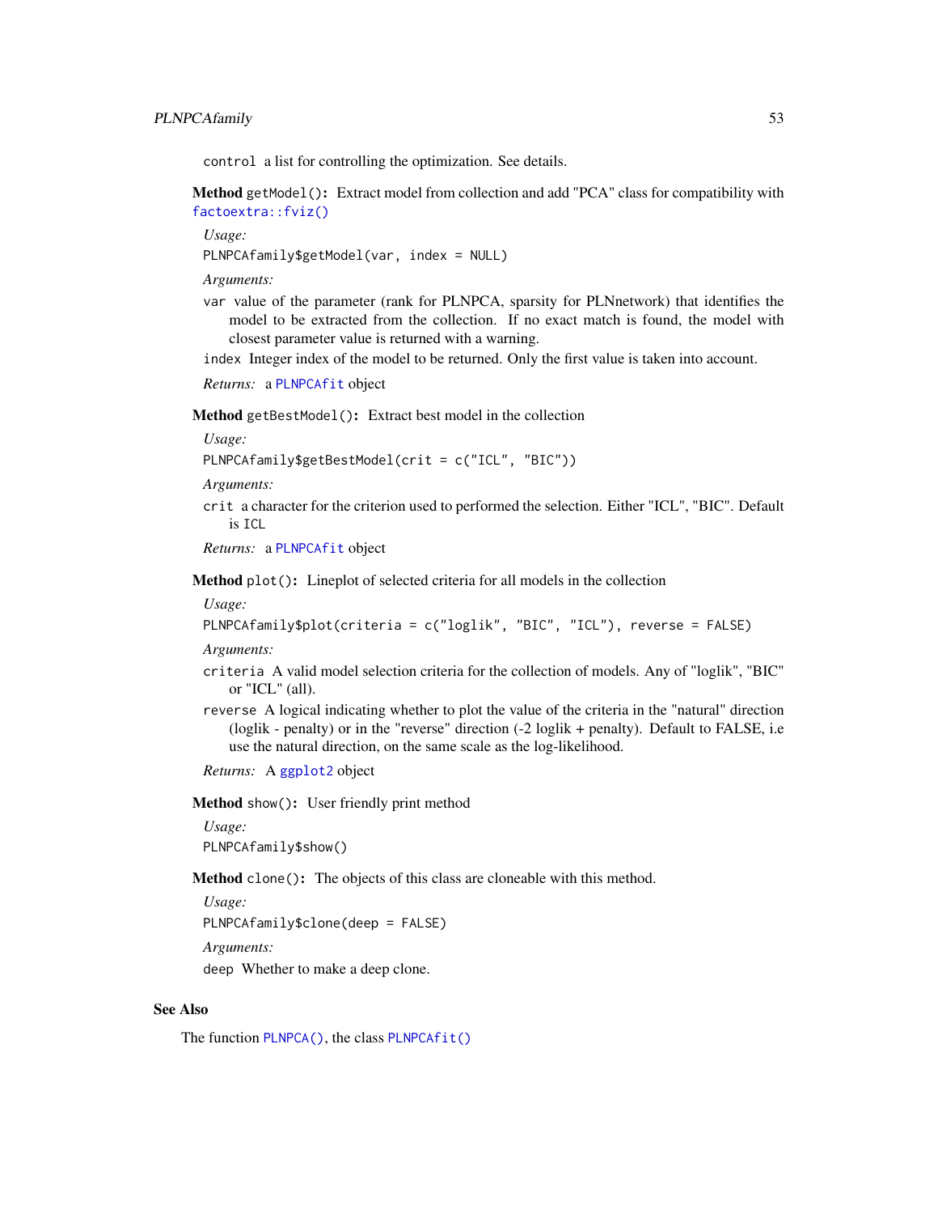`control` a list for controlling the optimization. See details.

**Method** `getModel()`**:** Extract model from collection and add "PCA" class for compatibility with `factoextra::fviz()`

*Usage:*

```
PLNPCAfamily$getModel(var, index = NULL)
```

*Arguments:*

`var` value of the parameter (rank for PLNPCA, sparsity for PLNnetwork) that identifies the model to be extracted from the collection. If no exact match is found, the model with closest parameter value is returned with a warning.

`index` Integer index of the model to be returned. Only the first value is taken into account.

*Returns:* a `PLNPCAfit` object

**Method** `getBestModel()`**:** Extract best model in the collection

*Usage:*

```
PLNPCAfamily$getBestModel(crit = c("ICL", "BIC"))
```

*Arguments:*

`crit` a character for the criterion used to performed the selection. Either "ICL", "BIC". Default is `ICL`

*Returns:* a `PLNPCAfit` object

**Method** `plot()`**:** Lineplot of selected criteria for all models in the collection

*Usage:*

```
PLNPCAfamily$plot(criteria = c("loglik", "BIC", "ICL"), reverse = FALSE)
```

*Arguments:*

`criteria` A valid model selection criteria for the collection of models. Any of "loglik", "BIC" or "ICL" (all).

`reverse` A logical indicating whether to plot the value of the criteria in the "natural" direction (loglik - penalty) or in the "reverse" direction (-2 loglik + penalty). Default to FALSE, i.e use the natural direction, on the same scale as the log-likelihood.

*Returns:* A `ggplot2` object

**Method** `show()`**:** User friendly print method

*Usage:*

```
PLNPCAfamily$show()
```

**Method** `clone()`**:** The objects of this class are cloneable with this method.

*Usage:*

```
PLNPCAfamily$clone(deep = FALSE)
```

*Arguments:*

`deep` Whether to make a deep clone.

## See Also

The function `PLNPCA()`, the class `PLNPCAfit()`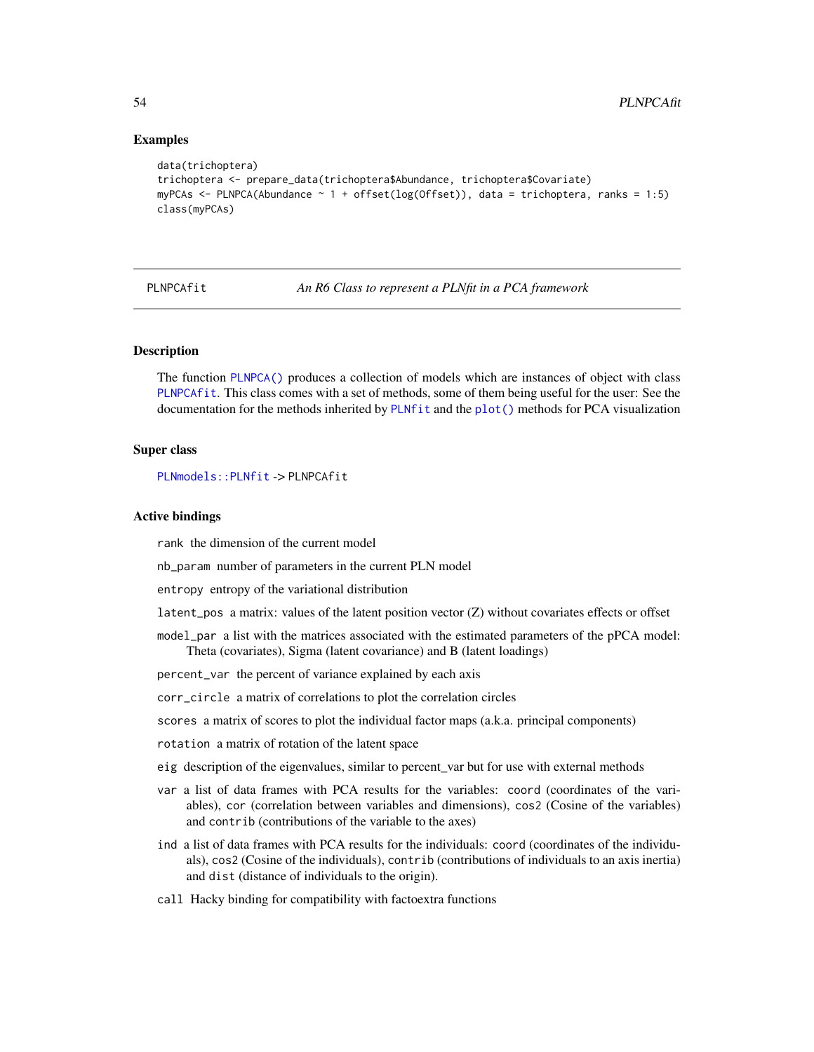### Examples

```
data(trichoptera)
trichoptera <- prepare_data(trichoptera$Abundance, trichoptera$Covariate)
myPCAs <- PLNPCA(Abundance ~ 1 + offset(log(Offset)), data = trichoptera, ranks = 1:5)
class(myPCAs)
```

---

## PLNPCAfit — *An R6 Class to represent a PLNfit in a PCA framework*

---

### Description

The function `PLNPCA()` produces a collection of models which are instances of object with class `PLNPCAfit`. This class comes with a set of methods, some of them being useful for the user: See the documentation for the methods inherited by `PLNfit` and the `plot()` methods for PCA visualization

### Super class

`PLNmodels::PLNfit` -> `PLNPCAfit`

### Active bindings

- `rank` the dimension of the current model
- `nb_param` number of parameters in the current PLN model
- `entropy` entropy of the variational distribution
- `latent_pos` a matrix: values of the latent position vector (Z) without covariates effects or offset
- `model_par` a list with the matrices associated with the estimated parameters of the pPCA model: Theta (covariates), Sigma (latent covariance) and B (latent loadings)
- `percent_var` the percent of variance explained by each axis
- `corr_circle` a matrix of correlations to plot the correlation circles
- `scores` a matrix of scores to plot the individual factor maps (a.k.a. principal components)
- `rotation` a matrix of rotation of the latent space
- `eig` description of the eigenvalues, similar to percent_var but for use with external methods
- `var` a list of data frames with PCA results for the variables: `coord` (coordinates of the variables), `cor` (correlation between variables and dimensions), `cos2` (Cosine of the variables) and `contrib` (contributions of the variable to the axes)
- `ind` a list of data frames with PCA results for the individuals: `coord` (coordinates of the individuals), `cos2` (Cosine of the individuals), `contrib` (contributions of individuals to an axis inertia) and `dist` (distance of individuals to the origin).
- `call` Hacky binding for compatibility with factoextra functions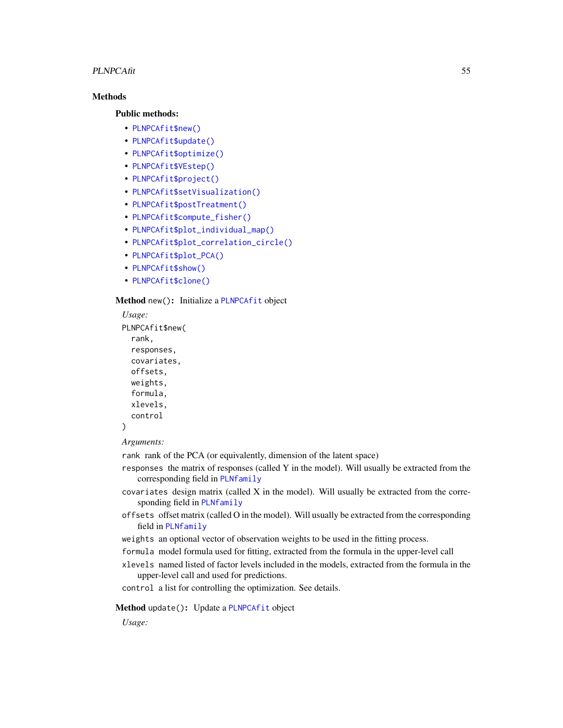## Methods

### Public methods:

- `PLNPCAfit$new()`
- `PLNPCAfit$update()`
- `PLNPCAfit$optimize()`
- `PLNPCAfit$VEstep()`
- `PLNPCAfit$project()`
- `PLNPCAfit$setVisualization()`
- `PLNPCAfit$postTreatment()`
- `PLNPCAfit$compute_fisher()`
- `PLNPCAfit$plot_individual_map()`
- `PLNPCAfit$plot_correlation_circle()`
- `PLNPCAfit$plot_PCA()`
- `PLNPCAfit$show()`
- `PLNPCAfit$clone()`

**Method** `new()`**:** Initialize a `PLNPCAfit` object

*Usage:*

```
PLNPCAfit$new(
  rank,
  responses,
  covariates,
  offsets,
  weights,
  formula,
  xlevels,
  control
)
```

*Arguments:*

`rank` rank of the PCA (or equivalently, dimension of the latent space)

`responses` the matrix of responses (called Y in the model). Will usually be extracted from the corresponding field in `PLNfamily`

`covariates` design matrix (called X in the model). Will usually be extracted from the corresponding field in `PLNfamily`

`offsets` offset matrix (called O in the model). Will usually be extracted from the corresponding field in `PLNfamily`

`weights` an optional vector of observation weights to be used in the fitting process.

`formula` model formula used for fitting, extracted from the formula in the upper-level call

`xlevels` named listed of factor levels included in the models, extracted from the formula in the upper-level call and used for predictions.

`control` a list for controlling the optimization. See details.

**Method** `update()`**:** Update a `PLNPCAfit` object

*Usage:*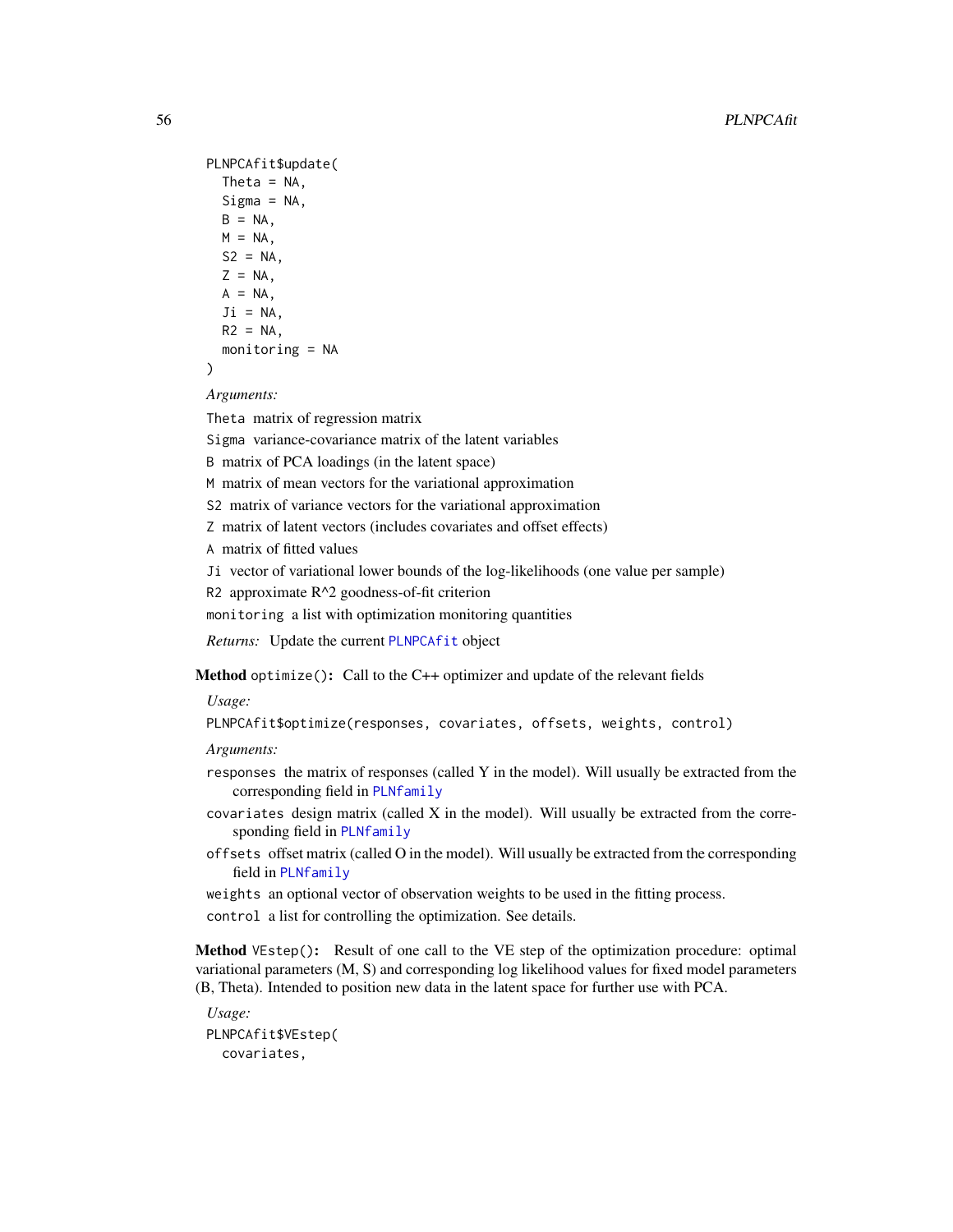```
PLNPCAfit$update(
  Theta = NA,
  Sigma = NA,
  B = NA,
  M = NA,
  S2 = NA,
  Z = NA,
  A = NA,
  Ji = NA,
  R2 = NA,
  monitoring = NA
)
```

*Arguments:*

`Theta` matrix of regression matrix

`Sigma` variance-covariance matrix of the latent variables

`B` matrix of PCA loadings (in the latent space)

`M` matrix of mean vectors for the variational approximation

`S2` matrix of variance vectors for the variational approximation

`Z` matrix of latent vectors (includes covariates and offset effects)

`A` matrix of fitted values

`Ji` vector of variational lower bounds of the log-likelihoods (one value per sample)

`R2` approximate R^2 goodness-of-fit criterion

`monitoring` a list with optimization monitoring quantities

*Returns:* Update the current `PLNPCAfit` object

**Method** `optimize()`**:** Call to the C++ optimizer and update of the relevant fields

*Usage:*

```
PLNPCAfit$optimize(responses, covariates, offsets, weights, control)
```

*Arguments:*

`responses` the matrix of responses (called Y in the model). Will usually be extracted from the corresponding field in `PLNfamily`

`covariates` design matrix (called X in the model). Will usually be extracted from the corresponding field in `PLNfamily`

`offsets` offset matrix (called O in the model). Will usually be extracted from the corresponding field in `PLNfamily`

`weights` an optional vector of observation weights to be used in the fitting process.

`control` a list for controlling the optimization. See details.

**Method** `VEstep()`**:** Result of one call to the VE step of the optimization procedure: optimal variational parameters (M, S) and corresponding log likelihood values for fixed model parameters (B, Theta). Intended to position new data in the latent space for further use with PCA.

*Usage:*

```
PLNPCAfit$VEstep(
  covariates,
```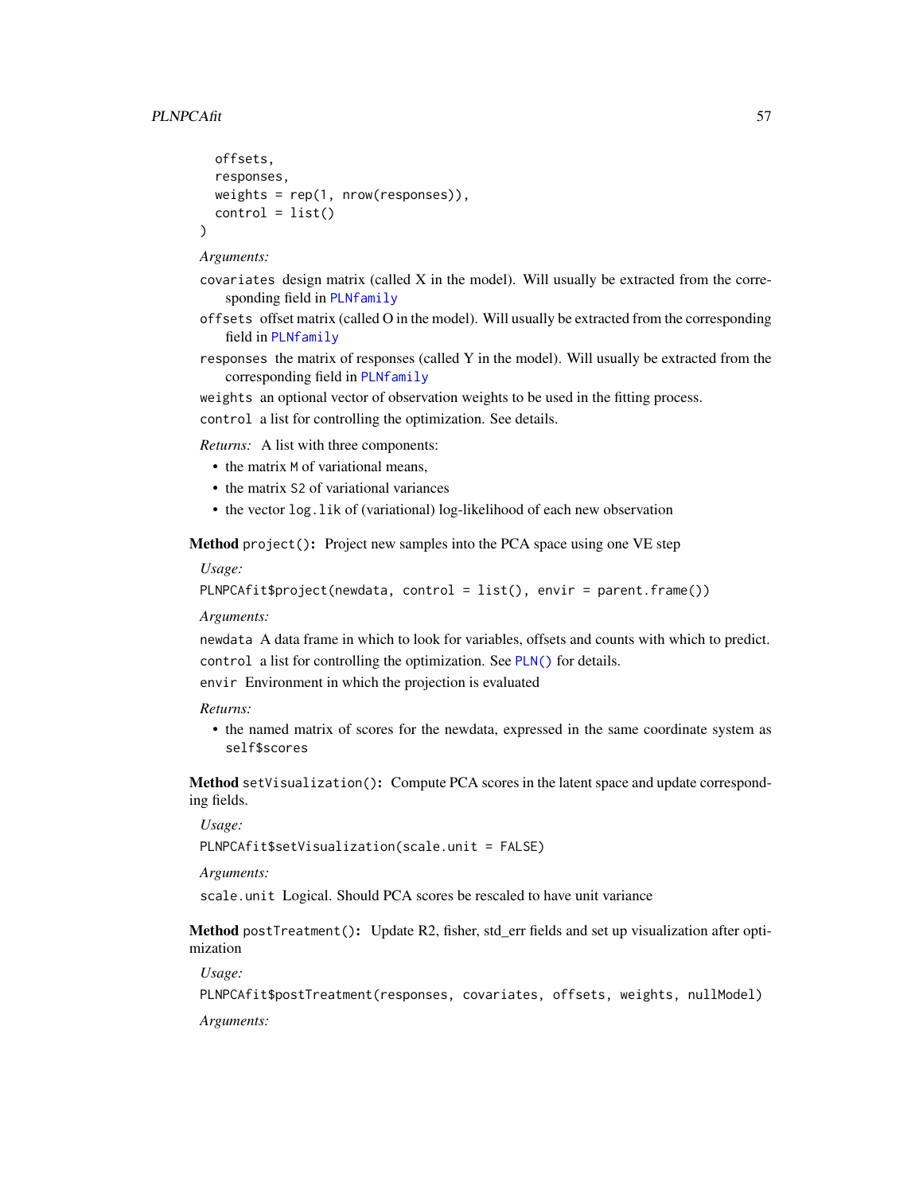```
  offsets,
  responses,
  weights = rep(1, nrow(responses)),
  control = list()
)
```

*Arguments:*

`covariates` design matrix (called X in the model). Will usually be extracted from the corresponding field in `PLNfamily`

`offsets` offset matrix (called O in the model). Will usually be extracted from the corresponding field in `PLNfamily`

`responses` the matrix of responses (called Y in the model). Will usually be extracted from the corresponding field in `PLNfamily`

`weights` an optional vector of observation weights to be used in the fitting process.

`control` a list for controlling the optimization. See details.

*Returns:* A list with three components:

- the matrix `M` of variational means,
- the matrix `S2` of variational variances
- the vector `log.lik` of (variational) log-likelihood of each new observation

**Method** `project()`**:** Project new samples into the PCA space using one VE step

*Usage:*

```
PLNPCAfit$project(newdata, control = list(), envir = parent.frame())
```

*Arguments:*

`newdata` A data frame in which to look for variables, offsets and counts with which to predict.

`control` a list for controlling the optimization. See `PLN()` for details.

`envir` Environment in which the projection is evaluated

*Returns:*

- the named matrix of scores for the newdata, expressed in the same coordinate system as `self$scores`

**Method** `setVisualization()`**:** Compute PCA scores in the latent space and update corresponding fields.

*Usage:*

```
PLNPCAfit$setVisualization(scale.unit = FALSE)
```

*Arguments:*

`scale.unit` Logical. Should PCA scores be rescaled to have unit variance

**Method** `postTreatment()`**:** Update R2, fisher, std_err fields and set up visualization after optimization

*Usage:*

```
PLNPCAfit$postTreatment(responses, covariates, offsets, weights, nullModel)
```

*Arguments:*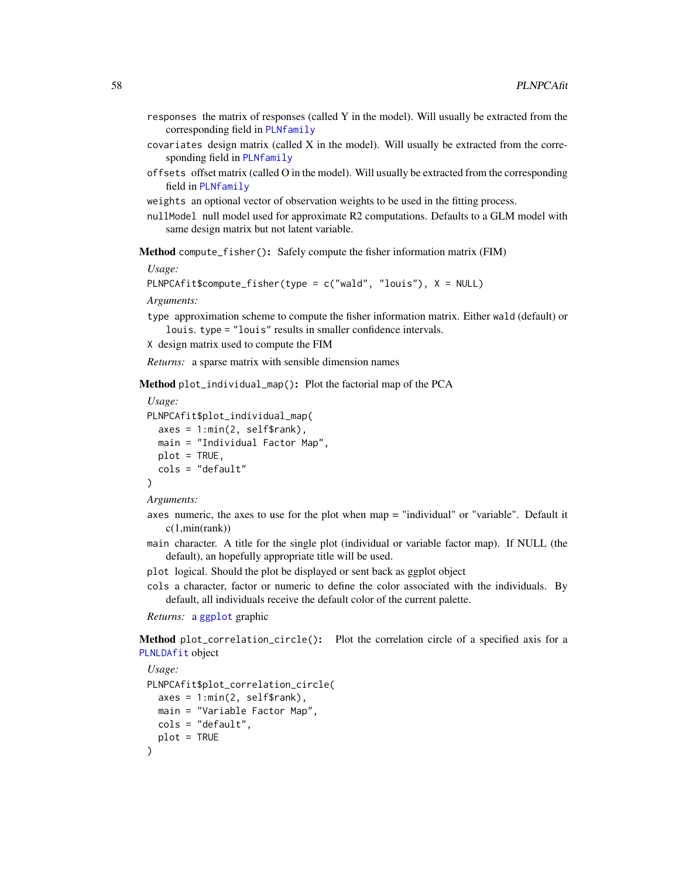`responses` the matrix of responses (called Y in the model). Will usually be extracted from the corresponding field in `PLNfamily`

`covariates` design matrix (called X in the model). Will usually be extracted from the corresponding field in `PLNfamily`

`offsets` offset matrix (called O in the model). Will usually be extracted from the corresponding field in `PLNfamily`

`weights` an optional vector of observation weights to be used in the fitting process.

`nullModel` null model used for approximate R2 computations. Defaults to a GLM model with same design matrix but not latent variable.

**Method** `compute_fisher()`**:** Safely compute the fisher information matrix (FIM)

*Usage:*

```
PLNPCAfit$compute_fisher(type = c("wald", "louis"), X = NULL)
```

*Arguments:*

`type` approximation scheme to compute the fisher information matrix. Either `wald` (default) or `louis`. `type = "louis"` results in smaller confidence intervals.

`X` design matrix used to compute the FIM

*Returns:* a sparse matrix with sensible dimension names

**Method** `plot_individual_map()`**:** Plot the factorial map of the PCA

*Usage:*

```
PLNPCAfit$plot_individual_map(
  axes = 1:min(2, self$rank),
  main = "Individual Factor Map",
  plot = TRUE,
  cols = "default"
)
```

*Arguments:*

`axes` numeric, the axes to use for the plot when map = "individual" or "variable". Default it c(1,min(rank))

`main` character. A title for the single plot (individual or variable factor map). If NULL (the default), an hopefully appropriate title will be used.

`plot` logical. Should the plot be displayed or sent back as ggplot object

`cols` a character, factor or numeric to define the color associated with the individuals. By default, all individuals receive the default color of the current palette.

*Returns:* a `ggplot` graphic

**Method** `plot_correlation_circle()`**:** Plot the correlation circle of a specified axis for a `PLNLDAfit` object

*Usage:*

```
PLNPCAfit$plot_correlation_circle(
  axes = 1:min(2, self$rank),
  main = "Variable Factor Map",
  cols = "default",
  plot = TRUE
)
```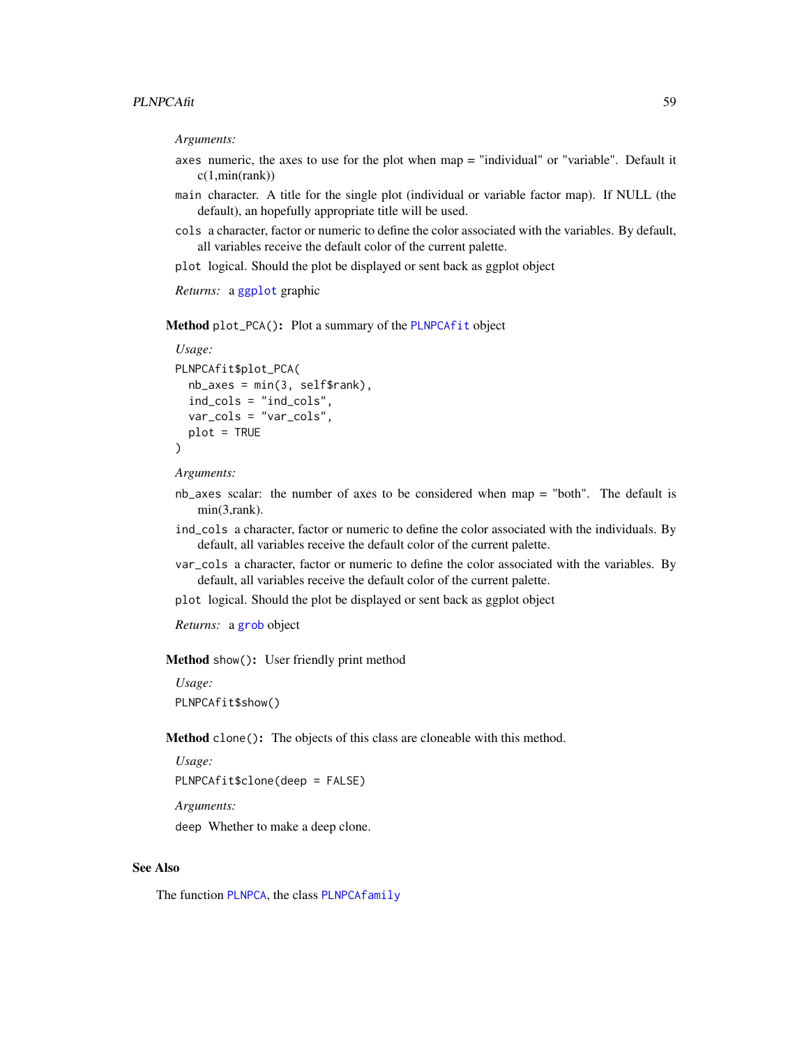*Arguments:*

`axes` numeric, the axes to use for the plot when map = "individual" or "variable". Default it c(1,min(rank))

`main` character. A title for the single plot (individual or variable factor map). If NULL (the default), an hopefully appropriate title will be used.

`cols` a character, factor or numeric to define the color associated with the variables. By default, all variables receive the default color of the current palette.

`plot` logical. Should the plot be displayed or sent back as ggplot object

*Returns:* a `ggplot` graphic

**Method** `plot_PCA()`**:** Plot a summary of the `PLNPCAfit` object

*Usage:*

```
PLNPCAfit$plot_PCA(
  nb_axes = min(3, self$rank),
  ind_cols = "ind_cols",
  var_cols = "var_cols",
  plot = TRUE
)
```

*Arguments:*

`nb_axes` scalar: the number of axes to be considered when map = "both". The default is min(3,rank).

`ind_cols` a character, factor or numeric to define the color associated with the individuals. By default, all variables receive the default color of the current palette.

`var_cols` a character, factor or numeric to define the color associated with the variables. By default, all variables receive the default color of the current palette.

`plot` logical. Should the plot be displayed or sent back as ggplot object

*Returns:* a `grob` object

**Method** `show()`**:** User friendly print method

*Usage:*

```
PLNPCAfit$show()
```

**Method** `clone()`**:** The objects of this class are cloneable with this method.

*Usage:*

```
PLNPCAfit$clone(deep = FALSE)
```

*Arguments:*

`deep` Whether to make a deep clone.

## See Also

The function `PLNPCA`, the class `PLNPCAfamily`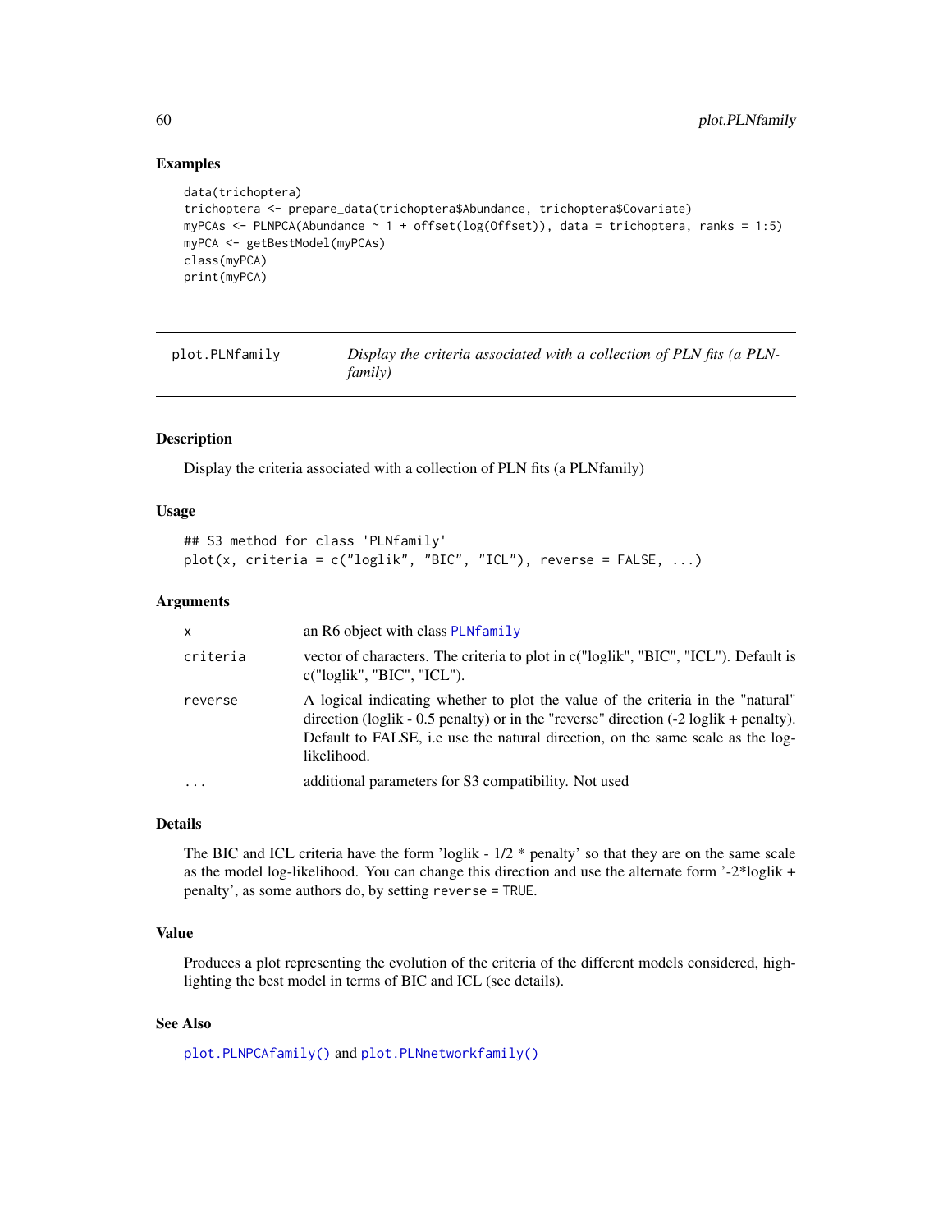## Examples

```
data(trichoptera)
trichoptera <- prepare_data(trichoptera$Abundance, trichoptera$Covariate)
myPCAs <- PLNPCA(Abundance ~ 1 + offset(log(Offset)), data = trichoptera, ranks = 1:5)
myPCA <- getBestModel(myPCAs)
class(myPCA)
print(myPCA)
```

---

# plot.PLNfamily — *Display the criteria associated with a collection of PLN fits (a PLNfamily)*

---

## Description

Display the criteria associated with a collection of PLN fits (a PLNfamily)

## Usage

```
## S3 method for class 'PLNfamily'
plot(x, criteria = c("loglik", "BIC", "ICL"), reverse = FALSE, ...)
```

## Arguments

| | |
|---|---|
| `x` | an R6 object with class `PLNfamily` |
| `criteria` | vector of characters. The criteria to plot in c("loglik", "BIC", "ICL"). Default is c("loglik", "BIC", "ICL"). |
| `reverse` | A logical indicating whether to plot the value of the criteria in the "natural" direction (loglik - 0.5 penalty) or in the "reverse" direction (-2 loglik + penalty). Default to FALSE, i.e use the natural direction, on the same scale as the log-likelihood. |
| `...` | additional parameters for S3 compatibility. Not used |

## Details

The BIC and ICL criteria have the form 'loglik - 1/2 * penalty' so that they are on the same scale as the model log-likelihood. You can change this direction and use the alternate form '-2*loglik + penalty', as some authors do, by setting `reverse = TRUE`.

## Value

Produces a plot representing the evolution of the criteria of the different models considered, highlighting the best model in terms of BIC and ICL (see details).

## See Also

`plot.PLNPCAfamily()` and `plot.PLNnetworkfamily()`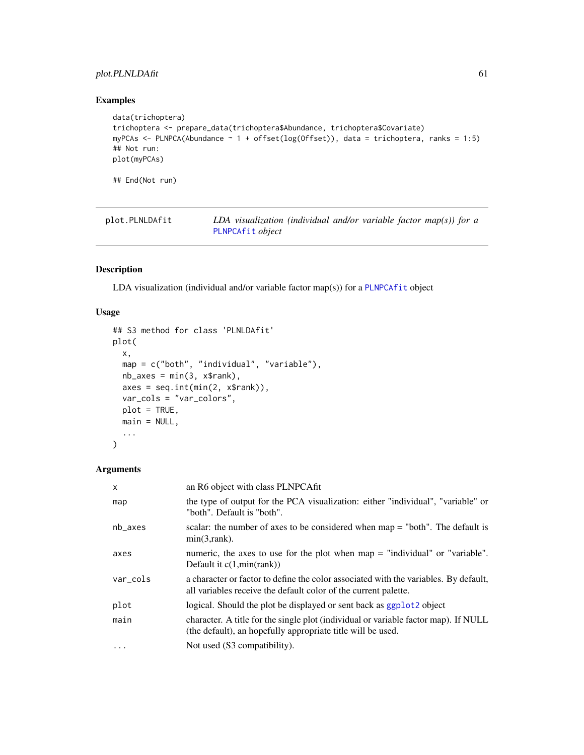## Examples

```
data(trichoptera)
trichoptera <- prepare_data(trichoptera$Abundance, trichoptera$Covariate)
myPCAs <- PLNPCA(Abundance ~ 1 + offset(log(Offset)), data = trichoptera, ranks = 1:5)
## Not run:
plot(myPCAs)

## End(Not run)
```

---

# plot.PLNLDAfit — *LDA visualization (individual and/or variable factor map(s)) for a PLNPCAfit object*

## Description

LDA visualization (individual and/or variable factor map(s)) for a PLNPCAfit object

## Usage

```
## S3 method for class 'PLNLDAfit'
plot(
  x,
  map = c("both", "individual", "variable"),
  nb_axes = min(3, x$rank),
  axes = seq.int(min(2, x$rank)),
  var_cols = "var_colors",
  plot = TRUE,
  main = NULL,
  ...
)
```

## Arguments

| | |
|---|---|
| x | an R6 object with class PLNPCAfit |
| map | the type of output for the PCA visualization: either "individual", "variable" or "both". Default is "both". |
| nb_axes | scalar: the number of axes to be considered when map = "both". The default is min(3,rank). |
| axes | numeric, the axes to use for the plot when map = "individual" or "variable". Default it c(1,min(rank)) |
| var_cols | a character or factor to define the color associated with the variables. By default, all variables receive the default color of the current palette. |
| plot | logical. Should the plot be displayed or sent back as ggplot2 object |
| main | character. A title for the single plot (individual or variable factor map). If NULL (the default), an hopefully appropriate title will be used. |
| ... | Not used (S3 compatibility). |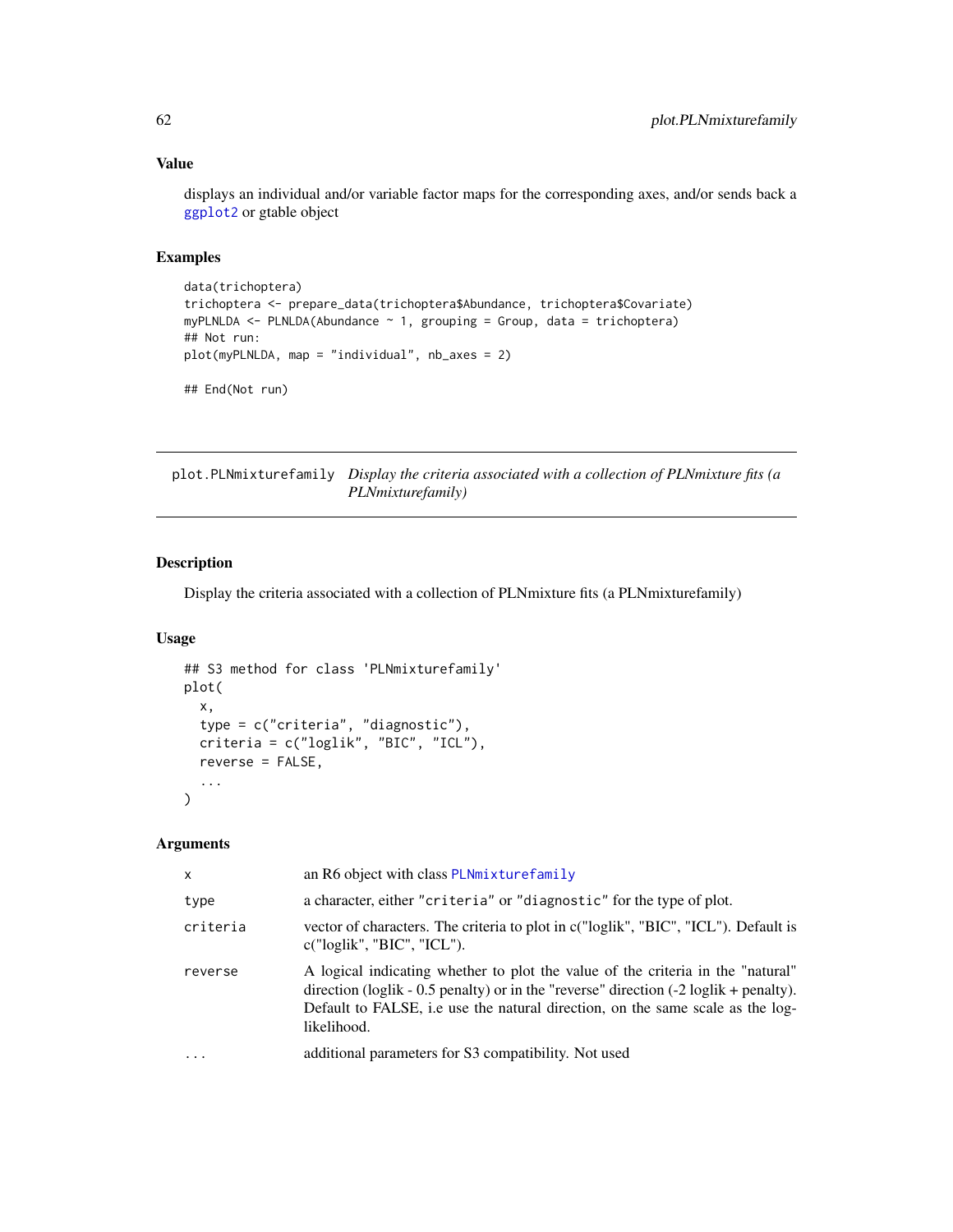### Value

displays an individual and/or variable factor maps for the corresponding axes, and/or sends back a ggplot2 or gtable object

### Examples

```
data(trichoptera)
trichoptera <- prepare_data(trichoptera$Abundance, trichoptera$Covariate)
myPLNLDA <- PLNLDA(Abundance ~ 1, grouping = Group, data = trichoptera)
## Not run:
plot(myPLNLDA, map = "individual", nb_axes = 2)

## End(Not run)
```

---

## plot.PLNmixturefamily *Display the criteria associated with a collection of PLNmixture fits (a PLNmixturefamily)*

### Description

Display the criteria associated with a collection of PLNmixture fits (a PLNmixturefamily)

### Usage

```
## S3 method for class 'PLNmixturefamily'
plot(
  x,
  type = c("criteria", "diagnostic"),
  criteria = c("loglik", "BIC", "ICL"),
  reverse = FALSE,
  ...
)
```

### Arguments

| | |
|---|---|
| x | an R6 object with class PLNmixturefamily |
| type | a character, either "criteria" or "diagnostic" for the type of plot. |
| criteria | vector of characters. The criteria to plot in c("loglik", "BIC", "ICL"). Default is c("loglik", "BIC", "ICL"). |
| reverse | A logical indicating whether to plot the value of the criteria in the "natural" direction (loglik - 0.5 penalty) or in the "reverse" direction (-2 loglik + penalty). Default to FALSE, i.e use the natural direction, on the same scale as the log-likelihood. |
| ... | additional parameters for S3 compatibility. Not used |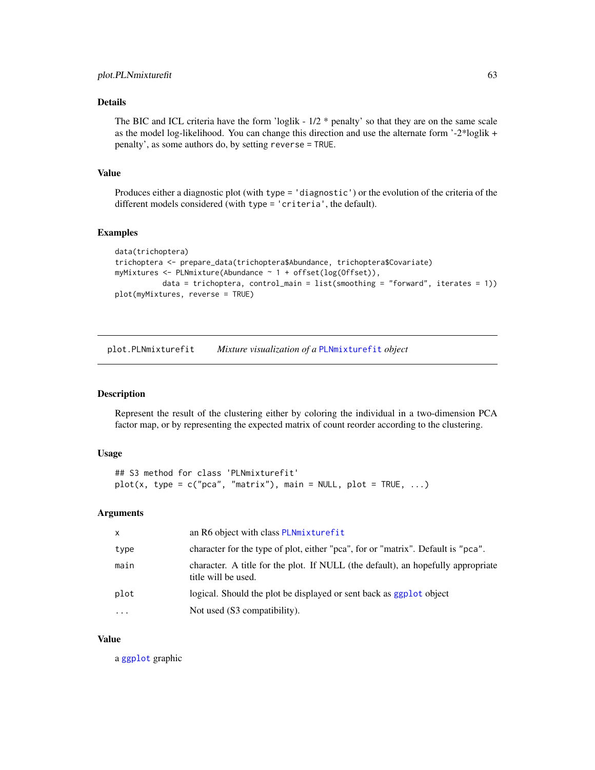### Details

The BIC and ICL criteria have the form 'loglik - 1/2 * penalty' so that they are on the same scale as the model log-likelihood. You can change this direction and use the alternate form '-2*loglik + penalty', as some authors do, by setting `reverse = TRUE`.

### Value

Produces either a diagnostic plot (with `type = 'diagnostic'`) or the evolution of the criteria of the different models considered (with `type = 'criteria'`, the default).

### Examples

```
data(trichoptera)
trichoptera <- prepare_data(trichoptera$Abundance, trichoptera$Covariate)
myMixtures <- PLNmixture(Abundance ~ 1 + offset(log(Offset)),
           data = trichoptera, control_main = list(smoothing = "forward", iterates = 1))
plot(myMixtures, reverse = TRUE)
```

---

## plot.PLNmixturefit — *Mixture visualization of a* `PLNmixturefit` *object*

### Description

Represent the result of the clustering either by coloring the individual in a two-dimension PCA factor map, or by representing the expected matrix of count reorder according to the clustering.

### Usage

```
## S3 method for class 'PLNmixturefit'
plot(x, type = c("pca", "matrix"), main = NULL, plot = TRUE, ...)
```

### Arguments

| | |
|---|---|
| `x` | an R6 object with class `PLNmixturefit` |
| `type` | character for the type of plot, either "pca", for or "matrix". Default is `"pca"`. |
| `main` | character. A title for the plot. If NULL (the default), an hopefully appropriate title will be used. |
| `plot` | logical. Should the plot be displayed or sent back as `ggplot` object |
| `...` | Not used (S3 compatibility). |

### Value

a `ggplot` graphic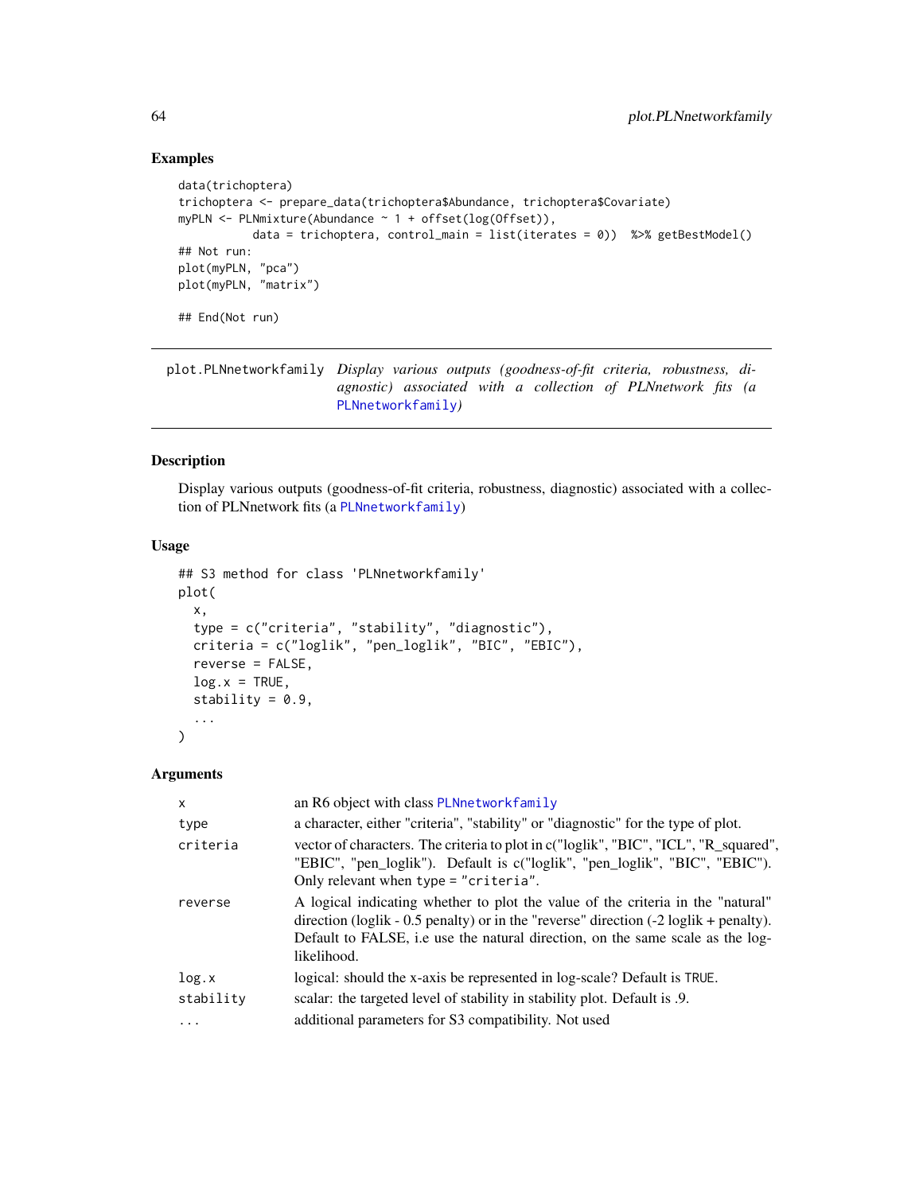### Examples

```
data(trichoptera)
trichoptera <- prepare_data(trichoptera$Abundance, trichoptera$Covariate)
myPLN <- PLNmixture(Abundance ~ 1 + offset(log(Offset)),
           data = trichoptera, control_main = list(iterates = 0))  %>% getBestModel()
## Not run:
plot(myPLN, "pca")
plot(myPLN, "matrix")

## End(Not run)
```

---

`plot.PLNnetworkfamily` *Display various outputs (goodness-of-fit criteria, robustness, diagnostic) associated with a collection of PLNnetwork fits (a* `PLNnetworkfamily`*)*

---

### Description

Display various outputs (goodness-of-fit criteria, robustness, diagnostic) associated with a collection of PLNnetwork fits (a `PLNnetworkfamily`)

### Usage

```
## S3 method for class 'PLNnetworkfamily'
plot(
  x,
  type = c("criteria", "stability", "diagnostic"),
  criteria = c("loglik", "pen_loglik", "BIC", "EBIC"),
  reverse = FALSE,
  log.x = TRUE,
  stability = 0.9,
  ...
)
```

### Arguments

| | |
|---|---|
| `x` | an R6 object with class `PLNnetworkfamily` |
| `type` | a character, either "criteria", "stability" or "diagnostic" for the type of plot. |
| `criteria` | vector of characters. The criteria to plot in c("loglik", "BIC", "ICL", "R_squared", "EBIC", "pen_loglik"). Default is c("loglik", "pen_loglik", "BIC", "EBIC"). Only relevant when `type = "criteria"`. |
| `reverse` | A logical indicating whether to plot the value of the criteria in the "natural" direction (loglik - 0.5 penalty) or in the "reverse" direction (-2 loglik + penalty). Default to FALSE, i.e use the natural direction, on the same scale as the log-likelihood. |
| `log.x` | logical: should the x-axis be represented in log-scale? Default is `TRUE`. |
| `stability` | scalar: the targeted level of stability in stability plot. Default is .9. |
| `...` | additional parameters for S3 compatibility. Not used |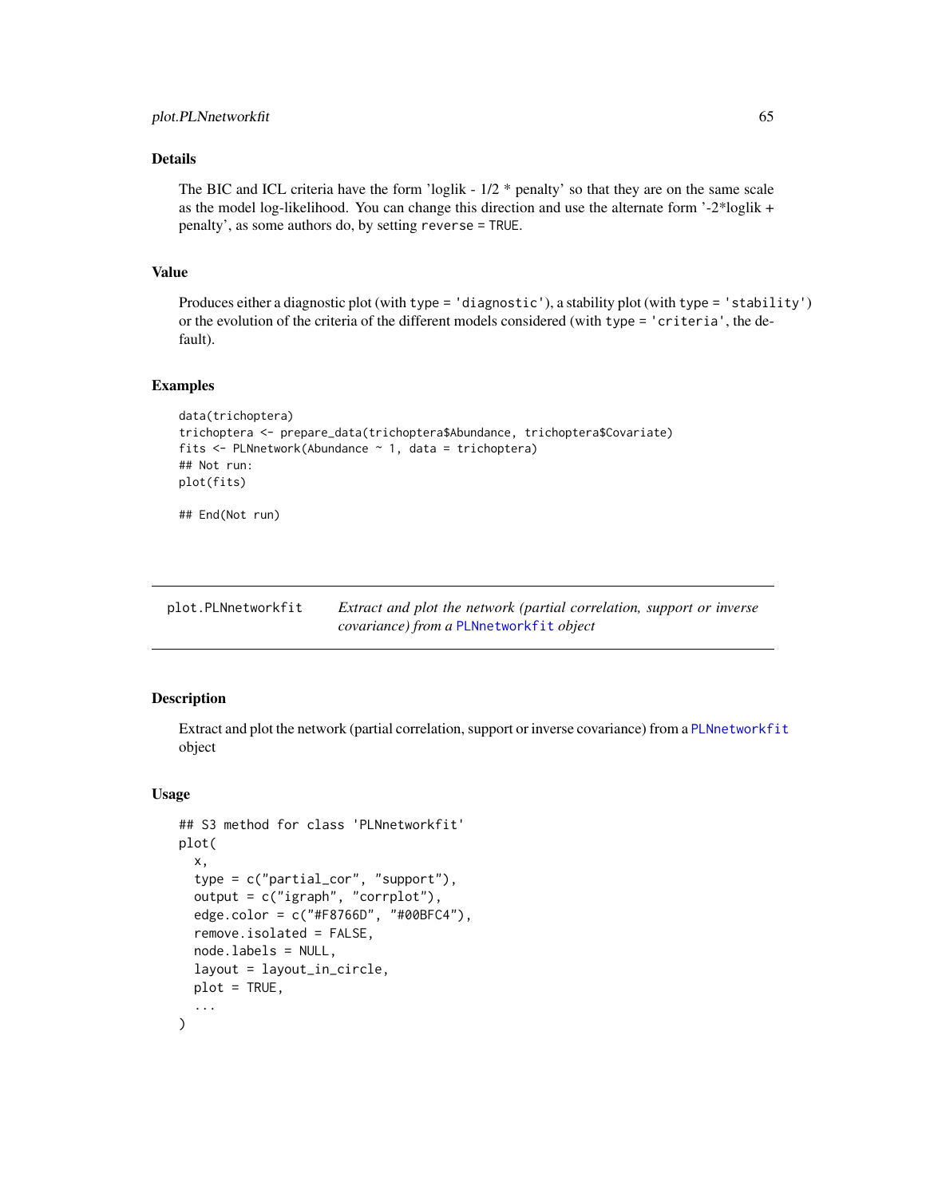## Details

The BIC and ICL criteria have the form 'loglik - 1/2 * penalty' so that they are on the same scale as the model log-likelihood. You can change this direction and use the alternate form '-2*loglik + penalty', as some authors do, by setting `reverse = TRUE`.

## Value

Produces either a diagnostic plot (with `type = 'diagnostic'`), a stability plot (with `type = 'stability'`) or the evolution of the criteria of the different models considered (with `type = 'criteria'`, the default).

## Examples

```
data(trichoptera)
trichoptera <- prepare_data(trichoptera$Abundance, trichoptera$Covariate)
fits <- PLNnetwork(Abundance ~ 1, data = trichoptera)
## Not run:
plot(fits)

## End(Not run)
```

---

# plot.PLNnetworkfit

*Extract and plot the network (partial correlation, support or inverse covariance) from a `PLNnetworkfit` object*

---

## Description

Extract and plot the network (partial correlation, support or inverse covariance) from a `PLNnetworkfit` object

## Usage

```
## S3 method for class 'PLNnetworkfit'
plot(
  x,
  type = c("partial_cor", "support"),
  output = c("igraph", "corrplot"),
  edge.color = c("#F8766D", "#00BFC4"),
  remove.isolated = FALSE,
  node.labels = NULL,
  layout = layout_in_circle,
  plot = TRUE,
  ...
)
```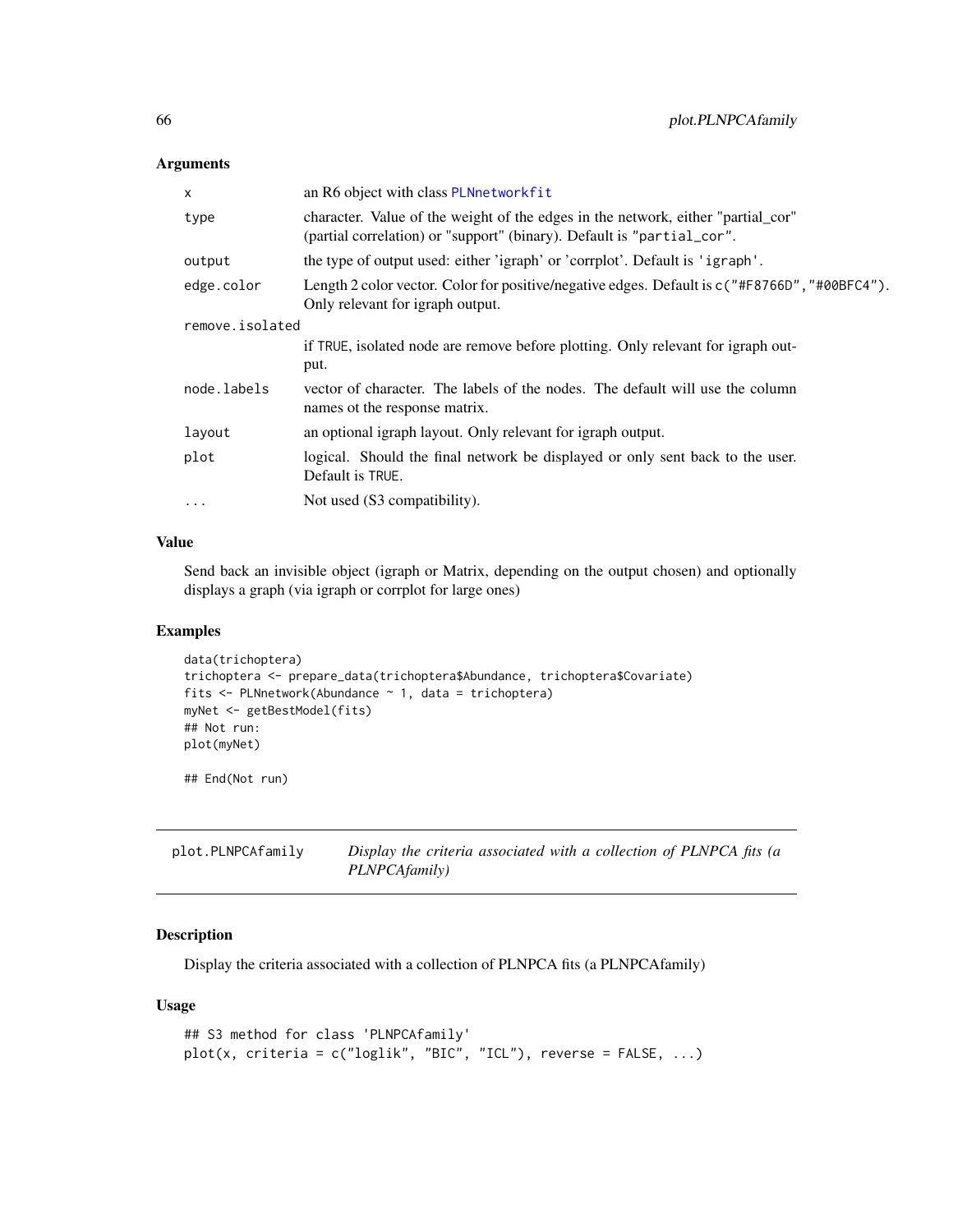### Arguments

| | |
|---|---|
| x | an R6 object with class PLNnetworkfit |
| type | character. Value of the weight of the edges in the network, either "partial_cor" (partial correlation) or "support" (binary). Default is "partial_cor". |
| output | the type of output used: either 'igraph' or 'corrplot'. Default is 'igraph'. |
| edge.color | Length 2 color vector. Color for positive/negative edges. Default is c("#F8766D","#00BFC4"). Only relevant for igraph output. |
| remove.isolated | if TRUE, isolated node are remove before plotting. Only relevant for igraph output. |
| node.labels | vector of character. The labels of the nodes. The default will use the column names ot the response matrix. |
| layout | an optional igraph layout. Only relevant for igraph output. |
| plot | logical. Should the final network be displayed or only sent back to the user. Default is TRUE. |
| ... | Not used (S3 compatibility). |

### Value

Send back an invisible object (igraph or Matrix, depending on the output chosen) and optionally displays a graph (via igraph or corrplot for large ones)

### Examples

```
data(trichoptera)
trichoptera <- prepare_data(trichoptera$Abundance, trichoptera$Covariate)
fits <- PLNnetwork(Abundance ~ 1, data = trichoptera)
myNet <- getBestModel(fits)
## Not run:
plot(myNet)

## End(Not run)
```

---

## plot.PLNPCAfamily

*Display the criteria associated with a collection of PLNPCA fits (a PLNPCAfamily)*

---

### Description

Display the criteria associated with a collection of PLNPCA fits (a PLNPCAfamily)

### Usage

```
## S3 method for class 'PLNPCAfamily'
plot(x, criteria = c("loglik", "BIC", "ICL"), reverse = FALSE, ...)
```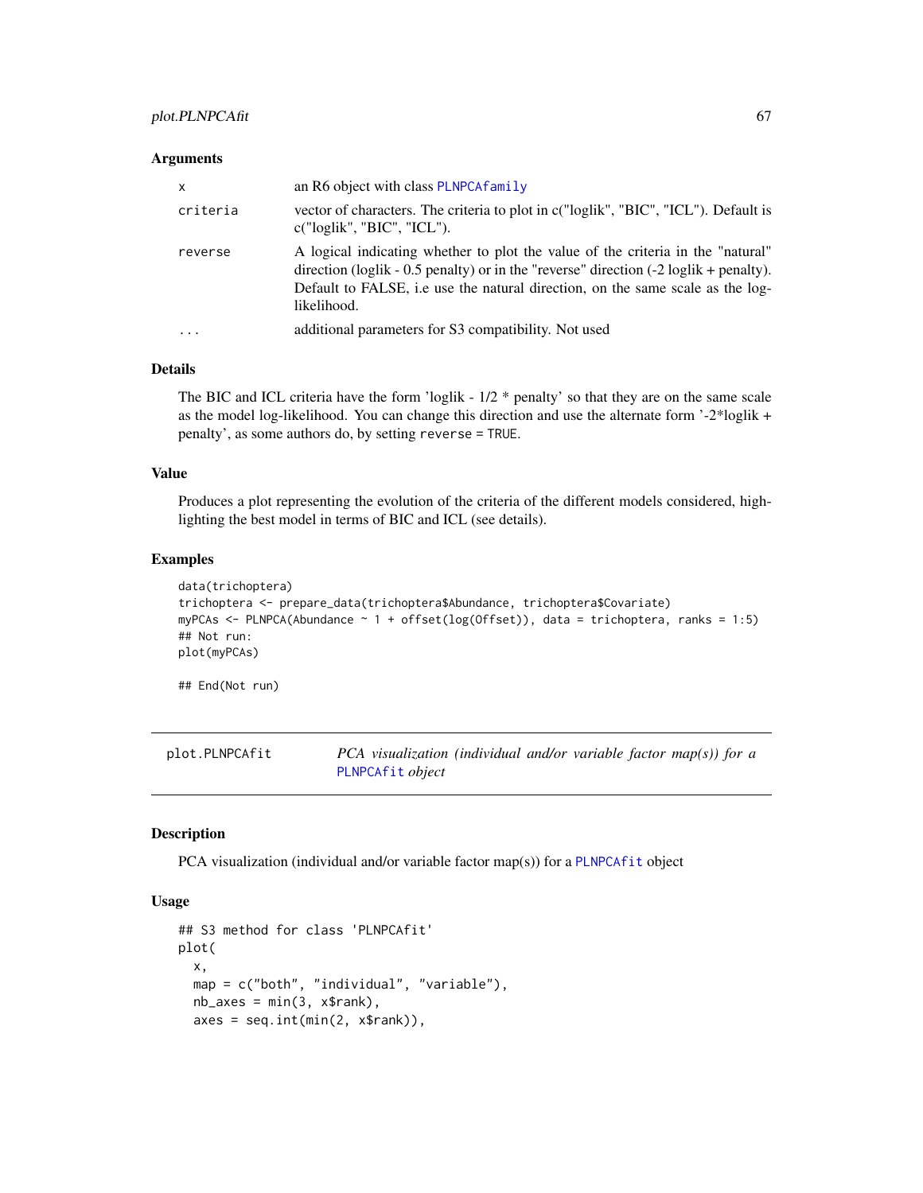### Arguments

| | |
|---|---|
| x | an R6 object with class PLNPCAfamily |
| criteria | vector of characters. The criteria to plot in c("loglik", "BIC", "ICL"). Default is c("loglik", "BIC", "ICL"). |
| reverse | A logical indicating whether to plot the value of the criteria in the "natural" direction (loglik - 0.5 penalty) or in the "reverse" direction (-2 loglik + penalty). Default to FALSE, i.e use the natural direction, on the same scale as the log-likelihood. |
| ... | additional parameters for S3 compatibility. Not used |

### Details

The BIC and ICL criteria have the form 'loglik - 1/2 * penalty' so that they are on the same scale as the model log-likelihood. You can change this direction and use the alternate form '-2*loglik + penalty', as some authors do, by setting `reverse = TRUE`.

### Value

Produces a plot representing the evolution of the criteria of the different models considered, highlighting the best model in terms of BIC and ICL (see details).

### Examples

```
data(trichoptera)
trichoptera <- prepare_data(trichoptera$Abundance, trichoptera$Covariate)
myPCAs <- PLNPCA(Abundance ~ 1 + offset(log(Offset)), data = trichoptera, ranks = 1:5)
## Not run:
plot(myPCAs)

## End(Not run)
```

---

## plot.PLNPCAfit — *PCA visualization (individual and/or variable factor map(s)) for a PLNPCAfit object*

### Description

PCA visualization (individual and/or variable factor map(s)) for a PLNPCAfit object

### Usage

```
## S3 method for class 'PLNPCAfit'
plot(
  x,
  map = c("both", "individual", "variable"),
  nb_axes = min(3, x$rank),
  axes = seq.int(min(2, x$rank)),
```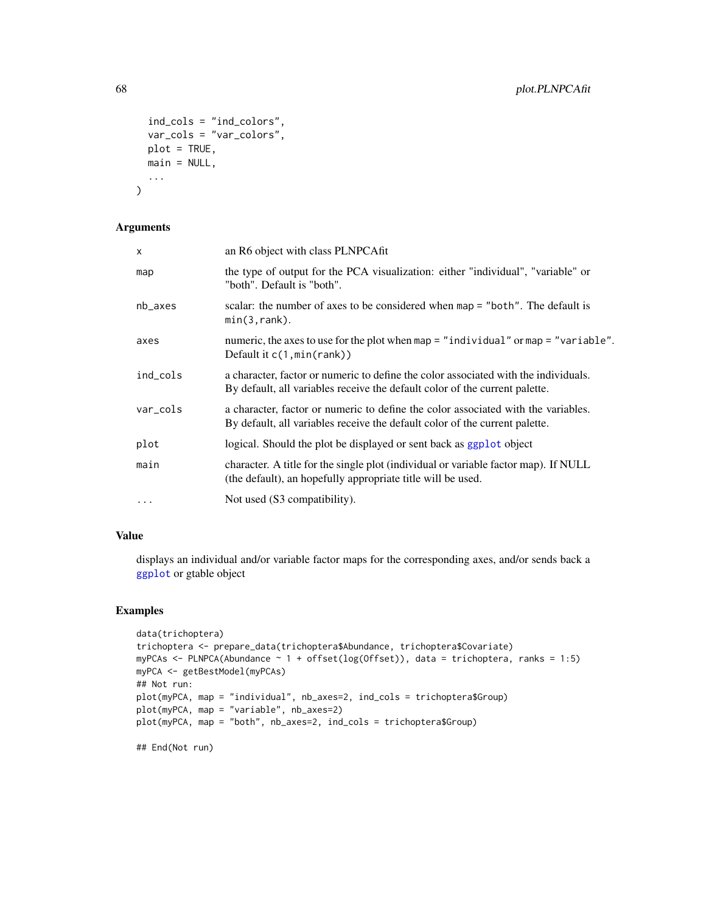```
  ind_cols = "ind_colors",
  var_cols = "var_colors",
  plot = TRUE,
  main = NULL,
  ...
)
```

### Arguments

| | |
|---|---|
| `x` | an R6 object with class PLNPCAfit |
| `map` | the type of output for the PCA visualization: either "individual", "variable" or "both". Default is "both". |
| `nb_axes` | scalar: the number of axes to be considered when `map = "both"`. The default is `min(3,rank)`. |
| `axes` | numeric, the axes to use for the plot when `map = "individual"` or `map = "variable"`. Default it `c(1,min(rank))` |
| `ind_cols` | a character, factor or numeric to define the color associated with the individuals. By default, all variables receive the default color of the current palette. |
| `var_cols` | a character, factor or numeric to define the color associated with the variables. By default, all variables receive the default color of the current palette. |
| `plot` | logical. Should the plot be displayed or sent back as `ggplot` object |
| `main` | character. A title for the single plot (individual or variable factor map). If NULL (the default), an hopefully appropriate title will be used. |
| `...` | Not used (S3 compatibility). |

### Value

displays an individual and/or variable factor maps for the corresponding axes, and/or sends back a `ggplot` or gtable object

### Examples

```
data(trichoptera)
trichoptera <- prepare_data(trichoptera$Abundance, trichoptera$Covariate)
myPCAs <- PLNPCA(Abundance ~ 1 + offset(log(Offset)), data = trichoptera, ranks = 1:5)
myPCA <- getBestModel(myPCAs)
## Not run:
plot(myPCA, map = "individual", nb_axes=2, ind_cols = trichoptera$Group)
plot(myPCA, map = "variable", nb_axes=2)
plot(myPCA, map = "both", nb_axes=2, ind_cols = trichoptera$Group)

## End(Not run)
```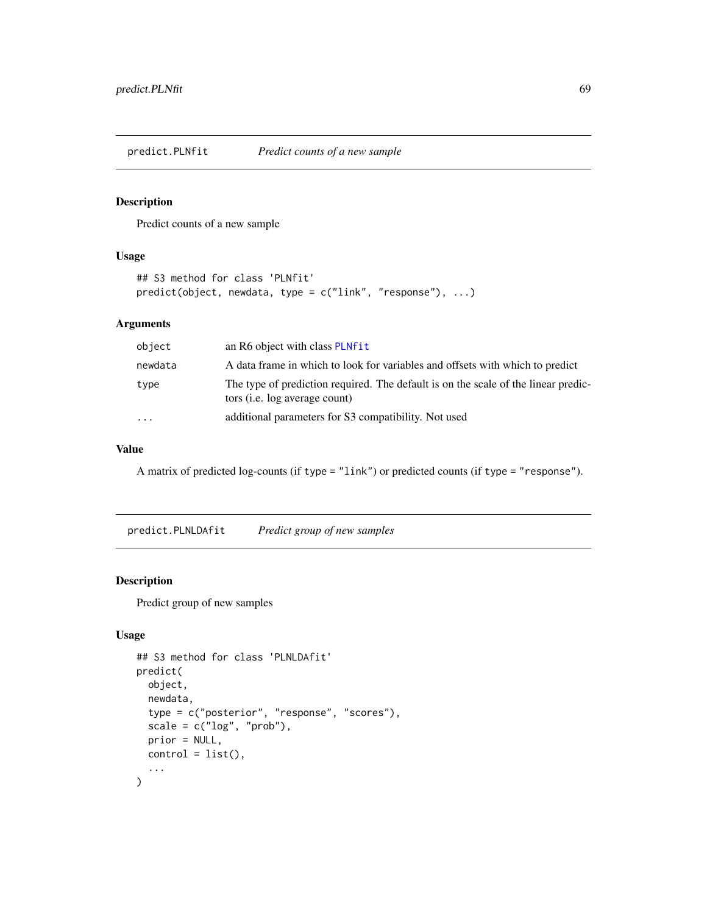## predict.PLNfit *Predict counts of a new sample*

### Description

Predict counts of a new sample

### Usage

```
## S3 method for class 'PLNfit'
predict(object, newdata, type = c("link", "response"), ...)
```

### Arguments

| | |
|---|---|
| `object` | an R6 object with class `PLNfit` |
| `newdata` | A data frame in which to look for variables and offsets with which to predict |
| `type` | The type of prediction required. The default is on the scale of the linear predictors (i.e. log average count) |
| `...` | additional parameters for S3 compatibility. Not used |

### Value

A matrix of predicted log-counts (if `type = "link"`) or predicted counts (if `type = "response"`).

## predict.PLNLDAfit *Predict group of new samples*

### Description

Predict group of new samples

### Usage

```
## S3 method for class 'PLNLDAfit'
predict(
  object,
  newdata,
  type = c("posterior", "response", "scores"),
  scale = c("log", "prob"),
  prior = NULL,
  control = list(),
  ...
)
```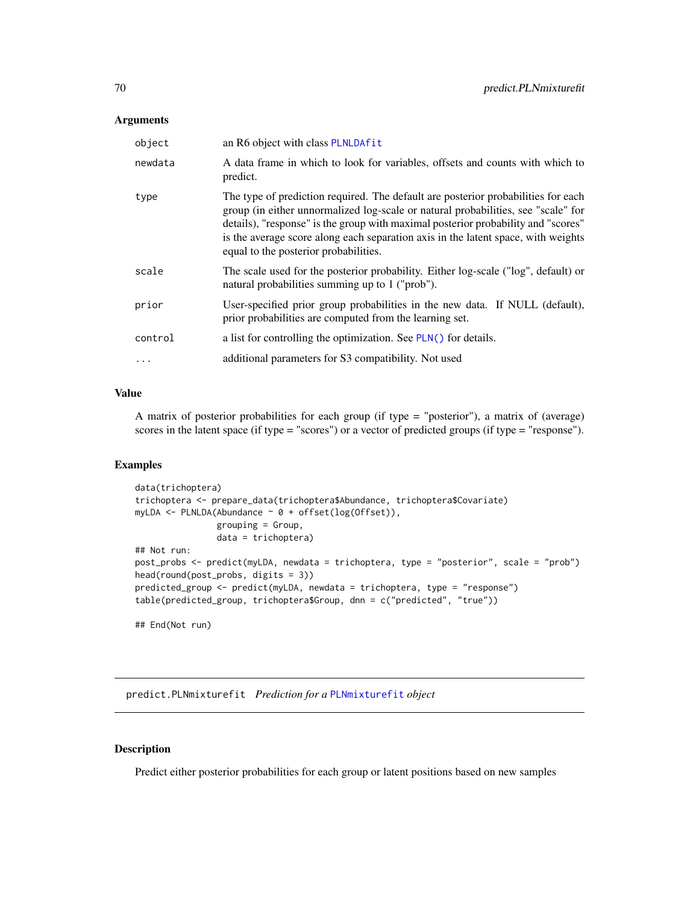### Arguments

| | |
|---|---|
| object | an R6 object with class PLNLDAfit |
| newdata | A data frame in which to look for variables, offsets and counts with which to predict. |
| type | The type of prediction required. The default are posterior probabilities for each group (in either unnormalized log-scale or natural probabilities, see "scale" for details), "response" is the group with maximal posterior probability and "scores" is the average score along each separation axis in the latent space, with weights equal to the posterior probabilities. |
| scale | The scale used for the posterior probability. Either log-scale ("log", default) or natural probabilities summing up to 1 ("prob"). |
| prior | User-specified prior group probabilities in the new data. If NULL (default), prior probabilities are computed from the learning set. |
| control | a list for controlling the optimization. See PLN() for details. |
| ... | additional parameters for S3 compatibility. Not used |

### Value

A matrix of posterior probabilities for each group (if type = "posterior"), a matrix of (average) scores in the latent space (if type = "scores") or a vector of predicted groups (if type = "response").

### Examples

```
data(trichoptera)
trichoptera <- prepare_data(trichoptera$Abundance, trichoptera$Covariate)
myLDA <- PLNLDA(Abundance ~ 0 + offset(log(Offset)),
                grouping = Group,
                data = trichoptera)
## Not run:
post_probs <- predict(myLDA, newdata = trichoptera, type = "posterior", scale = "prob")
head(round(post_probs, digits = 3))
predicted_group <- predict(myLDA, newdata = trichoptera, type = "response")
table(predicted_group, trichoptera$Group, dnn = c("predicted", "true"))

## End(Not run)
```

## predict.PLNmixturefit *Prediction for a* PLNmixturefit *object*

### Description

Predict either posterior probabilities for each group or latent positions based on new samples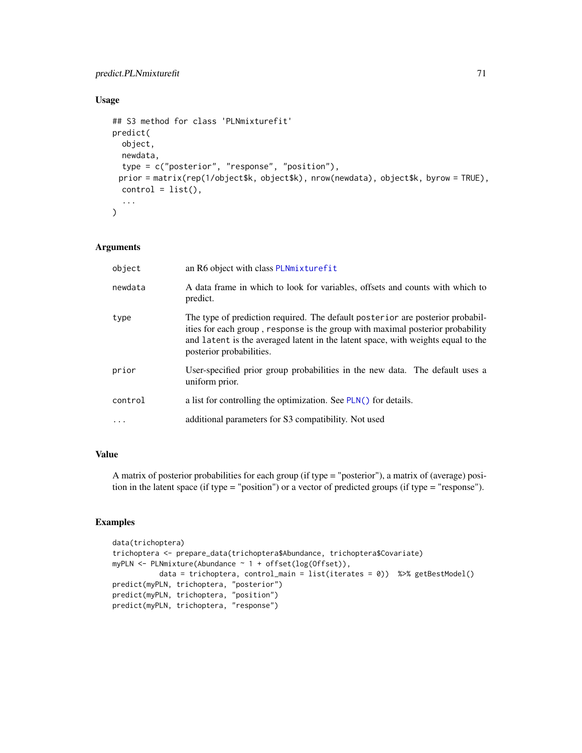## Usage

```
## S3 method for class 'PLNmixturefit'
predict(
  object,
  newdata,
  type = c("posterior", "response", "position"),
 prior = matrix(rep(1/object$k, object$k), nrow(newdata), object$k, byrow = TRUE),
  control = list(),
  ...
)
```

## Arguments

| | |
|---|---|
| `object` | an R6 object with class `PLNmixturefit` |
| `newdata` | A data frame in which to look for variables, offsets and counts with which to predict. |
| `type` | The type of prediction required. The default `posterior` are posterior probabilities for each group , `response` is the group with maximal posterior probability and `latent` is the averaged latent in the latent space, with weights equal to the posterior probabilities. |
| `prior` | User-specified prior group probabilities in the new data. The default uses a uniform prior. |
| `control` | a list for controlling the optimization. See `PLN()` for details. |
| `...` | additional parameters for S3 compatibility. Not used |

## Value

A matrix of posterior probabilities for each group (if type = "posterior"), a matrix of (average) position in the latent space (if type = "position") or a vector of predicted groups (if type = "response").

## Examples

```
data(trichoptera)
trichoptera <- prepare_data(trichoptera$Abundance, trichoptera$Covariate)
myPLN <- PLNmixture(Abundance ~ 1 + offset(log(Offset)),
           data = trichoptera, control_main = list(iterates = 0))  %>% getBestModel()
predict(myPLN, trichoptera, "posterior")
predict(myPLN, trichoptera, "position")
predict(myPLN, trichoptera, "response")
```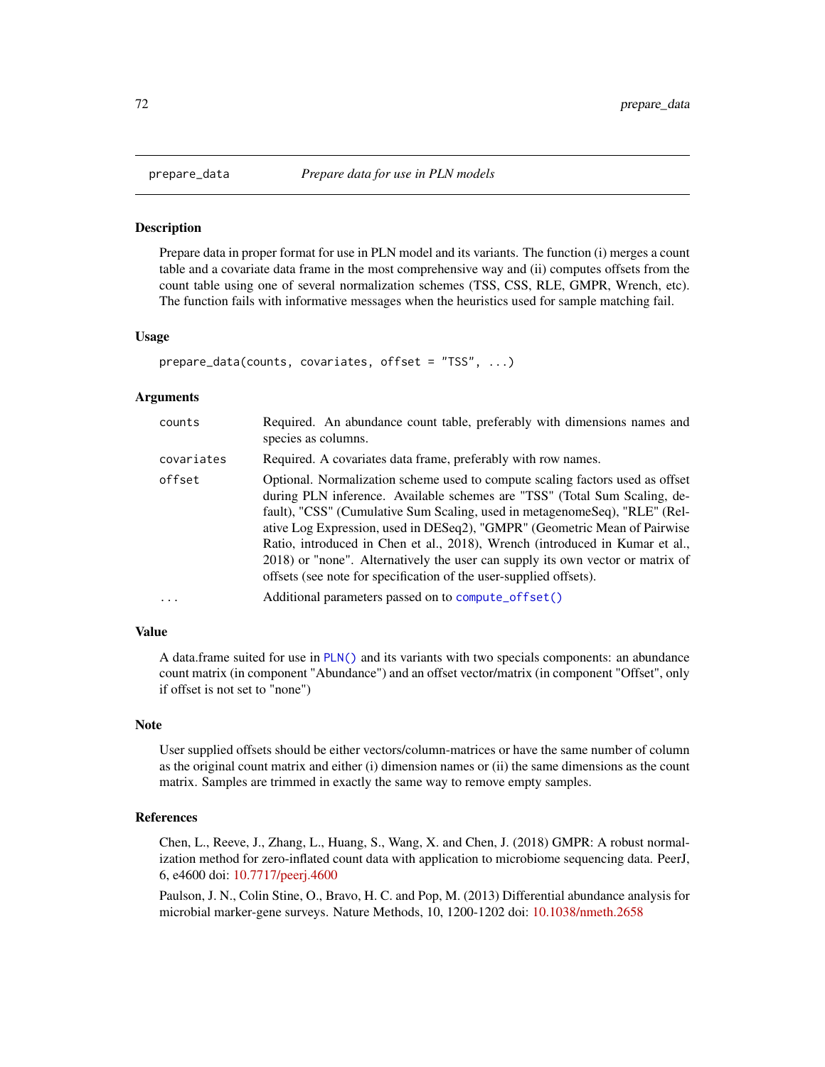## prepare_data *Prepare data for use in PLN models*

### Description

Prepare data in proper format for use in PLN model and its variants. The function (i) merges a count table and a covariate data frame in the most comprehensive way and (ii) computes offsets from the count table using one of several normalization schemes (TSS, CSS, RLE, GMPR, Wrench, etc). The function fails with informative messages when the heuristics used for sample matching fail.

### Usage

```
prepare_data(counts, covariates, offset = "TSS", ...)
```

### Arguments

| | |
|---|---|
| `counts` | Required. An abundance count table, preferably with dimensions names and species as columns. |
| `covariates` | Required. A covariates data frame, preferably with row names. |
| `offset` | Optional. Normalization scheme used to compute scaling factors used as offset during PLN inference. Available schemes are "TSS" (Total Sum Scaling, default), "CSS" (Cumulative Sum Scaling, used in metagenomeSeq), "RLE" (Relative Log Expression, used in DESeq2), "GMPR" (Geometric Mean of Pairwise Ratio, introduced in Chen et al., 2018), Wrench (introduced in Kumar et al., 2018) or "none". Alternatively the user can supply its own vector or matrix of offsets (see note for specification of the user-supplied offsets). |
| `...` | Additional parameters passed on to `compute_offset()` |

### Value

A data.frame suited for use in `PLN()` and its variants with two specials components: an abundance count matrix (in component "Abundance") and an offset vector/matrix (in component "Offset", only if offset is not set to "none")

### Note

User supplied offsets should be either vectors/column-matrices or have the same number of column as the original count matrix and either (i) dimension names or (ii) the same dimensions as the count matrix. Samples are trimmed in exactly the same way to remove empty samples.

### References

Chen, L., Reeve, J., Zhang, L., Huang, S., Wang, X. and Chen, J. (2018) GMPR: A robust normalization method for zero-inflated count data with application to microbiome sequencing data. PeerJ, 6, e4600 doi: 10.7717/peerj.4600

Paulson, J. N., Colin Stine, O., Bravo, H. C. and Pop, M. (2013) Differential abundance analysis for microbial marker-gene surveys. Nature Methods, 10, 1200-1202 doi: 10.1038/nmeth.2658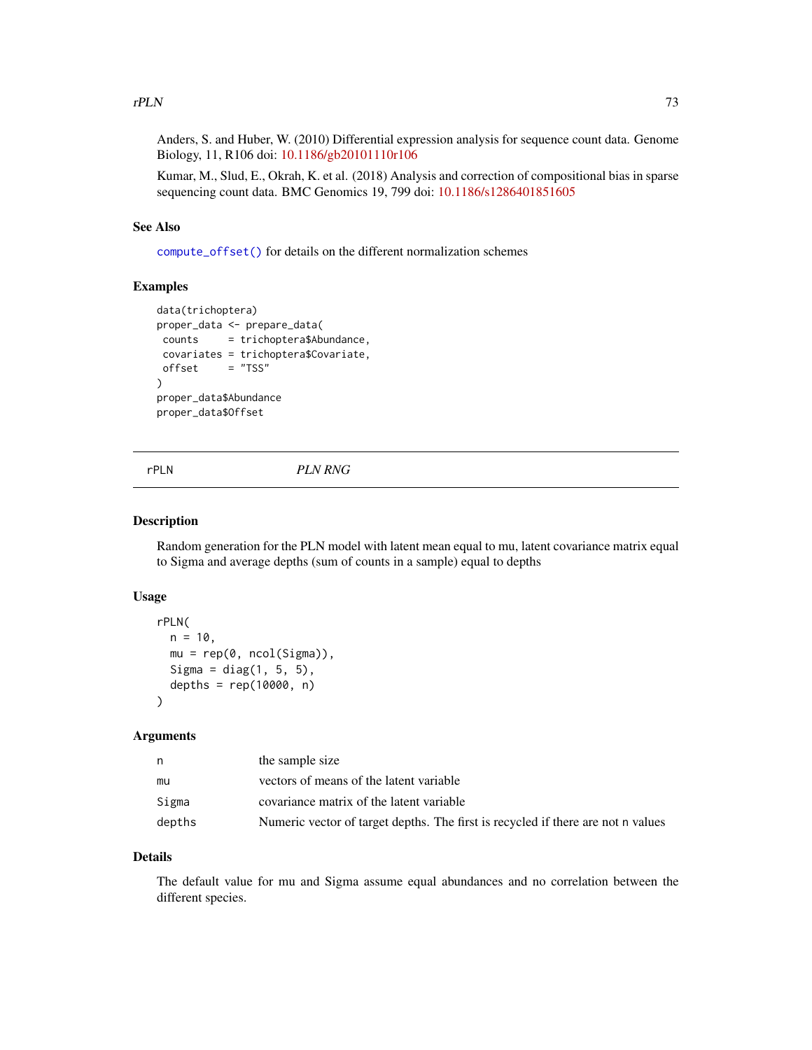Anders, S. and Huber, W. (2010) Differential expression analysis for sequence count data. Genome Biology, 11, R106 doi: 10.1186/gb20101110r106

Kumar, M., Slud, E., Okrah, K. et al. (2018) Analysis and correction of compositional bias in sparse sequencing count data. BMC Genomics 19, 799 doi: 10.1186/s1286401851605

### See Also

`compute_offset()` for details on the different normalization schemes

### Examples

```
data(trichoptera)
proper_data <- prepare_data(
 counts     = trichoptera$Abundance,
 covariates = trichoptera$Covariate,
 offset     = "TSS"
)
proper_data$Abundance
proper_data$Offset
```

---

## rPLN — *PLN RNG*

### Description

Random generation for the PLN model with latent mean equal to mu, latent covariance matrix equal to Sigma and average depths (sum of counts in a sample) equal to depths

### Usage

```
rPLN(
  n = 10,
  mu = rep(0, ncol(Sigma)),
  Sigma = diag(1, 5, 5),
  depths = rep(10000, n)
)
```

### Arguments

| | |
|---|---|
| n | the sample size |
| mu | vectors of means of the latent variable |
| Sigma | covariance matrix of the latent variable |
| depths | Numeric vector of target depths. The first is recycled if there are not n values |

### Details

The default value for mu and Sigma assume equal abundances and no correlation between the different species.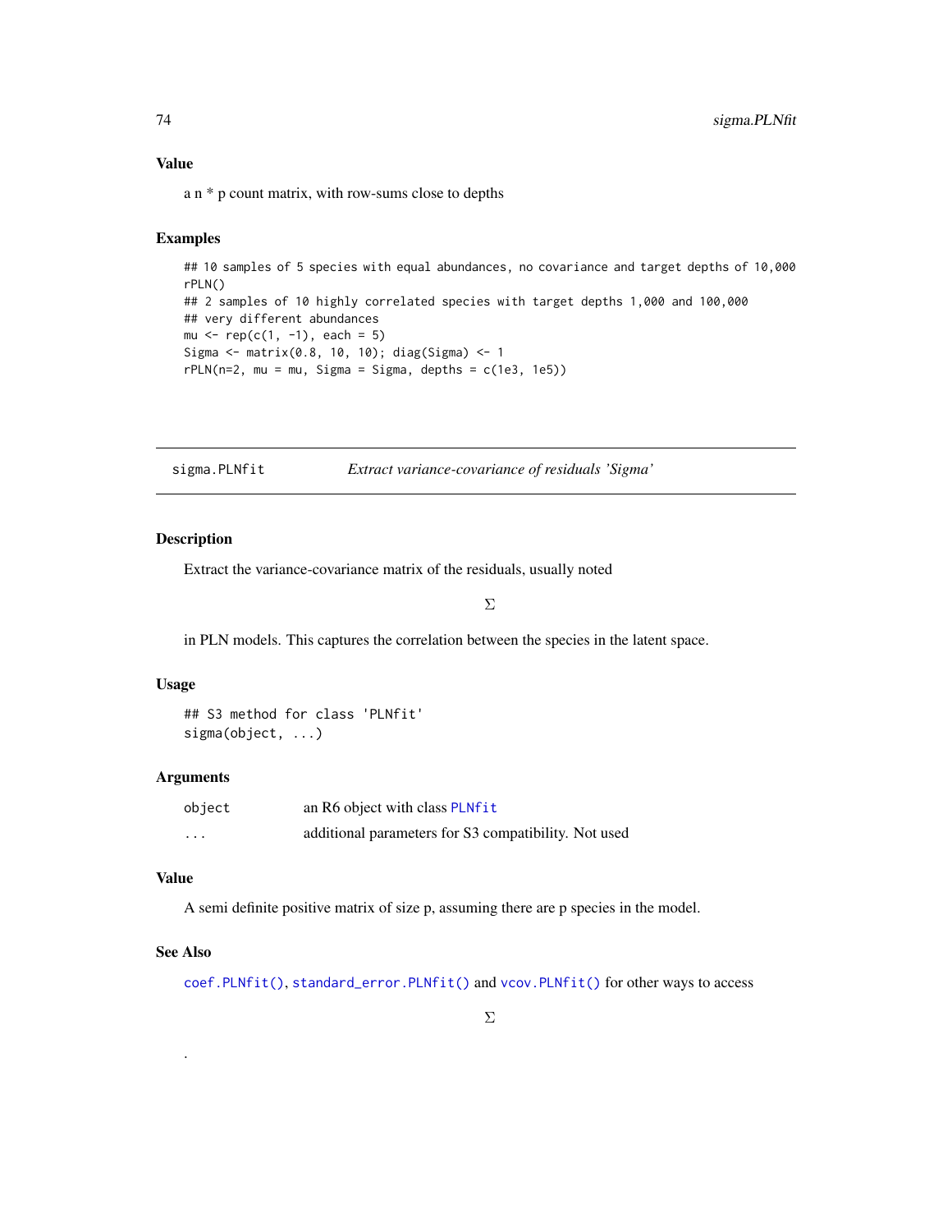## Value

a n * p count matrix, with row-sums close to depths

## Examples

```
## 10 samples of 5 species with equal abundances, no covariance and target depths of 10,000
rPLN()
## 2 samples of 10 highly correlated species with target depths 1,000 and 100,000
## very different abundances
mu <- rep(c(1, -1), each = 5)
Sigma <- matrix(0.8, 10, 10); diag(Sigma) <- 1
rPLN(n=2, mu = mu, Sigma = Sigma, depths = c(1e3, 1e5))
```

---

# sigma.PLNfit — *Extract variance-covariance of residuals 'Sigma'*

---

## Description

Extract the variance-covariance matrix of the residuals, usually noted

$$\Sigma$$

in PLN models. This captures the correlation between the species in the latent space.

## Usage

```
## S3 method for class 'PLNfit'
sigma(object, ...)
```

## Arguments

| | |
|---|---|
| object | an R6 object with class PLNfit |
| ... | additional parameters for S3 compatibility. Not used |

## Value

A semi definite positive matrix of size p, assuming there are p species in the model.

## See Also

coef.PLNfit(), standard_error.PLNfit() and vcov.PLNfit() for other ways to access

$$\Sigma$$

.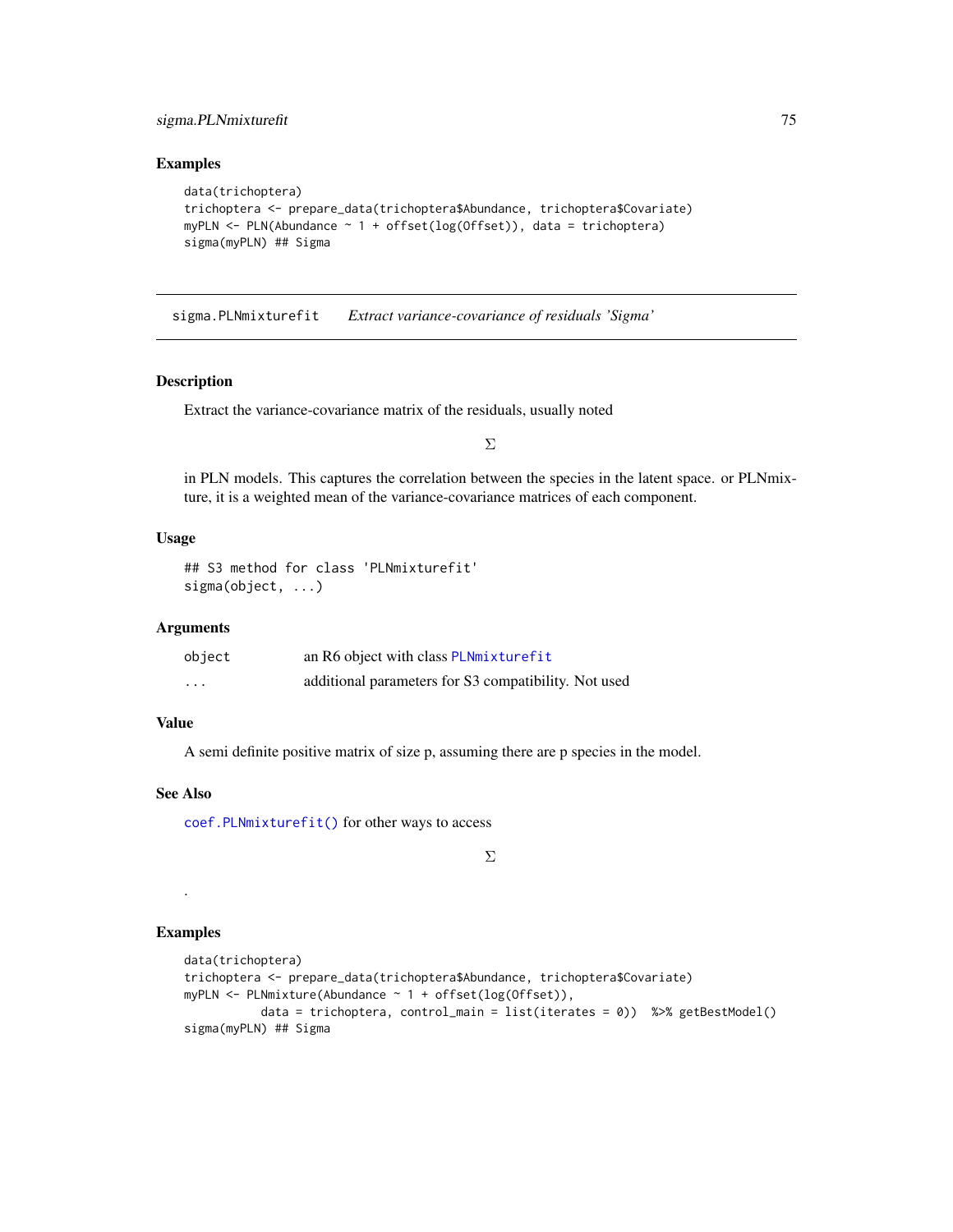## Examples

```
data(trichoptera)
trichoptera <- prepare_data(trichoptera$Abundance, trichoptera$Covariate)
myPLN <- PLN(Abundance ~ 1 + offset(log(Offset)), data = trichoptera)
sigma(myPLN) ## Sigma
```

---

# sigma.PLNmixturefit    *Extract variance-covariance of residuals 'Sigma'*

## Description

Extract the variance-covariance matrix of the residuals, usually noted

$$\Sigma$$

in PLN models. This captures the correlation between the species in the latent space. or PLNmixture, it is a weighted mean of the variance-covariance matrices of each component.

## Usage

```
## S3 method for class 'PLNmixturefit'
sigma(object, ...)
```

## Arguments

| | |
|---|---|
| object | an R6 object with class PLNmixturefit |
| ... | additional parameters for S3 compatibility. Not used |

## Value

A semi definite positive matrix of size p, assuming there are p species in the model.

## See Also

coef.PLNmixturefit() for other ways to access

$$\Sigma$$

.

## Examples

```
data(trichoptera)
trichoptera <- prepare_data(trichoptera$Abundance, trichoptera$Covariate)
myPLN <- PLNmixture(Abundance ~ 1 + offset(log(Offset)),
           data = trichoptera, control_main = list(iterates = 0))  %>% getBestModel()
sigma(myPLN) ## Sigma
```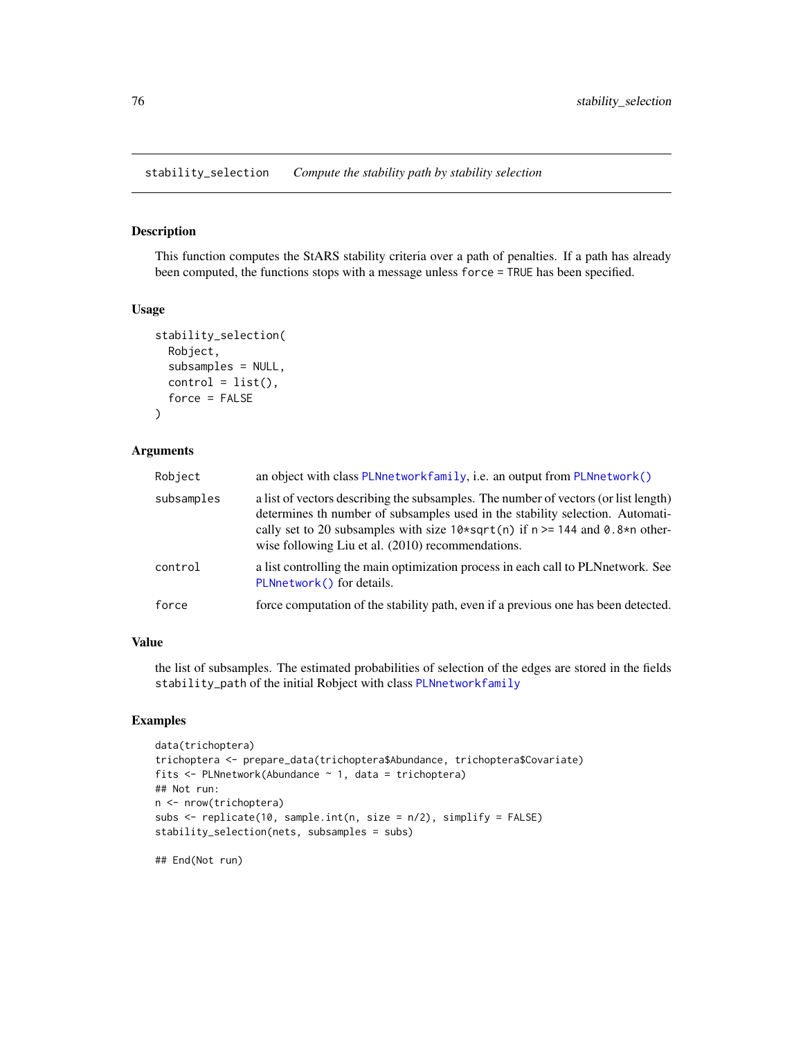## stability_selection *Compute the stability path by stability selection*

### Description

This function computes the StARS stability criteria over a path of penalties. If a path has already been computed, the functions stops with a message unless `force = TRUE` has been specified.

### Usage

```
stability_selection(
  Robject,
  subsamples = NULL,
  control = list(),
  force = FALSE
)
```

### Arguments

| | |
|---|---|
| `Robject` | an object with class `PLNnetworkfamily`, i.e. an output from `PLNnetwork()` |
| `subsamples` | a list of vectors describing the subsamples. The number of vectors (or list length) determines th number of subsamples used in the stability selection. Automatically set to 20 subsamples with size `10*sqrt(n)` if `n >= 144` and `0.8*n` otherwise following Liu et al. (2010) recommendations. |
| `control` | a list controlling the main optimization process in each call to PLNnetwork. See `PLNnetwork()` for details. |
| `force` | force computation of the stability path, even if a previous one has been detected. |

### Value

the list of subsamples. The estimated probabilities of selection of the edges are stored in the fields `stability_path` of the initial Robject with class `PLNnetworkfamily`

### Examples

```
data(trichoptera)
trichoptera <- prepare_data(trichoptera$Abundance, trichoptera$Covariate)
fits <- PLNnetwork(Abundance ~ 1, data = trichoptera)
## Not run:
n <- nrow(trichoptera)
subs <- replicate(10, sample.int(n, size = n/2), simplify = FALSE)
stability_selection(nets, subsamples = subs)

## End(Not run)
```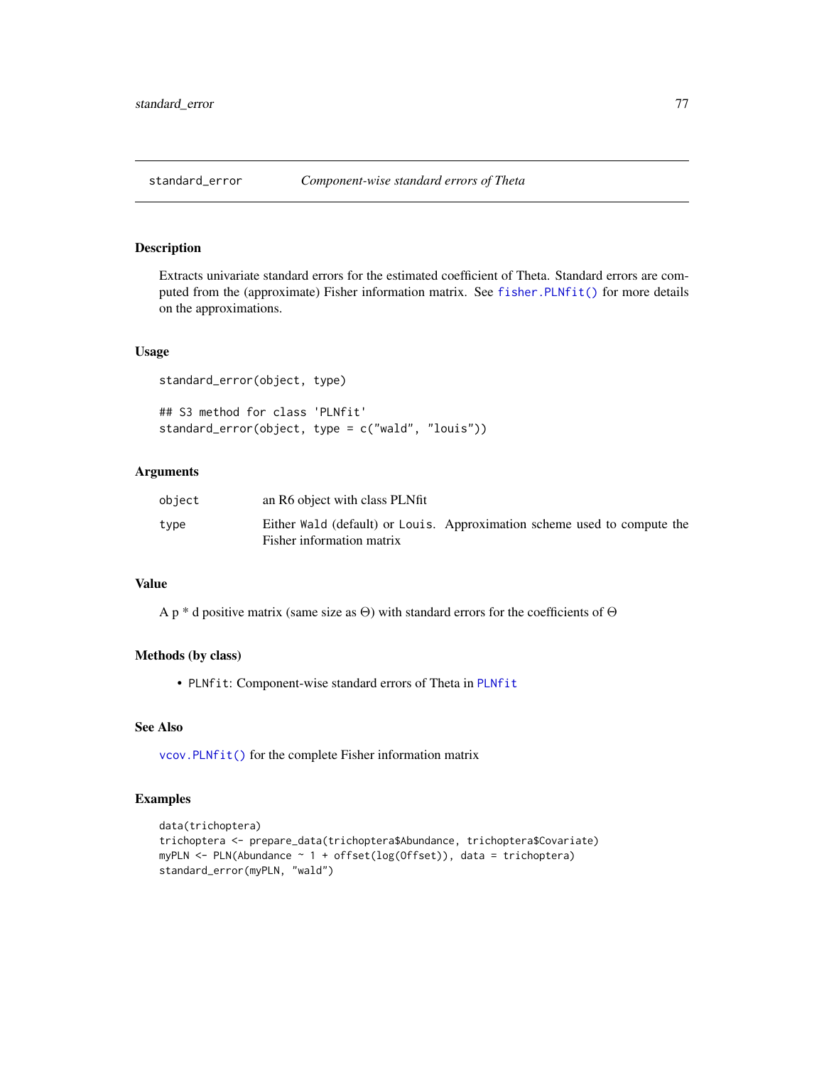## standard_error — *Component-wise standard errors of Theta*

### Description

Extracts univariate standard errors for the estimated coefficient of Theta. Standard errors are computed from the (approximate) Fisher information matrix. See `fisher.PLNfit()` for more details on the approximations.

### Usage

```
standard_error(object, type)

## S3 method for class 'PLNfit'
standard_error(object, type = c("wald", "louis"))
```

### Arguments

| | |
|---|---|
| object | an R6 object with class PLNfit |
| type | Either `Wald` (default) or `Louis`. Approximation scheme used to compute the Fisher information matrix |

### Value

A p * d positive matrix (same size as $\Theta$) with standard errors for the coefficients of $\Theta$

### Methods (by class)

- `PLNfit`: Component-wise standard errors of Theta in `PLNfit`

### See Also

`vcov.PLNfit()` for the complete Fisher information matrix

### Examples

```
data(trichoptera)
trichoptera <- prepare_data(trichoptera$Abundance, trichoptera$Covariate)
myPLN <- PLN(Abundance ~ 1 + offset(log(Offset)), data = trichoptera)
standard_error(myPLN, "wald")
```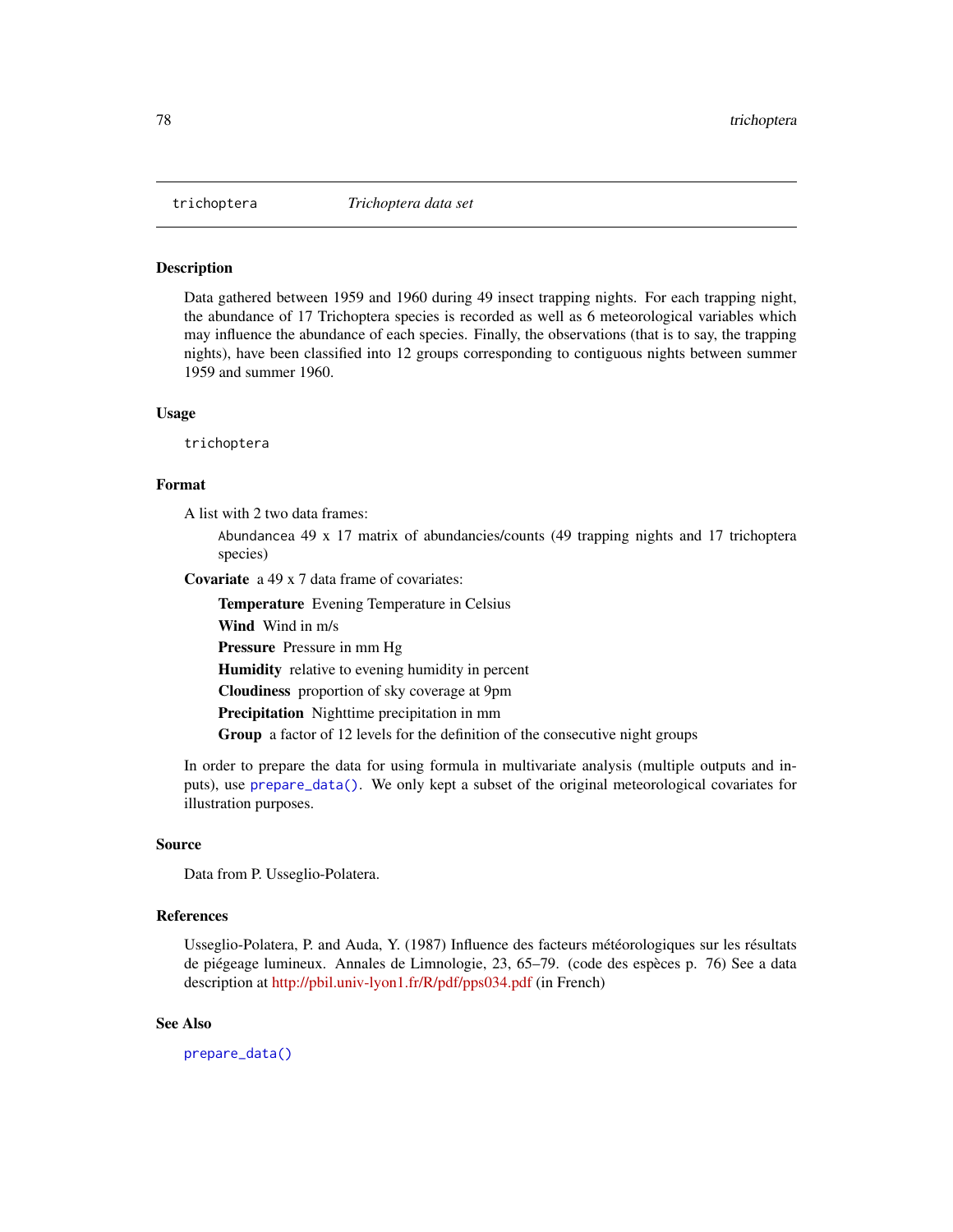trichoptera *Trichoptera data set*

### Description

Data gathered between 1959 and 1960 during 49 insect trapping nights. For each trapping night, the abundance of 17 Trichoptera species is recorded as well as 6 meteorological variables which may influence the abundance of each species. Finally, the observations (that is to say, the trapping nights), have been classified into 12 groups corresponding to contiguous nights between summer 1959 and summer 1960.

### Usage

```
trichoptera
```

### Format

A list with 2 two data frames:

`Abundancea` 49 x 17 matrix of abundancies/counts (49 trapping nights and 17 trichoptera species)

**Covariate** a 49 x 7 data frame of covariates:

- **Temperature** Evening Temperature in Celsius
- **Wind** Wind in m/s
- **Pressure** Pressure in mm Hg
- **Humidity** relative to evening humidity in percent
- **Cloudiness** proportion of sky coverage at 9pm
- **Precipitation** Nighttime precipitation in mm
- **Group** a factor of 12 levels for the definition of the consecutive night groups

In order to prepare the data for using formula in multivariate analysis (multiple outputs and inputs), use `prepare_data()`. We only kept a subset of the original meteorological covariates for illustration purposes.

### Source

Data from P. Usseglio-Polatera.

### References

Usseglio-Polatera, P. and Auda, Y. (1987) Influence des facteurs météorologiques sur les résultats de piégeage lumineux. Annales de Limnologie, 23, 65–79. (code des espèces p. 76) See a data description at http://pbil.univ-lyon1.fr/R/pdf/pps034.pdf (in French)

### See Also

`prepare_data()`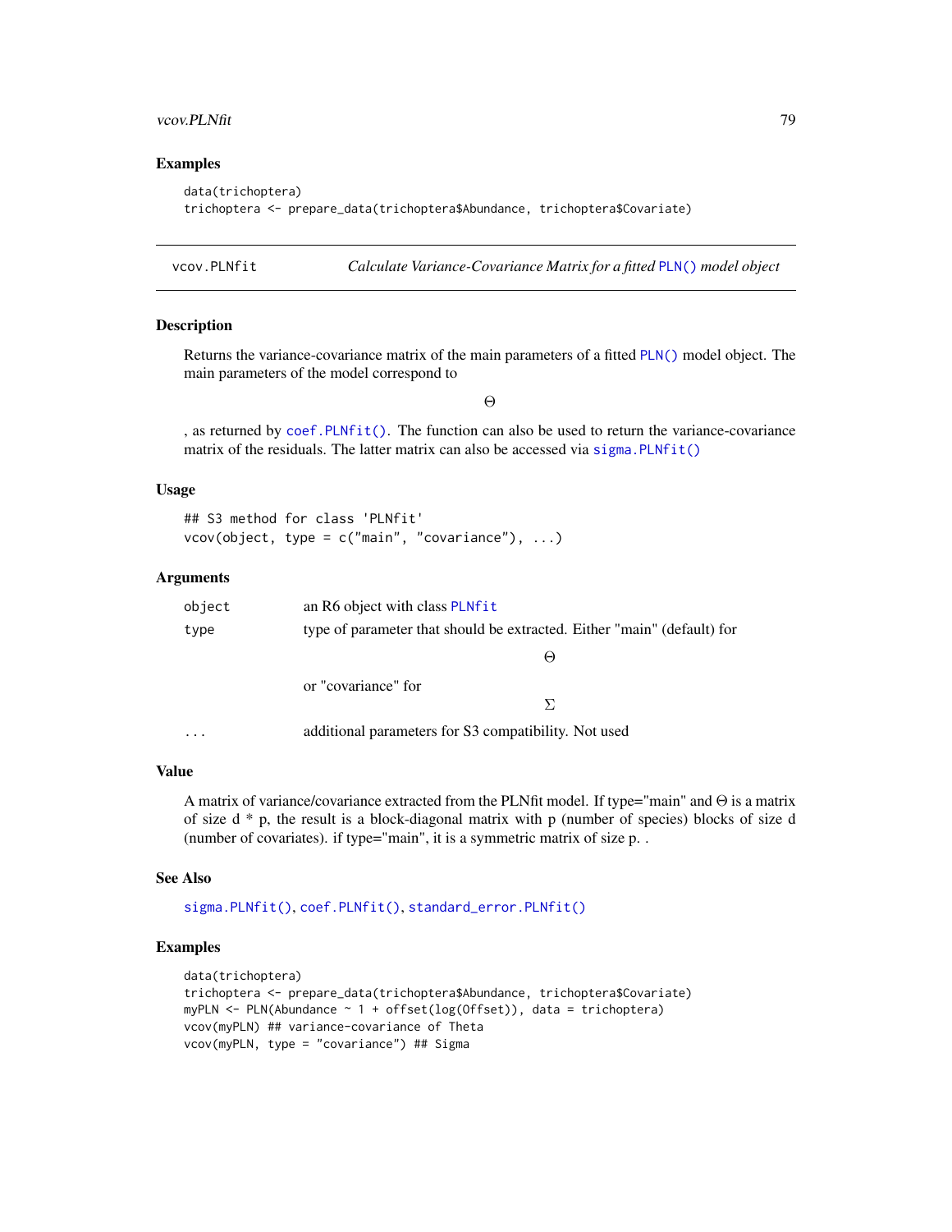## Examples

```
data(trichoptera)
trichoptera <- prepare_data(trichoptera$Abundance, trichoptera$Covariate)
```

---

# vcov.PLNfit *Calculate Variance-Covariance Matrix for a fitted PLN() model object*

---

## Description

Returns the variance-covariance matrix of the main parameters of a fitted PLN() model object. The main parameters of the model correspond to

$$\Theta$$

, as returned by coef.PLNfit(). The function can also be used to return the variance-covariance matrix of the residuals. The latter matrix can also be accessed via sigma.PLNfit()

## Usage

```
## S3 method for class 'PLNfit'
vcov(object, type = c("main", "covariance"), ...)
```

## Arguments

| | |
|---|---|
| object | an R6 object with class PLNfit |
| type | type of parameter that should be extracted. Either "main" (default) for $$\Theta$$ or "covariance" for $$\Sigma$$ |
| ... | additional parameters for S3 compatibility. Not used |

## Value

A matrix of variance/covariance extracted from the PLNfit model. If type="main" and $\Theta$ is a matrix of size d * p, the result is a block-diagonal matrix with p (number of species) blocks of size d (number of covariates). if type="main", it is a symmetric matrix of size p. .

## See Also

sigma.PLNfit(), coef.PLNfit(), standard_error.PLNfit()

## Examples

```
data(trichoptera)
trichoptera <- prepare_data(trichoptera$Abundance, trichoptera$Covariate)
myPLN <- PLN(Abundance ~ 1 + offset(log(Offset)), data = trichoptera)
vcov(myPLN) ## variance-covariance of Theta
vcov(myPLN, type = "covariance") ## Sigma
```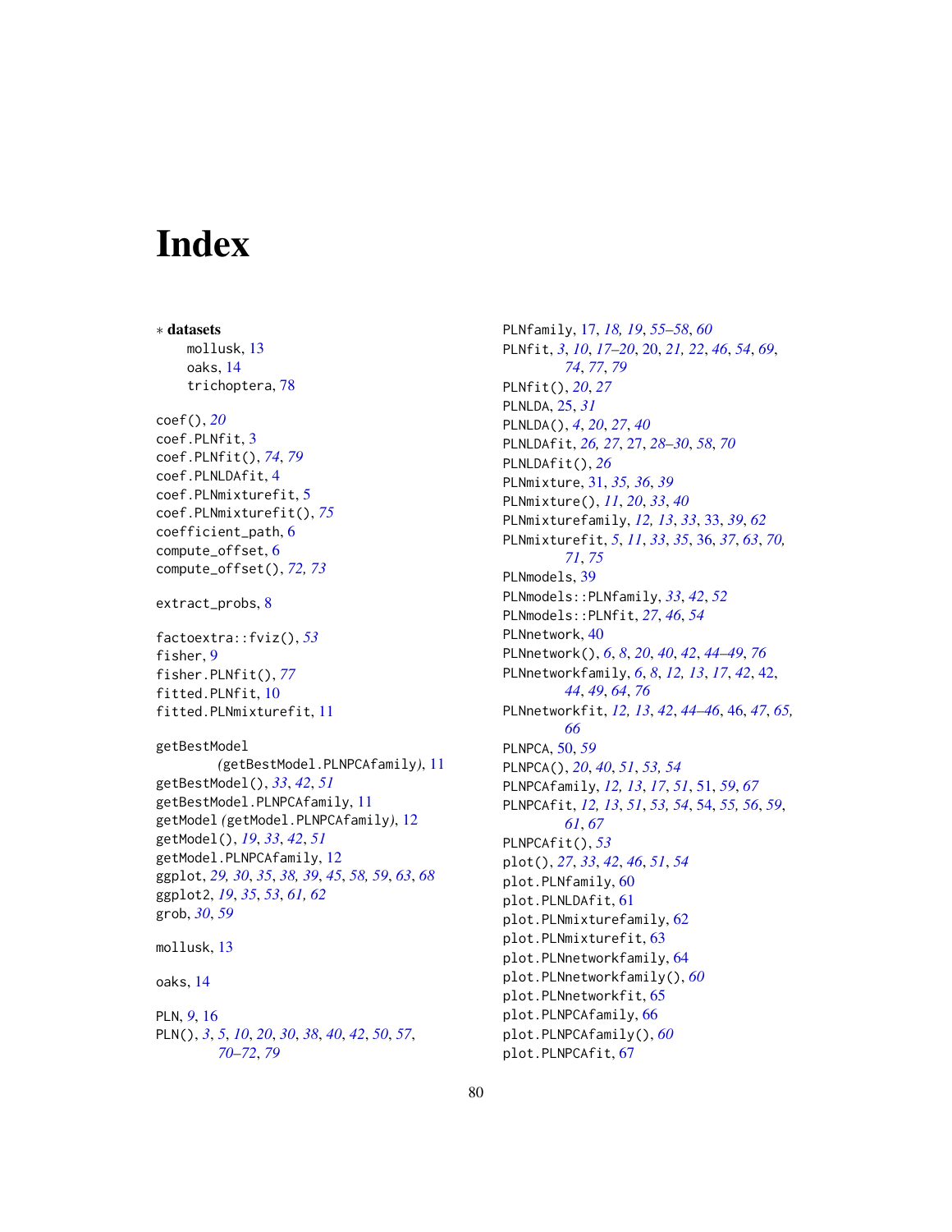# Index

∗ **datasets**
- mollusk, 13
- oaks, 14
- trichoptera, 78

coef(), *20*
coef.PLNfit, 3
coef.PLNfit(), *74*, *79*
coef.PLNLDAfit, 4
coef.PLNmixturefit, 5
coef.PLNmixturefit(), *75*
coefficient_path, 6
compute_offset, 6
compute_offset(), *72, 73*

extract_probs, 8

factoextra::fviz(), *53*
fisher, 9
fisher.PLNfit(), *77*
fitted.PLNfit, 10
fitted.PLNmixturefit, 11

getBestModel
    *(*getBestModel.PLNPCAfamily*)*, 11
getBestModel(), *33*, *42*, *51*
getBestModel.PLNPCAfamily, 11
getModel *(*getModel.PLNPCAfamily*)*, 12
getModel(), *19*, *33*, *42*, *51*
getModel.PLNPCAfamily, 12
ggplot, *29, 30*, *35*, *38, 39*, *45*, *58, 59*, *63*, *68*
ggplot2, *19*, *35*, *53*, *61, 62*
grob, *30*, *59*

mollusk, 13

oaks, 14

PLN, *9*, 16
PLN(), *3*, *5*, *10*, *20*, *30*, *38*, *40*, *42*, *50*, *57*,
    *70–72*, *79*
PLNfamily, 17, *18, 19*, *55–58*, *60*
PLNfit, *3*, *10*, *17–20*, 20, *21, 22*, *46*, *54*, *69*,
    *74*, *77*, *79*
PLNfit(), *20*, *27*
PLNLDA, 25, *31*
PLNLDA(), *4*, *20*, *27*, *40*
PLNLDAfit, *26, 27*, 27, *28–30*, *58*, *70*
PLNLDAfit(), *26*
PLNmixture, 31, *35, 36*, *39*
PLNmixture(), *11*, *20*, *33*, *40*
PLNmixturefamily, *12, 13*, *33*, 33, *39*, *62*
PLNmixturefit, *5*, *11*, *33*, *35*, 36, *37*, *63*, *70,*
    *71*, *75*
PLNmodels, 39
PLNmodels::PLNfamily, *33*, *42*, *52*
PLNmodels::PLNfit, *27*, *46*, *54*
PLNnetwork, 40
PLNnetwork(), *6*, *8*, *20*, *40*, *42*, *44–49*, *76*
PLNnetworkfamily, *6*, *8*, *12, 13*, *17*, *42*, 42,
    *44*, *49*, *64*, *76*
PLNnetworkfit, *12, 13*, *42*, *44–46*, 46, *47*, *65,*
    *66*
PLNPCA, 50, *59*
PLNPCA(), *20*, *40*, *51*, *53, 54*
PLNPCAfamily, *12, 13*, *17*, *51*, 51, *59*, *67*
PLNPCAfit, *12, 13*, *51*, *53, 54*, 54, *55, 56*, *59*,
    *61*, *67*
PLNPCAfit(), *53*
plot(), *27*, *33*, *42*, *46*, *51*, *54*
plot.PLNfamily, 60
plot.PLNLDAfit, 61
plot.PLNmixturefamily, 62
plot.PLNmixturefit, 63
plot.PLNnetworkfamily, 64
plot.PLNnetworkfamily(), *60*
plot.PLNnetworkfit, 65
plot.PLNPCAfamily, 66
plot.PLNPCAfamily(), *60*
plot.PLNPCAfit, 67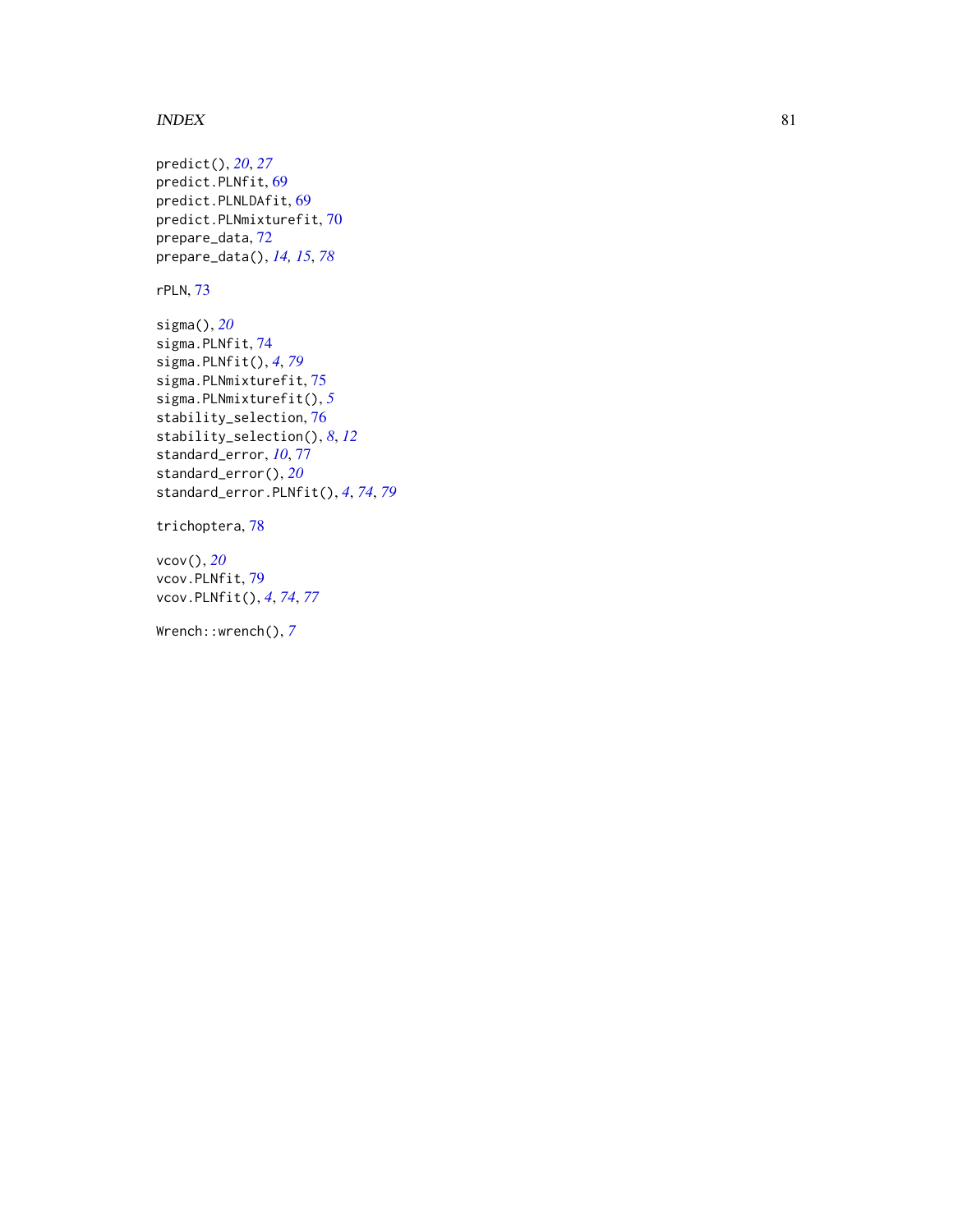predict(), *20*, *27*
predict.PLNfit, 69
predict.PLNLDAfit, 69
predict.PLNmixturefit, 70
prepare_data, 72
prepare_data(), *14, 15*, *78*

rPLN, 73

sigma(), *20*
sigma.PLNfit, 74
sigma.PLNfit(), *4*, *79*
sigma.PLNmixturefit, 75
sigma.PLNmixturefit(), *5*
stability_selection, 76
stability_selection(), *8*, *12*
standard_error, *10*, 77
standard_error(), *20*
standard_error.PLNfit(), *4*, *74*, *79*

trichoptera, 78

vcov(), *20*
vcov.PLNfit, 79
vcov.PLNfit(), *4*, *74*, *77*

Wrench::wrench(), *7*